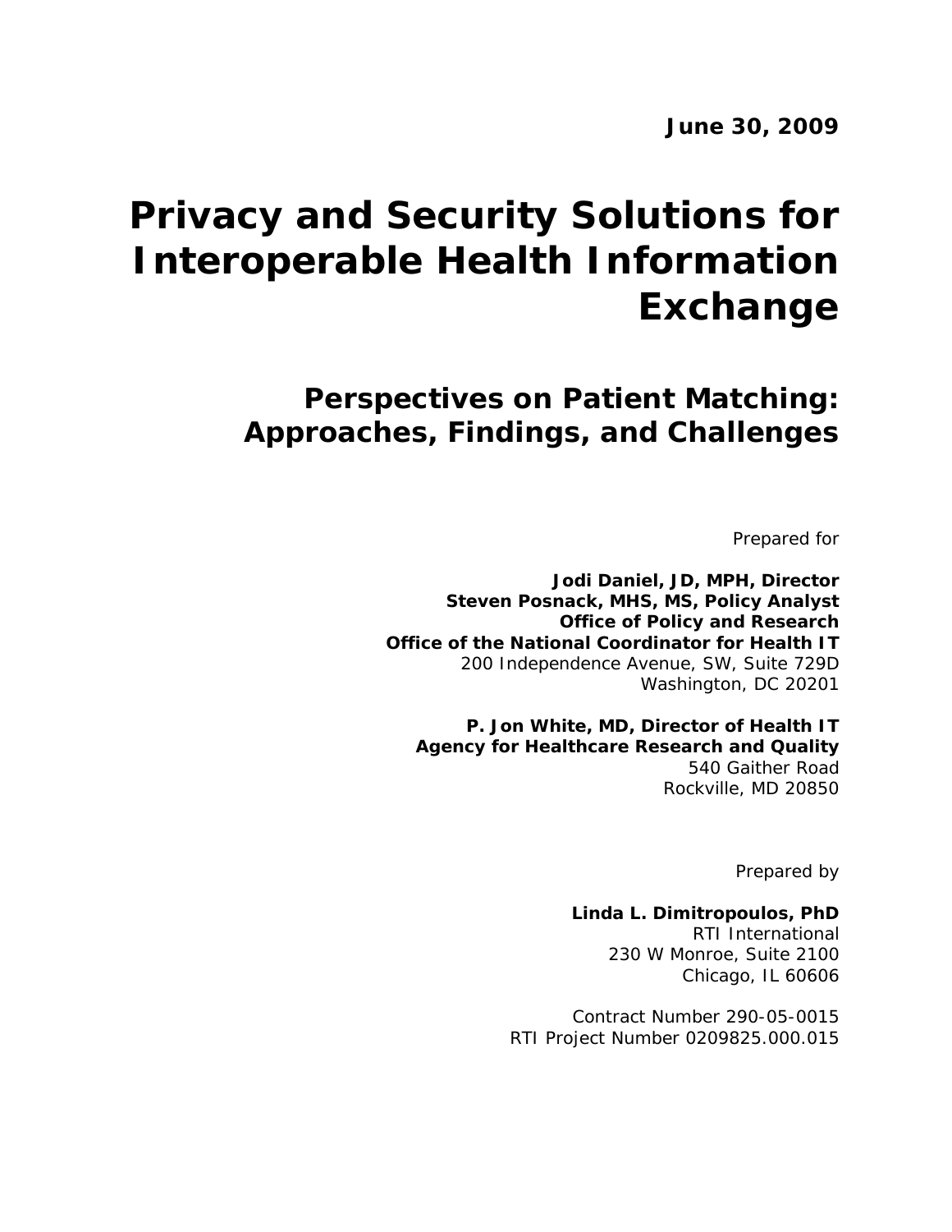**June 30, 2009**

# Privacy and Security Solutions for Interoperable Health Information Exchange

## Perspectives on Patient Matching: Approaches, Findings, and Challenges

Prepared for

**Jodi Daniel, JD, MPH, Director**
**Steven Posnack, MHS, MS, Policy Analyst**
**Office of Policy and Research**
**Office of the National Coordinator for Health IT**
200 Independence Avenue, SW, Suite 729D
Washington, DC 20201

**P. Jon White, MD, Director of Health IT**
**Agency for Healthcare Research and Quality**
540 Gaither Road
Rockville, MD 20850

Prepared by

**Linda L. Dimitropoulos, PhD**
RTI International
230 W Monroe, Suite 2100
Chicago, IL 60606

Contract Number 290-05-0015
RTI Project Number 0209825.000.015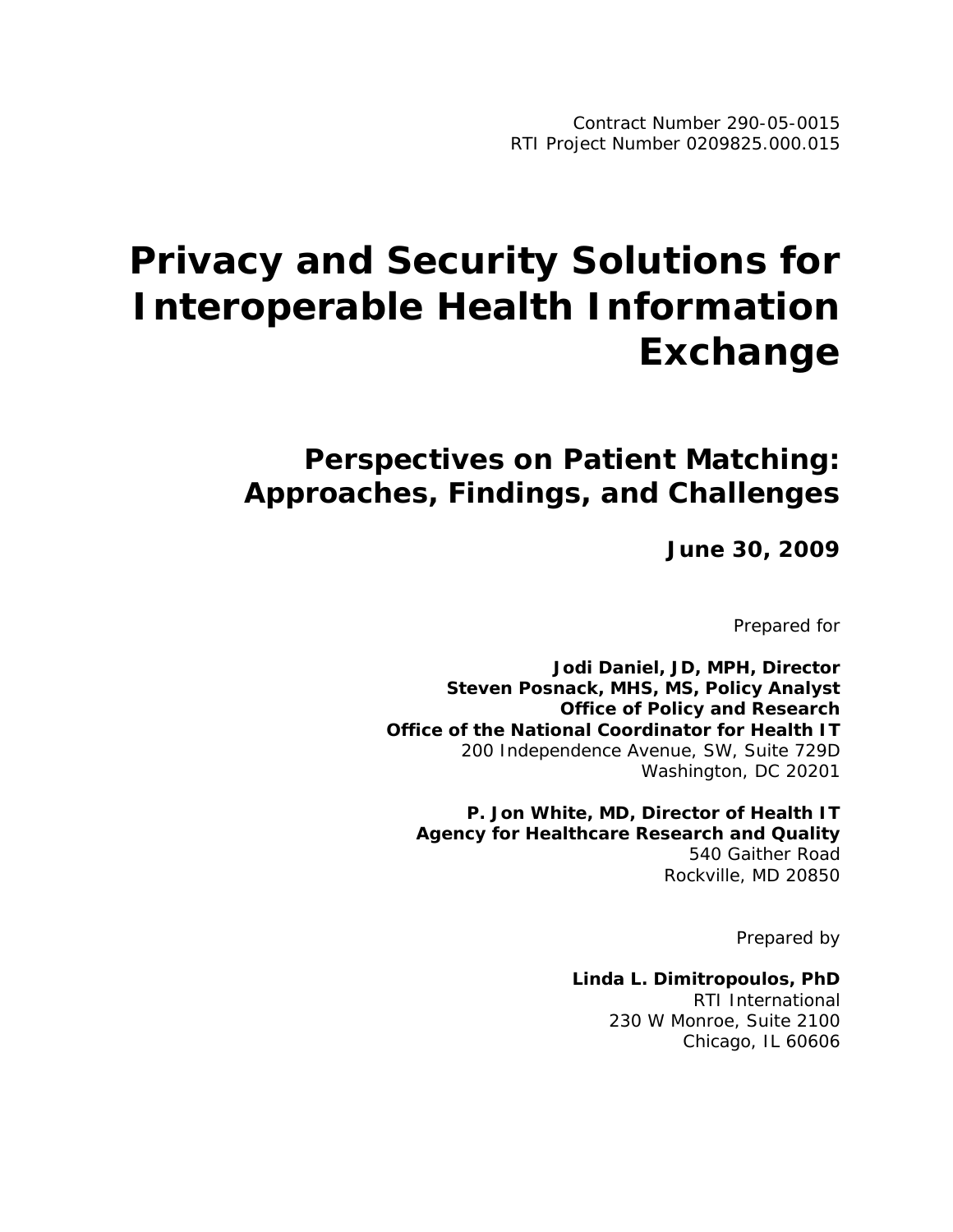Contract Number 290-05-0015
RTI Project Number 0209825.000.015

# Privacy and Security Solutions for Interoperable Health Information Exchange

## Perspectives on Patient Matching: Approaches, Findings, and Challenges

**June 30, 2009**

Prepared for

**Jodi Daniel, JD, MPH, Director**
**Steven Posnack, MHS, MS, Policy Analyst**
**Office of Policy and Research**
**Office of the National Coordinator for Health IT**
200 Independence Avenue, SW, Suite 729D
Washington, DC 20201

**P. Jon White, MD, Director of Health IT**
**Agency for Healthcare Research and Quality**
540 Gaither Road
Rockville, MD 20850

Prepared by

**Linda L. Dimitropoulos, PhD**
RTI International
230 W Monroe, Suite 2100
Chicago, IL 60606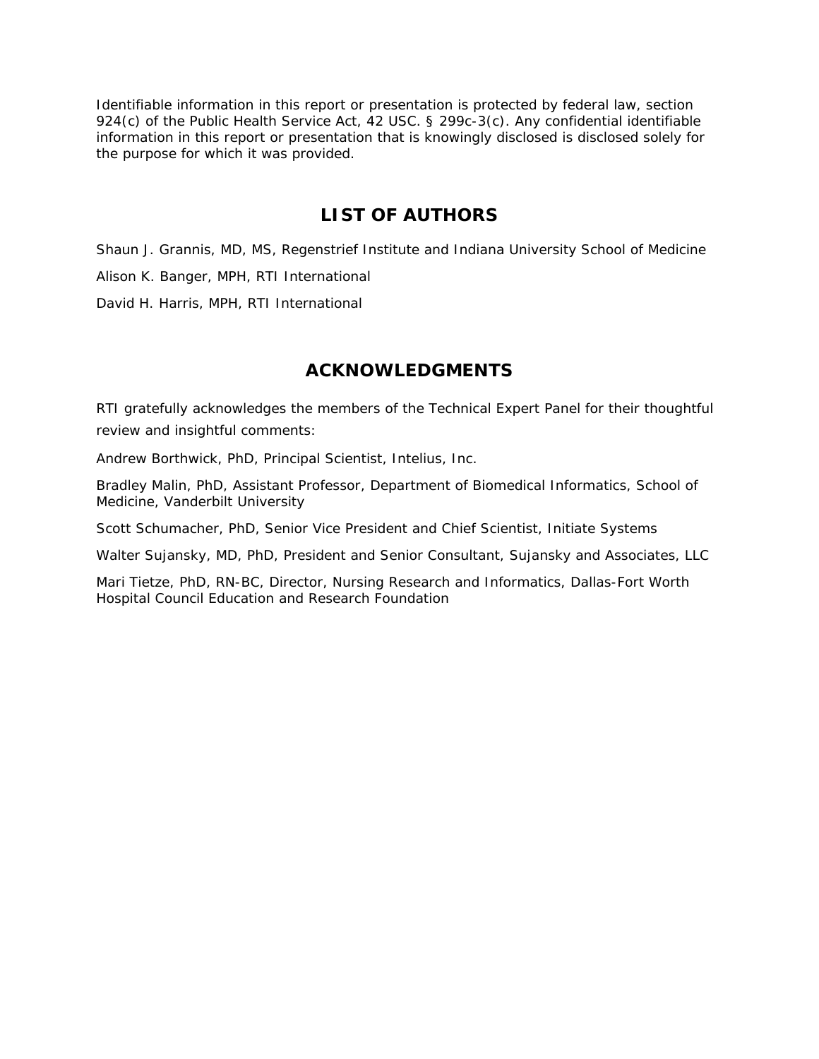Identifiable information in this report or presentation is protected by federal law, section 924(c) of the Public Health Service Act, 42 USC. § 299c-3(c). Any confidential identifiable information in this report or presentation that is knowingly disclosed is disclosed solely for the purpose for which it was provided.

## LIST OF AUTHORS

Shaun J. Grannis, MD, MS, Regenstrief Institute and Indiana University School of Medicine

Alison K. Banger, MPH, RTI International

David H. Harris, MPH, RTI International

## ACKNOWLEDGMENTS

RTI gratefully acknowledges the members of the Technical Expert Panel for their thoughtful review and insightful comments:

Andrew Borthwick, PhD, Principal Scientist, Intelius, Inc.

Bradley Malin, PhD, Assistant Professor, Department of Biomedical Informatics, School of Medicine, Vanderbilt University

Scott Schumacher, PhD, Senior Vice President and Chief Scientist, Initiate Systems

Walter Sujansky, MD, PhD, President and Senior Consultant, Sujansky and Associates, LLC

Mari Tietze, PhD, RN-BC, Director, Nursing Research and Informatics, Dallas-Fort Worth Hospital Council Education and Research Foundation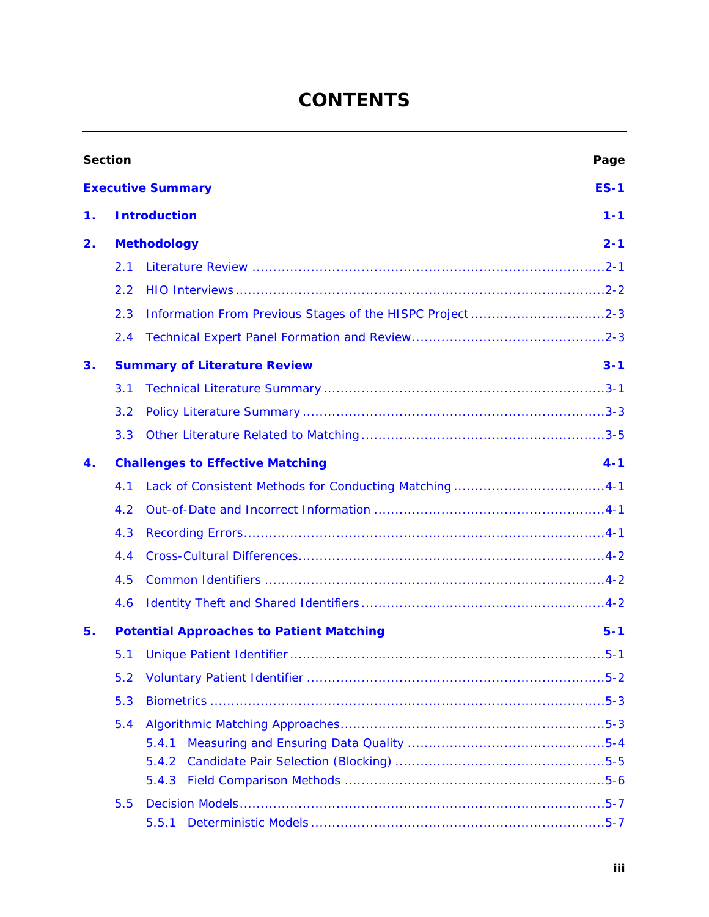# CONTENTS

| Section | | Page |
|---|---|---|
| **Executive Summary** | | **ES-1** |
| **1.** | **Introduction** | **1-1** |
| **2.** | **Methodology** | **2-1** |
| | 2.1 Literature Review | 2-1 |
| | 2.2 HIO Interviews | 2-2 |
| | 2.3 Information From Previous Stages of the HISPC Project | 2-3 |
| | 2.4 Technical Expert Panel Formation and Review | 2-3 |
| **3.** | **Summary of Literature Review** | **3-1** |
| | 3.1 Technical Literature Summary | 3-1 |
| | 3.2 Policy Literature Summary | 3-3 |
| | 3.3 Other Literature Related to Matching | 3-5 |
| **4.** | **Challenges to Effective Matching** | **4-1** |
| | 4.1 Lack of Consistent Methods for Conducting Matching | 4-1 |
| | 4.2 Out-of-Date and Incorrect Information | 4-1 |
| | 4.3 Recording Errors | 4-1 |
| | 4.4 Cross-Cultural Differences | 4-2 |
| | 4.5 Common Identifiers | 4-2 |
| | 4.6 Identity Theft and Shared Identifiers | 4-2 |
| **5.** | **Potential Approaches to Patient Matching** | **5-1** |
| | 5.1 Unique Patient Identifier | 5-1 |
| | 5.2 Voluntary Patient Identifier | 5-2 |
| | 5.3 Biometrics | 5-3 |
| | 5.4 Algorithmic Matching Approaches | 5-3 |
| | 5.4.1 Measuring and Ensuring Data Quality | 5-4 |
| | 5.4.2 Candidate Pair Selection (Blocking) | 5-5 |
| | 5.4.3 Field Comparison Methods | 5-6 |
| | 5.5 Decision Models | 5-7 |
| | 5.5.1 Deterministic Models | 5-7 |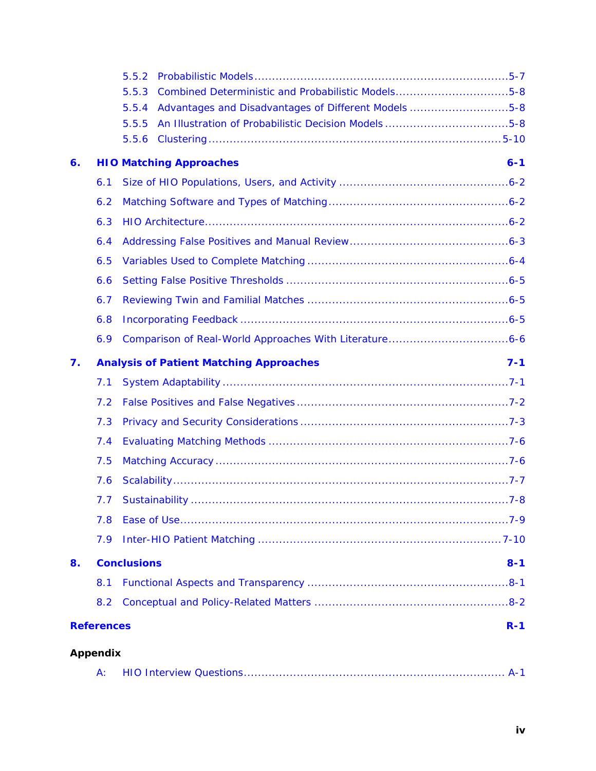5.5.2 Probabilistic Models ........................................................................5-7
5.5.3 Combined Deterministic and Probabilistic Models ................................5-8
5.5.4 Advantages and Disadvantages of Different Models ............................5-8
5.5.5 An Illustration of Probabilistic Decision Models ...................................5-8
5.5.6 Clustering ..........................................................................................5-10

**6. HIO Matching Approaches 6-1**

6.1 Size of HIO Populations, Users, and Activity ................................................6-2
6.2 Matching Software and Types of Matching ..................................................6-2
6.3 HIO Architecture .......................................................................................6-2
6.4 Addressing False Positives and Manual Review ............................................6-3
6.5 Variables Used to Complete Matching .........................................................6-4
6.6 Setting False Positive Thresholds ...............................................................6-5
6.7 Reviewing Twin and Familial Matches .........................................................6-5
6.8 Incorporating Feedback .............................................................................6-5
6.9 Comparison of Real-World Approaches With Literature ..................................6-6

**7. Analysis of Patient Matching Approaches 7-1**

7.1 System Adaptability .................................................................................7-1
7.2 False Positives and False Negatives ............................................................7-2
7.3 Privacy and Security Considerations ...........................................................7-3
7.4 Evaluating Matching Methods ....................................................................7-6
7.5 Matching Accuracy ....................................................................................7-6
7.6 Scalability ................................................................................................7-7
7.7 Sustainability ...........................................................................................7-8
7.8 Ease of Use ..............................................................................................7-9
7.9 Inter-HIO Patient Matching ......................................................................7-10

**8. Conclusions 8-1**

8.1 Functional Aspects and Transparency .........................................................8-1
8.2 Conceptual and Policy-Related Matters .......................................................8-2

**References R-1**

**Appendix**

A: HIO Interview Questions ........................................................................... A-1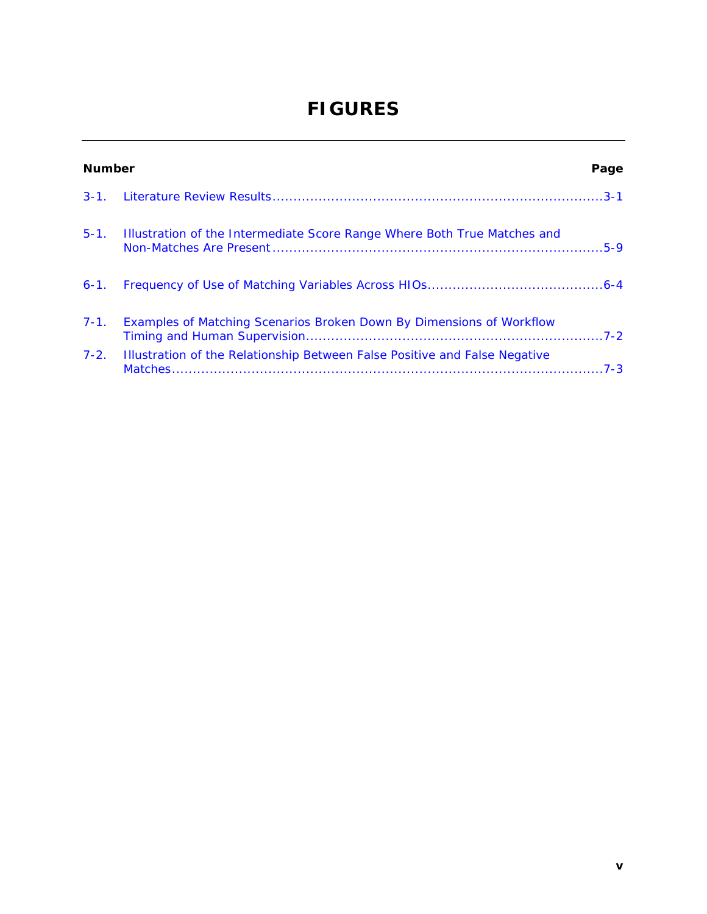# FIGURES

| Number | | Page |
|---|---|---|
| 3-1. | Literature Review Results | 3-1 |
| 5-1. | Illustration of the Intermediate Score Range Where Both True Matches and Non-Matches Are Present | 5-9 |
| 6-1. | Frequency of Use of Matching Variables Across HIOs | 6-4 |
| 7-1. | Examples of Matching Scenarios Broken Down By Dimensions of Workflow Timing and Human Supervision | 7-2 |
| 7-2. | Illustration of the Relationship Between False Positive and False Negative Matches | 7-3 |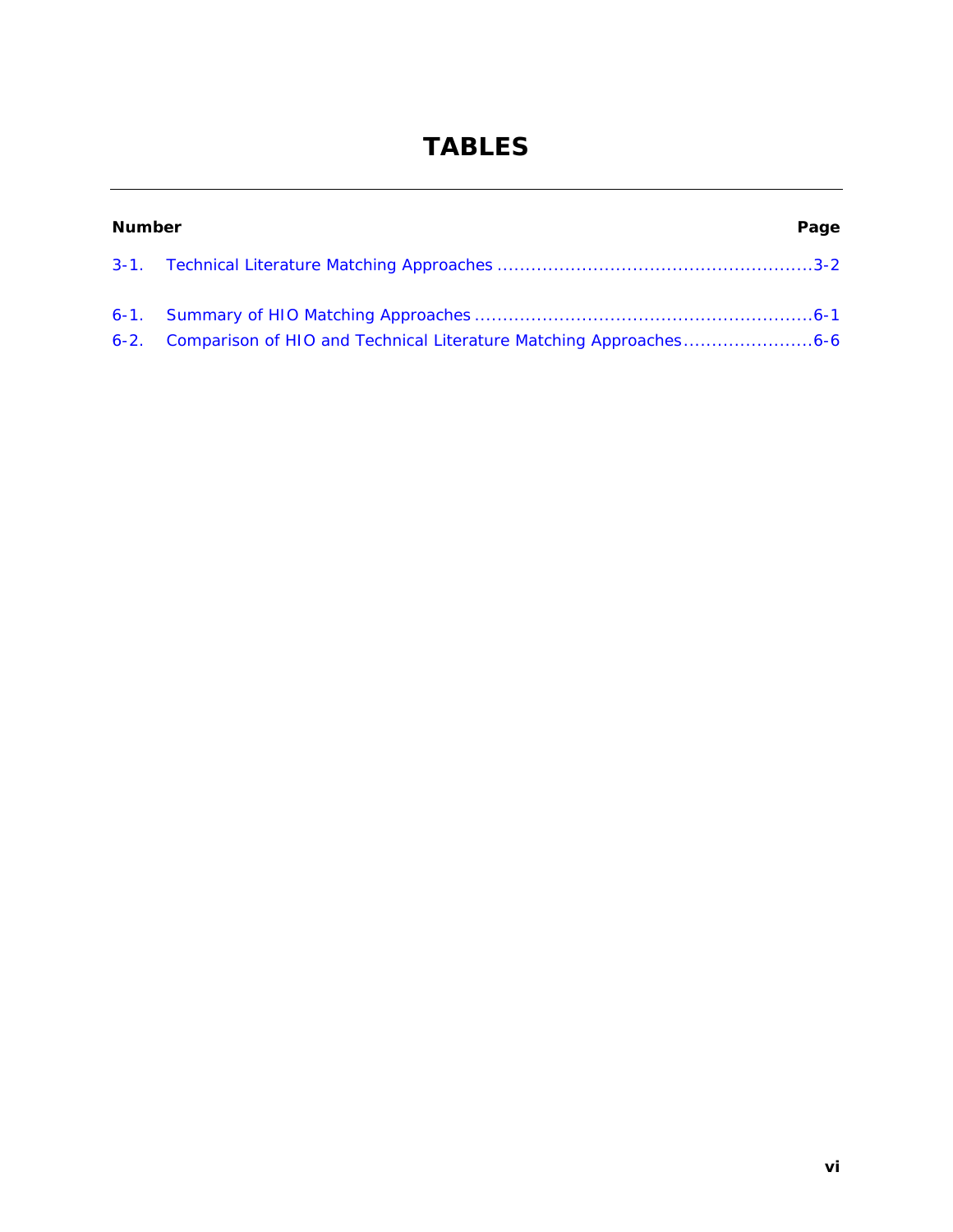# TABLES

| Number | | Page |
|---|---|---|
| 3-1. | Technical Literature Matching Approaches | 3-2 |
| 6-1. | Summary of HIO Matching Approaches | 6-1 |
| 6-2. | Comparison of HIO and Technical Literature Matching Approaches | 6-6 |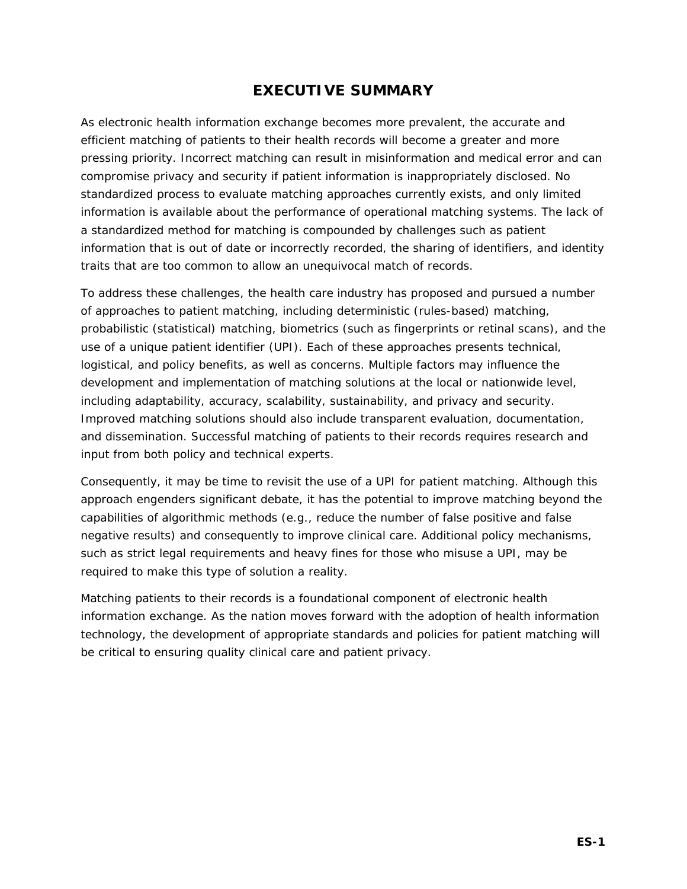# EXECUTIVE SUMMARY

As electronic health information exchange becomes more prevalent, the accurate and efficient matching of patients to their health records will become a greater and more pressing priority. Incorrect matching can result in misinformation and medical error and can compromise privacy and security if patient information is inappropriately disclosed. No standardized process to evaluate matching approaches currently exists, and only limited information is available about the performance of operational matching systems. The lack of a standardized method for matching is compounded by challenges such as patient information that is out of date or incorrectly recorded, the sharing of identifiers, and identity traits that are too common to allow an unequivocal match of records.

To address these challenges, the health care industry has proposed and pursued a number of approaches to patient matching, including deterministic (rules-based) matching, probabilistic (statistical) matching, biometrics (such as fingerprints or retinal scans), and the use of a unique patient identifier (UPI). Each of these approaches presents technical, logistical, and policy benefits, as well as concerns. Multiple factors may influence the development and implementation of matching solutions at the local or nationwide level, including adaptability, accuracy, scalability, sustainability, and privacy and security. Improved matching solutions should also include transparent evaluation, documentation, and dissemination. Successful matching of patients to their records requires research and input from both policy and technical experts.

Consequently, it may be time to revisit the use of a UPI for patient matching. Although this approach engenders significant debate, it has the potential to improve matching beyond the capabilities of algorithmic methods (e.g., reduce the number of false positive and false negative results) and consequently to improve clinical care. Additional policy mechanisms, such as strict legal requirements and heavy fines for those who misuse a UPI, may be required to make this type of solution a reality.

Matching patients to their records is a foundational component of electronic health information exchange. As the nation moves forward with the adoption of health information technology, the development of appropriate standards and policies for patient matching will be critical to ensuring quality clinical care and patient privacy.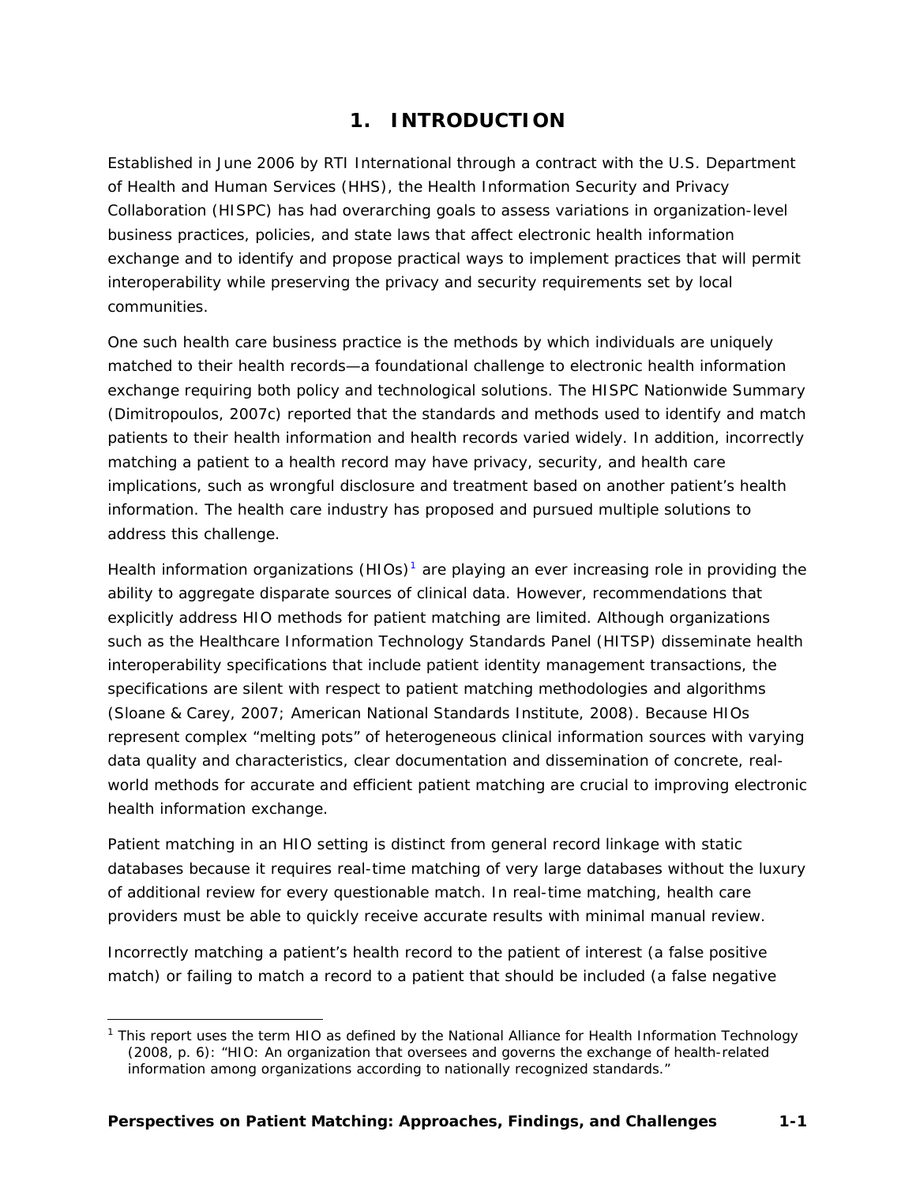# 1. INTRODUCTION

Established in June 2006 by RTI International through a contract with the U.S. Department of Health and Human Services (HHS), the Health Information Security and Privacy Collaboration (HISPC) has had overarching goals to assess variations in organization-level business practices, policies, and state laws that affect electronic health information exchange and to identify and propose practical ways to implement practices that will permit interoperability while preserving the privacy and security requirements set by local communities.

One such health care business practice is the methods by which individuals are uniquely matched to their health records—a foundational challenge to electronic health information exchange requiring both policy and technological solutions. The HISPC Nationwide Summary (Dimitropoulos, 2007c) reported that the standards and methods used to identify and match patients to their health information and health records varied widely. In addition, incorrectly matching a patient to a health record may have privacy, security, and health care implications, such as wrongful disclosure and treatment based on another patient's health information. The health care industry has proposed and pursued multiple solutions to address this challenge.

Health information organizations (HIOs)[1] are playing an ever increasing role in providing the ability to aggregate disparate sources of clinical data. However, recommendations that explicitly address HIO methods for patient matching are limited. Although organizations such as the Healthcare Information Technology Standards Panel (HITSP) disseminate health interoperability specifications that include patient identity management transactions, the specifications are silent with respect to patient matching methodologies and algorithms (Sloane & Carey, 2007; American National Standards Institute, 2008). Because HIOs represent complex "melting pots" of heterogeneous clinical information sources with varying data quality and characteristics, clear documentation and dissemination of concrete, real-world methods for accurate and efficient patient matching are crucial to improving electronic health information exchange.

Patient matching in an HIO setting is distinct from general record linkage with static databases because it requires real-time matching of very large databases without the luxury of additional review for every questionable match. In real-time matching, health care providers must be able to quickly receive accurate results with minimal manual review.

Incorrectly matching a patient's health record to the patient of interest (a false positive match) or failing to match a record to a patient that should be included (a false negative

[1] This report uses the term HIO as defined by the National Alliance for Health Information Technology (2008, p. 6): "HIO: An organization that oversees and governs the exchange of health-related information among organizations according to nationally recognized standards."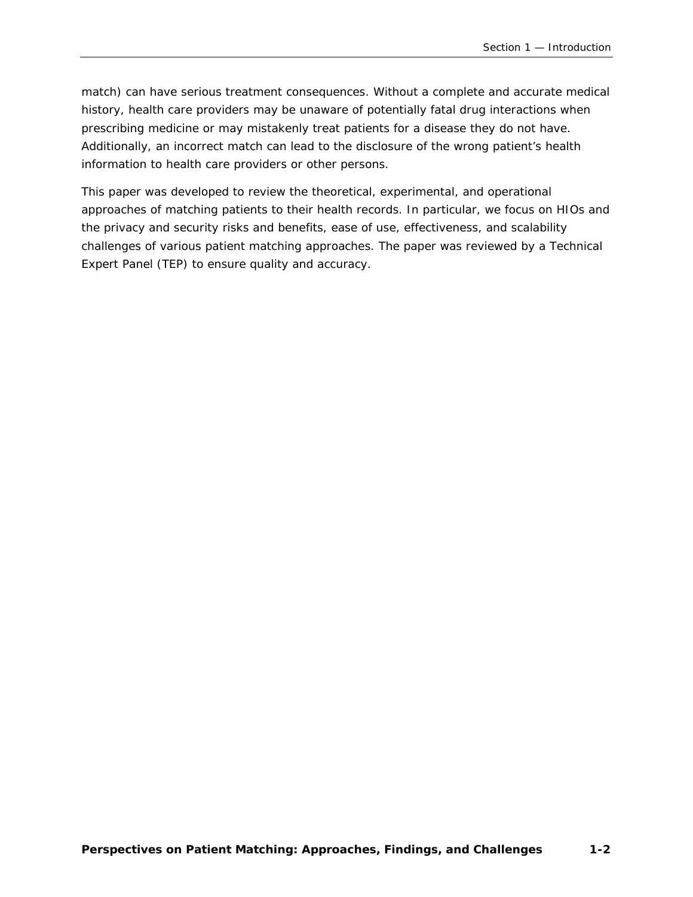match) can have serious treatment consequences. Without a complete and accurate medical history, health care providers may be unaware of potentially fatal drug interactions when prescribing medicine or may mistakenly treat patients for a disease they do not have. Additionally, an incorrect match can lead to the disclosure of the wrong patient's health information to health care providers or other persons.

This paper was developed to review the theoretical, experimental, and operational approaches of matching patients to their health records. In particular, we focus on HIOs and the privacy and security risks and benefits, ease of use, effectiveness, and scalability challenges of various patient matching approaches. The paper was reviewed by a Technical Expert Panel (TEP) to ensure quality and accuracy.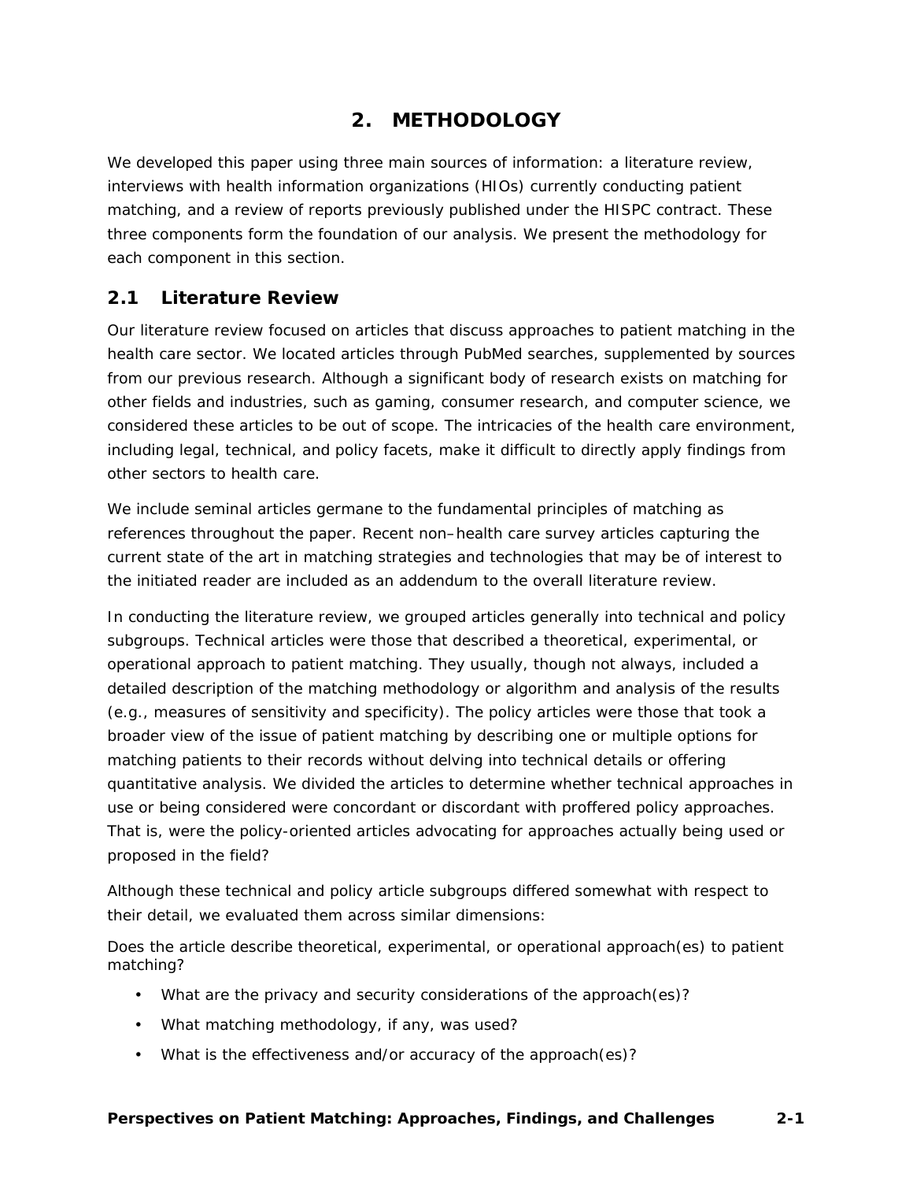# 2. METHODOLOGY

We developed this paper using three main sources of information: a literature review, interviews with health information organizations (HIOs) currently conducting patient matching, and a review of reports previously published under the HISPC contract. These three components form the foundation of our analysis. We present the methodology for each component in this section.

## 2.1 Literature Review

Our literature review focused on articles that discuss approaches to patient matching in the health care sector. We located articles through PubMed searches, supplemented by sources from our previous research. Although a significant body of research exists on matching for other fields and industries, such as gaming, consumer research, and computer science, we considered these articles to be out of scope. The intricacies of the health care environment, including legal, technical, and policy facets, make it difficult to directly apply findings from other sectors to health care.

We include seminal articles germane to the fundamental principles of matching as references throughout the paper. Recent non–health care survey articles capturing the current state of the art in matching strategies and technologies that may be of interest to the initiated reader are included as an addendum to the overall literature review.

In conducting the literature review, we grouped articles generally into technical and policy subgroups. Technical articles were those that described a theoretical, experimental, or operational approach to patient matching. They usually, though not always, included a detailed description of the matching methodology or algorithm and analysis of the results (e.g., measures of sensitivity and specificity). The policy articles were those that took a broader view of the issue of patient matching by describing one or multiple options for matching patients to their records without delving into technical details or offering quantitative analysis. We divided the articles to determine whether technical approaches in use or being considered were concordant or discordant with proffered policy approaches. That is, were the policy-oriented articles advocating for approaches actually being used or proposed in the field?

Although these technical and policy article subgroups differed somewhat with respect to their detail, we evaluated them across similar dimensions:

Does the article describe theoretical, experimental, or operational approach(es) to patient matching?

- What are the privacy and security considerations of the approach(es)?
- What matching methodology, if any, was used?
- What is the effectiveness and/or accuracy of the approach(es)?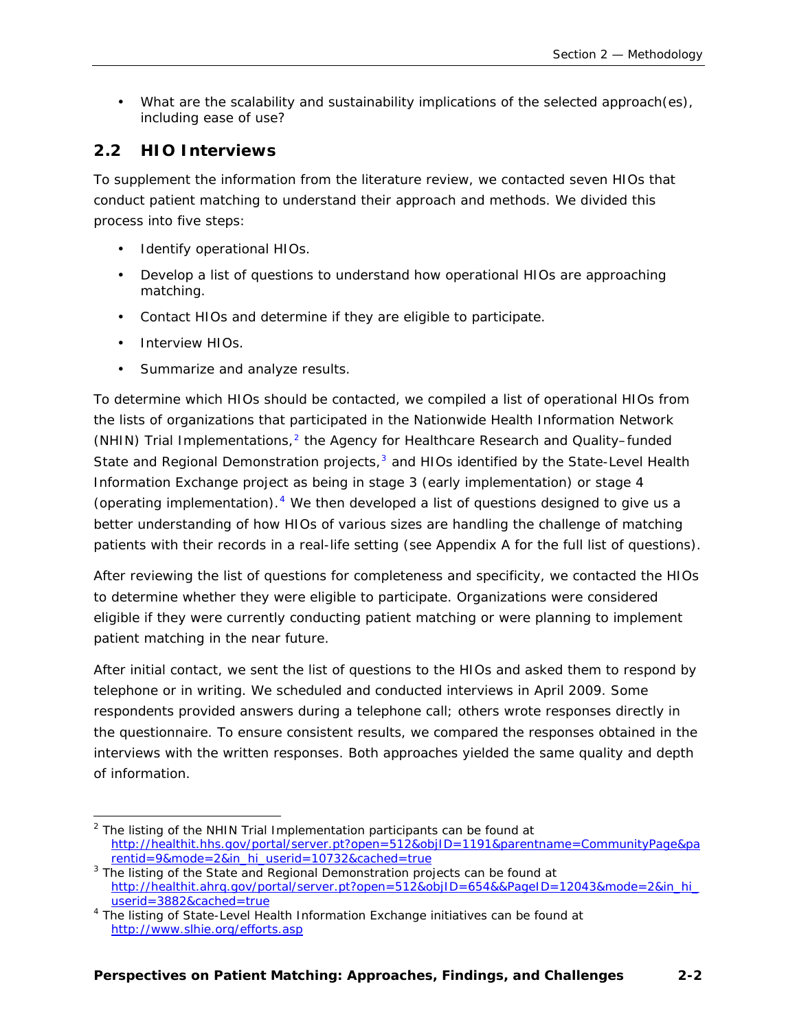- What are the scalability and sustainability implications of the selected approach(es), including ease of use?

## 2.2 HIO Interviews

To supplement the information from the literature review, we contacted seven HIOs that conduct patient matching to understand their approach and methods. We divided this process into five steps:

- Identify operational HIOs.
- Develop a list of questions to understand how operational HIOs are approaching matching.
- Contact HIOs and determine if they are eligible to participate.
- Interview HIOs.
- Summarize and analyze results.

To determine which HIOs should be contacted, we compiled a list of operational HIOs from the lists of organizations that participated in the Nationwide Health Information Network (NHIN) Trial Implementations,[2] the Agency for Healthcare Research and Quality–funded State and Regional Demonstration projects,[3] and HIOs identified by the State-Level Health Information Exchange project as being in stage 3 (early implementation) or stage 4 (operating implementation).[4] We then developed a list of questions designed to give us a better understanding of how HIOs of various sizes are handling the challenge of matching patients with their records in a real-life setting (see Appendix A for the full list of questions).

After reviewing the list of questions for completeness and specificity, we contacted the HIOs to determine whether they were eligible to participate. Organizations were considered eligible if they were currently conducting patient matching or were planning to implement patient matching in the near future.

After initial contact, we sent the list of questions to the HIOs and asked them to respond by telephone or in writing. We scheduled and conducted interviews in April 2009. Some respondents provided answers during a telephone call; others wrote responses directly in the questionnaire. To ensure consistent results, we compared the responses obtained in the interviews with the written responses. Both approaches yielded the same quality and depth of information.

---

[2] The listing of the NHIN Trial Implementation participants can be found at http://healthit.hhs.gov/portal/server.pt?open=512&objID=1191&parentname=CommunityPage&parentid=9&mode=2&in_hi_userid=10732&cached=true

[3] The listing of the State and Regional Demonstration projects can be found at http://healthit.ahrq.gov/portal/server.pt?open=512&objID=654&&PageID=12043&mode=2&in_hi_userid=3882&cached=true

[4] The listing of State-Level Health Information Exchange initiatives can be found at http://www.slhie.org/efforts.asp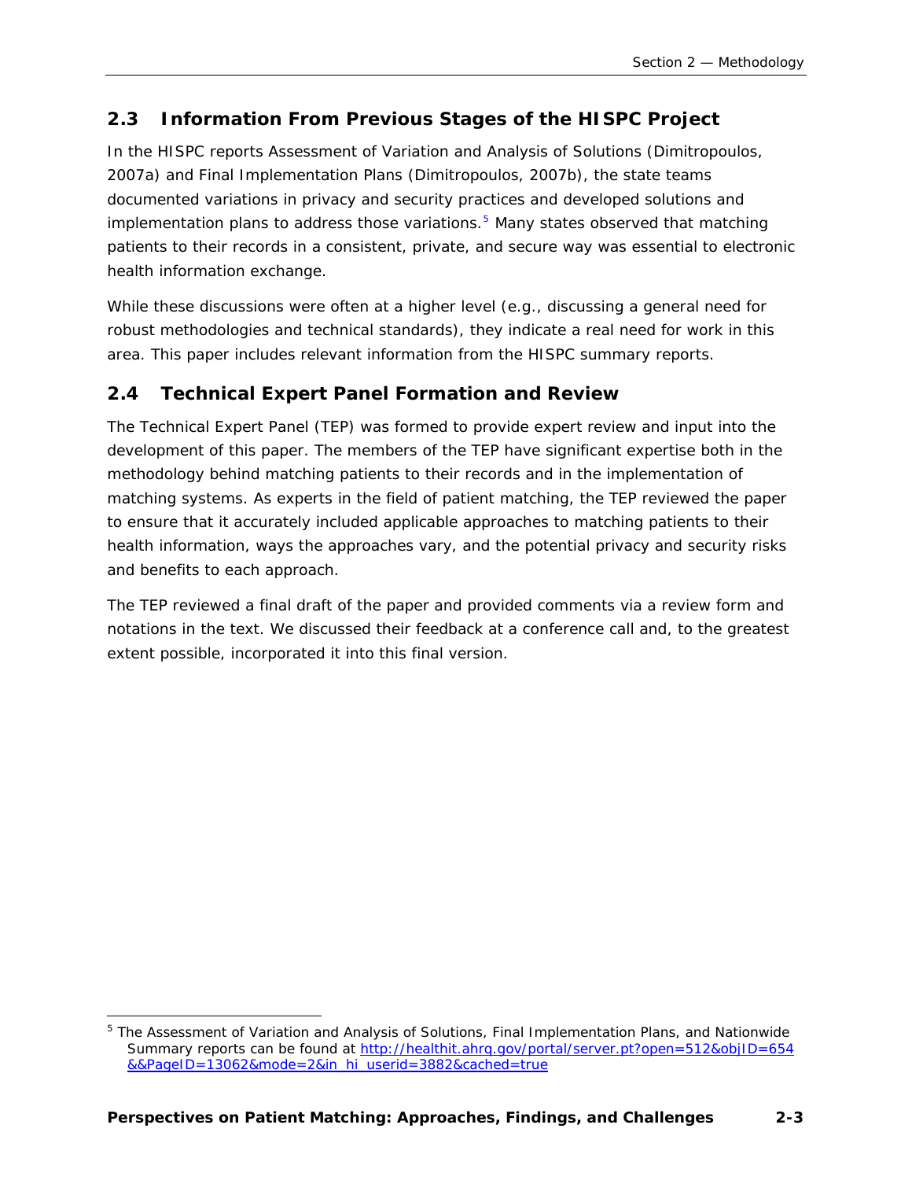## 2.3 Information From Previous Stages of the HISPC Project

In the HISPC reports *Assessment of Variation and Analysis of Solutions* (Dimitropoulos, 2007a) and *Final Implementation Plans* (Dimitropoulos, 2007b), the state teams documented variations in privacy and security practices and developed solutions and implementation plans to address those variations.[5] Many states observed that matching patients to their records in a consistent, private, and secure way was essential to electronic health information exchange.

While these discussions were often at a higher level (e.g., discussing a general need for robust methodologies and technical standards), they indicate a real need for work in this area. This paper includes relevant information from the HISPC summary reports.

## 2.4 Technical Expert Panel Formation and Review

The Technical Expert Panel (TEP) was formed to provide expert review and input into the development of this paper. The members of the TEP have significant expertise both in the methodology behind matching patients to their records and in the implementation of matching systems. As experts in the field of patient matching, the TEP reviewed the paper to ensure that it accurately included applicable approaches to matching patients to their health information, ways the approaches vary, and the potential privacy and security risks and benefits to each approach.

The TEP reviewed a final draft of the paper and provided comments via a review form and notations in the text. We discussed their feedback at a conference call and, to the greatest extent possible, incorporated it into this final version.

---

[5] The Assessment of Variation and Analysis of Solutions, Final Implementation Plans, and Nationwide Summary reports can be found at http://healthit.ahrq.gov/portal/server.pt?open=512&objID=654&&PageID=13062&mode=2&in_hi_userid=3882&cached=true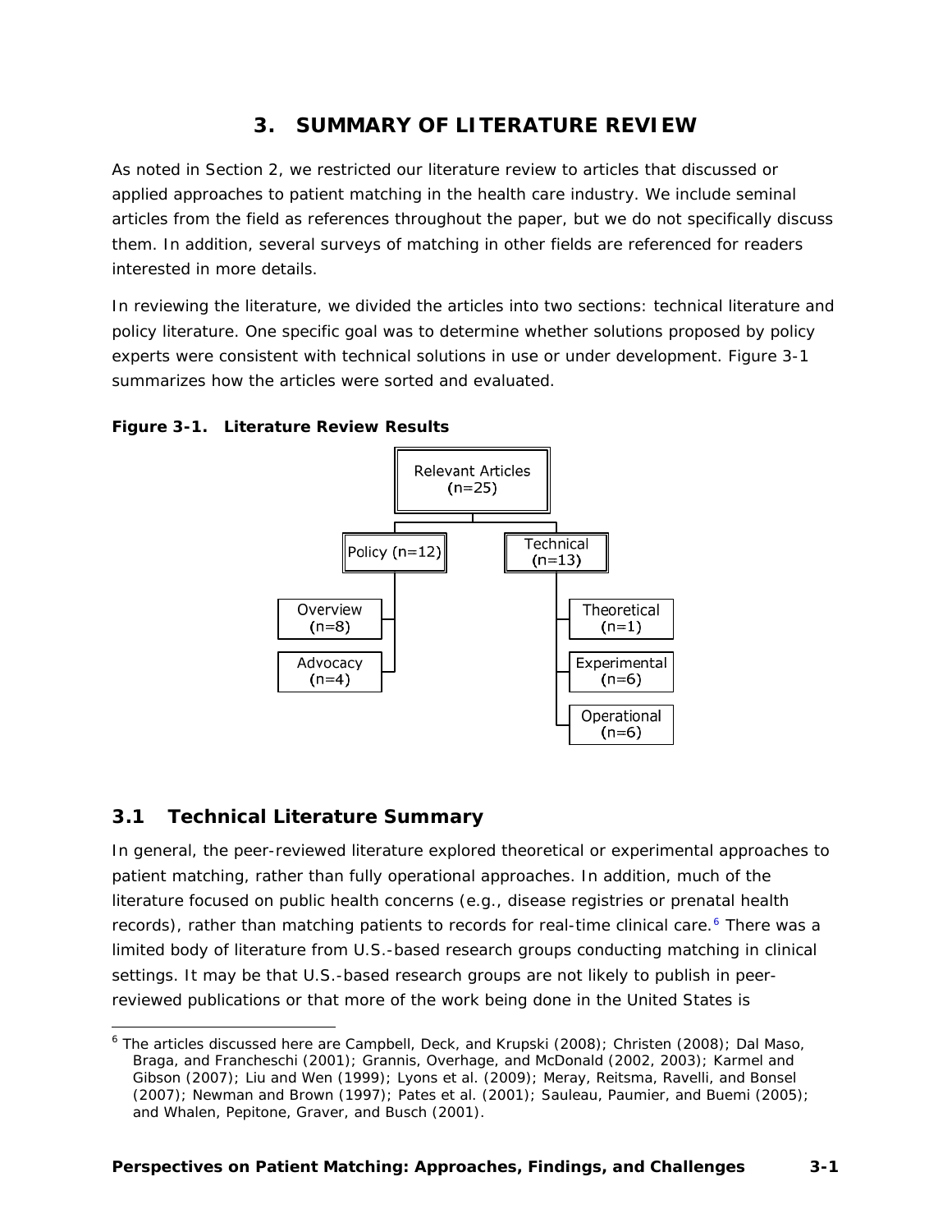# 3. SUMMARY OF LITERATURE REVIEW

As noted in Section 2, we restricted our literature review to articles that discussed or applied approaches to patient matching in the health care industry. We include seminal articles from the field as references throughout the paper, but we do not specifically discuss them. In addition, several surveys of matching in other fields are referenced for readers interested in more details.

In reviewing the literature, we divided the articles into two sections: technical literature and policy literature. One specific goal was to determine whether solutions proposed by policy experts were consistent with technical solutions in use or under development. Figure 3-1 summarizes how the articles were sorted and evaluated.

**Figure 3-1. Literature Review Results**

- Relevant Articles (n=25)
  - Policy (n=12)
    - Overview (n=8)
    - Advocacy (n=4)
  - Technical (n=13)
    - Theoretical (n=1)
    - Experimental (n=6)
    - Operational (n=6)

## 3.1 Technical Literature Summary

In general, the peer-reviewed literature explored theoretical or experimental approaches to patient matching, rather than fully operational approaches. In addition, much of the literature focused on public health concerns (e.g., disease registries or prenatal health records), rather than matching patients to records for real-time clinical care.[6] There was a limited body of literature from U.S.-based research groups conducting matching in clinical settings. It may be that U.S.-based research groups are not likely to publish in peer-reviewed publications or that more of the work being done in the United States is

[6] The articles discussed here are Campbell, Deck, and Krupski (2008); Christen (2008); Dal Maso, Braga, and Francheschi (2001); Grannis, Overhage, and McDonald (2002, 2003); Karmel and Gibson (2007); Liu and Wen (1999); Lyons et al. (2009); Meray, Reitsma, Ravelli, and Bonsel (2007); Newman and Brown (1997); Pates et al. (2001); Sauleau, Paumier, and Buemi (2005); and Whalen, Pepitone, Graver, and Busch (2001).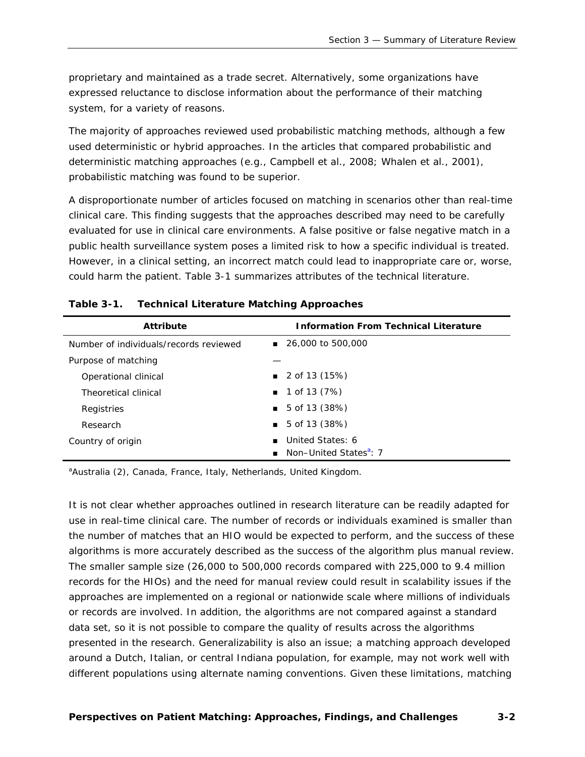proprietary and maintained as a trade secret. Alternatively, some organizations have expressed reluctance to disclose information about the performance of their matching system, for a variety of reasons.

The majority of approaches reviewed used probabilistic matching methods, although a few used deterministic or hybrid approaches. In the articles that compared probabilistic and deterministic matching approaches (e.g., Campbell et al., 2008; Whalen et al., 2001), probabilistic matching was found to be superior.

A disproportionate number of articles focused on matching in scenarios other than real-time clinical care. This finding suggests that the approaches described may need to be carefully evaluated for use in clinical care environments. A false positive or false negative match in a public health surveillance system poses a limited risk to how a specific individual is treated. However, in a clinical setting, an incorrect match could lead to inappropriate care or, worse, could harm the patient. Table 3-1 summarizes attributes of the technical literature.

**Table 3-1. Technical Literature Matching Approaches**

| Attribute | Information From Technical Literature |
|---|---|
| Number of individuals/records reviewed | ■ 26,000 to 500,000 |
| Purpose of matching | — |
| Operational clinical | ■ 2 of 13 (15%) |
| Theoretical clinical | ■ 1 of 13 (7%) |
| Registries | ■ 5 of 13 (38%) |
| Research | ■ 5 of 13 (38%) |
| Country of origin | ■ United States: 6<br>■ Non–United States[a]: 7 |

[a]Australia (2), Canada, France, Italy, Netherlands, United Kingdom.

It is not clear whether approaches outlined in research literature can be readily adapted for use in real-time clinical care. The number of records or individuals examined is smaller than the number of matches that an HIO would be expected to perform, and the success of these algorithms is more accurately described as the success of the algorithm plus manual review. The smaller sample size (26,000 to 500,000 records compared with 225,000 to 9.4 million records for the HIOs) and the need for manual review could result in scalability issues if the approaches are implemented on a regional or nationwide scale where millions of individuals or records are involved. In addition, the algorithms are not compared against a standard data set, so it is not possible to compare the quality of results across the algorithms presented in the research. Generalizability is also an issue; a matching approach developed around a Dutch, Italian, or central Indiana population, for example, may not work well with different populations using alternate naming conventions. Given these limitations, matching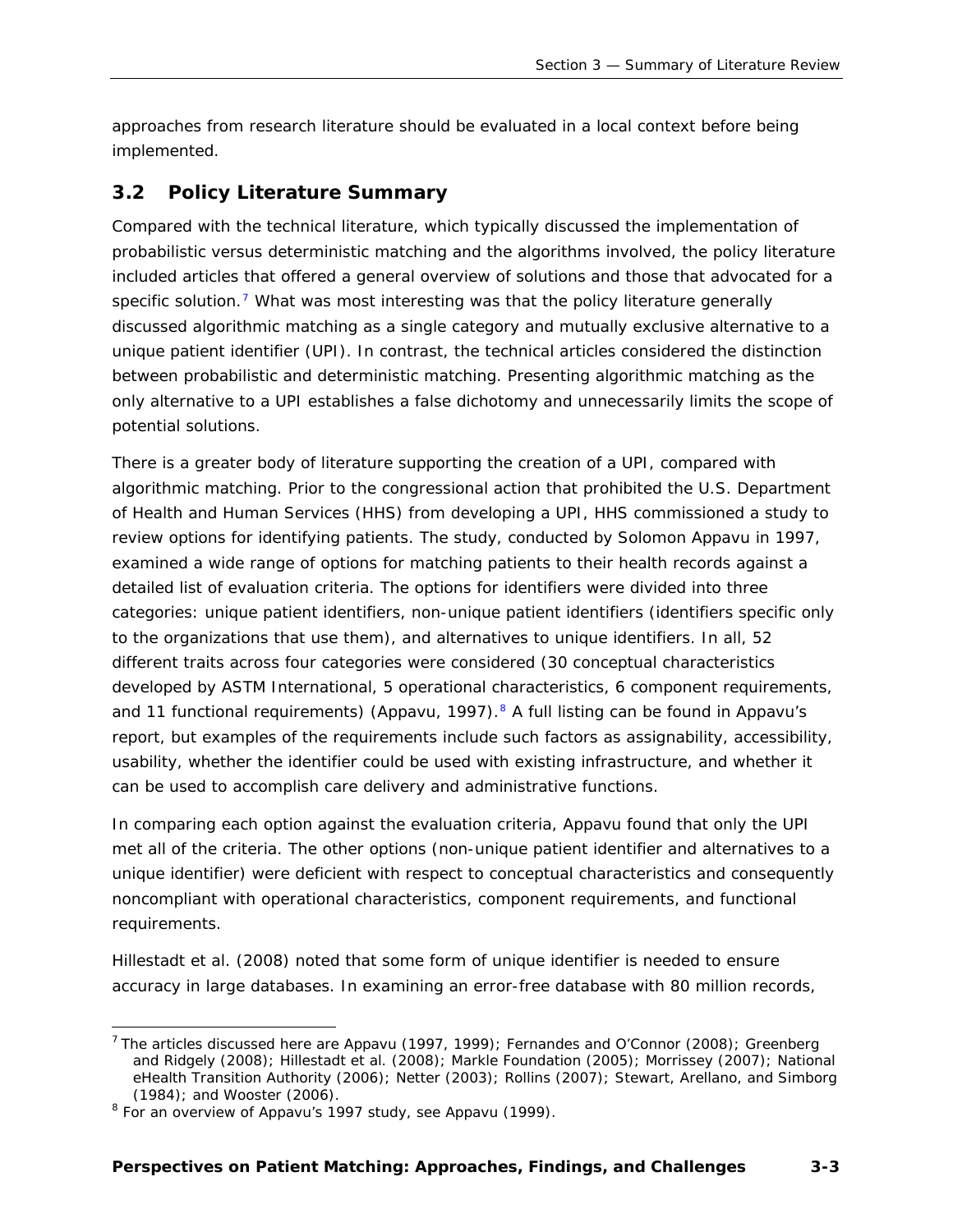approaches from research literature should be evaluated in a local context before being implemented.

## 3.2 Policy Literature Summary

Compared with the technical literature, which typically discussed the implementation of probabilistic versus deterministic matching and the algorithms involved, the policy literature included articles that offered a general overview of solutions and those that advocated for a specific solution.[7] What was most interesting was that the policy literature generally discussed algorithmic matching as a single category and mutually exclusive alternative to a unique patient identifier (UPI). In contrast, the technical articles considered the distinction between probabilistic and deterministic matching. Presenting algorithmic matching as the only alternative to a UPI establishes a false dichotomy and unnecessarily limits the scope of potential solutions.

There is a greater body of literature supporting the creation of a UPI, compared with algorithmic matching. Prior to the congressional action that prohibited the U.S. Department of Health and Human Services (HHS) from developing a UPI, HHS commissioned a study to review options for identifying patients. The study, conducted by Solomon Appavu in 1997, examined a wide range of options for matching patients to their health records against a detailed list of evaluation criteria. The options for identifiers were divided into three categories: unique patient identifiers, non-unique patient identifiers (identifiers specific only to the organizations that use them), and alternatives to unique identifiers. In all, 52 different traits across four categories were considered (30 conceptual characteristics developed by ASTM International, 5 operational characteristics, 6 component requirements, and 11 functional requirements) (Appavu, 1997).[8] A full listing can be found in Appavu's report, but examples of the requirements include such factors as assignability, accessibility, usability, whether the identifier could be used with existing infrastructure, and whether it can be used to accomplish care delivery and administrative functions.

In comparing each option against the evaluation criteria, Appavu found that only the UPI met all of the criteria. The other options (non-unique patient identifier and alternatives to a unique identifier) were deficient with respect to conceptual characteristics and consequently noncompliant with operational characteristics, component requirements, and functional requirements.

Hillestadt et al. (2008) noted that some form of unique identifier is needed to ensure accuracy in large databases. In examining an error-free database with 80 million records,

---

[7] The articles discussed here are Appavu (1997, 1999); Fernandes and O'Connor (2008); Greenberg and Ridgely (2008); Hillestadt et al. (2008); Markle Foundation (2005); Morrissey (2007); National eHealth Transition Authority (2006); Netter (2003); Rollins (2007); Stewart, Arellano, and Simborg (1984); and Wooster (2006).

[8] For an overview of Appavu's 1997 study, see Appavu (1999).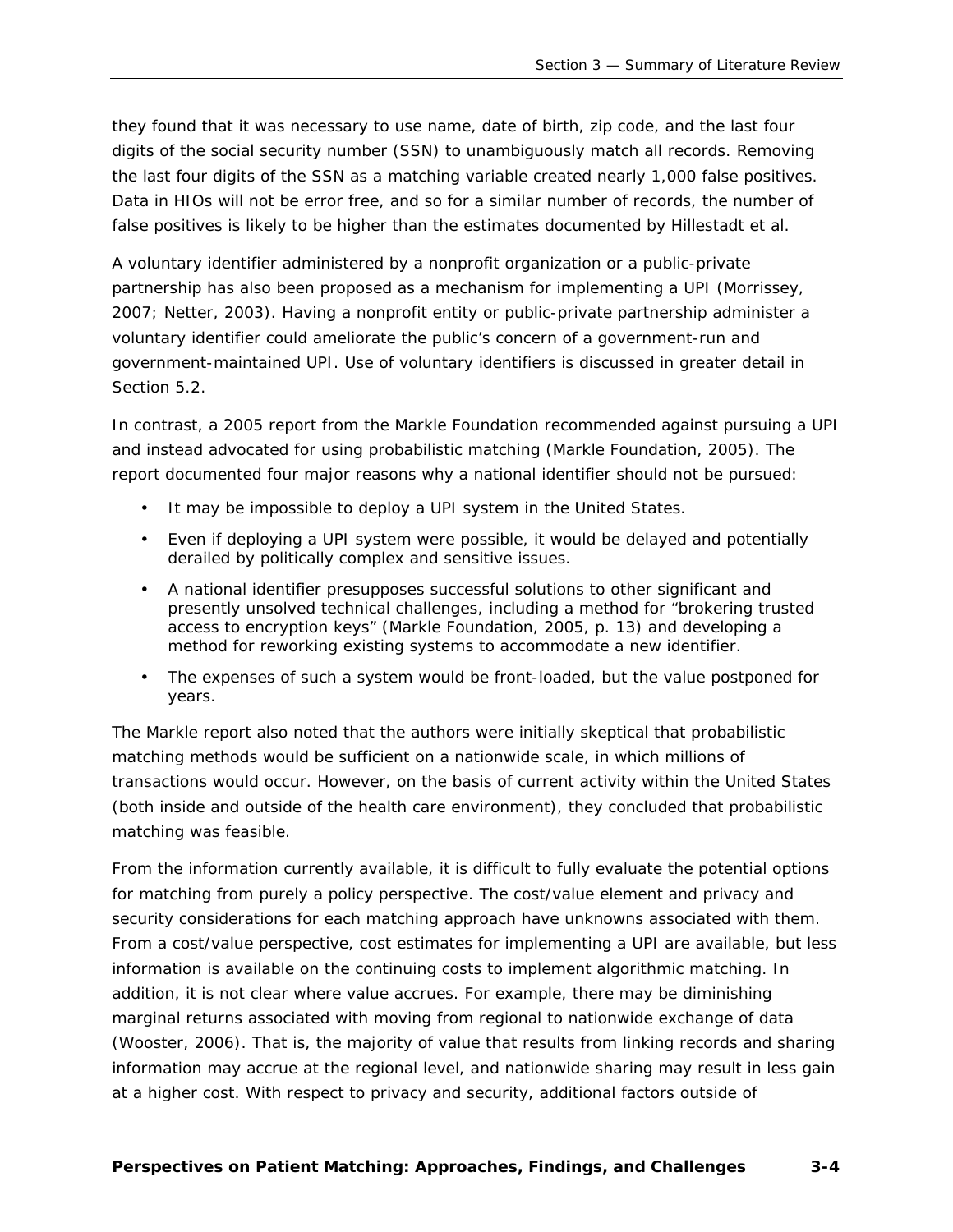they found that it was necessary to use name, date of birth, zip code, and the last four digits of the social security number (SSN) to unambiguously match all records. Removing the last four digits of the SSN as a matching variable created nearly 1,000 false positives. Data in HIOs will not be error free, and so for a similar number of records, the number of false positives is likely to be higher than the estimates documented by Hillestadt et al.

A voluntary identifier administered by a nonprofit organization or a public-private partnership has also been proposed as a mechanism for implementing a UPI (Morrissey, 2007; Netter, 2003). Having a nonprofit entity or public-private partnership administer a voluntary identifier could ameliorate the public's concern of a government-run and government-maintained UPI. Use of voluntary identifiers is discussed in greater detail in Section 5.2.

In contrast, a 2005 report from the Markle Foundation recommended against pursuing a UPI and instead advocated for using probabilistic matching (Markle Foundation, 2005). The report documented four major reasons why a national identifier should not be pursued:

- It may be impossible to deploy a UPI system in the United States.
- Even if deploying a UPI system were possible, it would be delayed and potentially derailed by politically complex and sensitive issues.
- A national identifier presupposes successful solutions to other significant and presently unsolved technical challenges, including a method for "brokering trusted access to encryption keys" (Markle Foundation, 2005, p. 13) and developing a method for reworking existing systems to accommodate a new identifier.
- The expenses of such a system would be front-loaded, but the value postponed for years.

The Markle report also noted that the authors were initially skeptical that probabilistic matching methods would be sufficient on a nationwide scale, in which millions of transactions would occur. However, on the basis of current activity within the United States (both inside and outside of the health care environment), they concluded that probabilistic matching was feasible.

From the information currently available, it is difficult to fully evaluate the potential options for matching from purely a policy perspective. The cost/value element and privacy and security considerations for each matching approach have unknowns associated with them. From a cost/value perspective, cost estimates for implementing a UPI are available, but less information is available on the continuing costs to implement algorithmic matching. In addition, it is not clear where value accrues. For example, there may be diminishing marginal returns associated with moving from regional to nationwide exchange of data (Wooster, 2006). That is, the majority of value that results from linking records and sharing information may accrue at the regional level, and nationwide sharing may result in less gain at a higher cost. With respect to privacy and security, additional factors outside of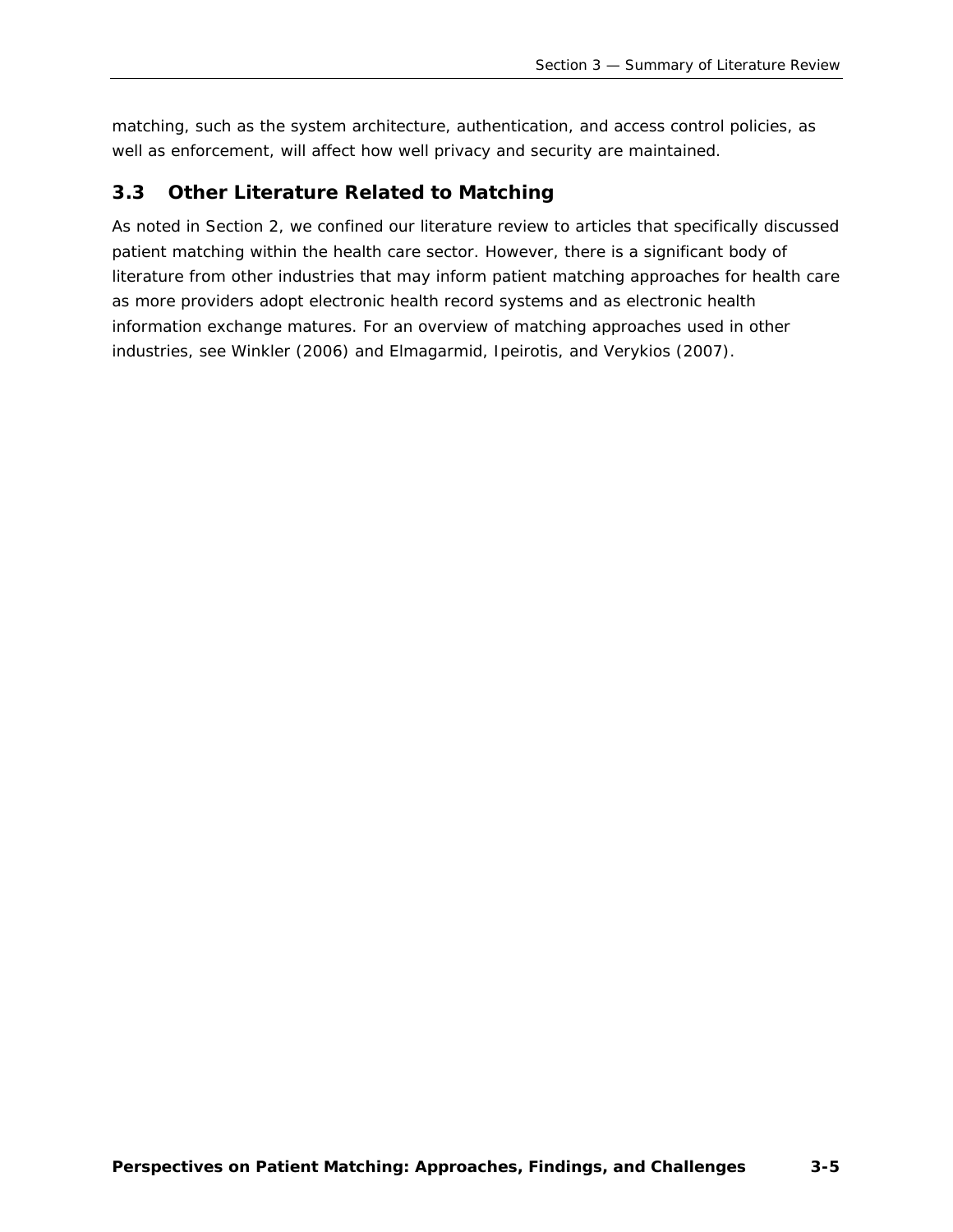matching, such as the system architecture, authentication, and access control policies, as well as enforcement, will affect how well privacy and security are maintained.

## 3.3 Other Literature Related to Matching

As noted in Section 2, we confined our literature review to articles that specifically discussed patient matching within the health care sector. However, there is a significant body of literature from other industries that may inform patient matching approaches for health care as more providers adopt electronic health record systems and as electronic health information exchange matures. For an overview of matching approaches used in other industries, see Winkler (2006) and Elmagarmid, Ipeirotis, and Verykios (2007).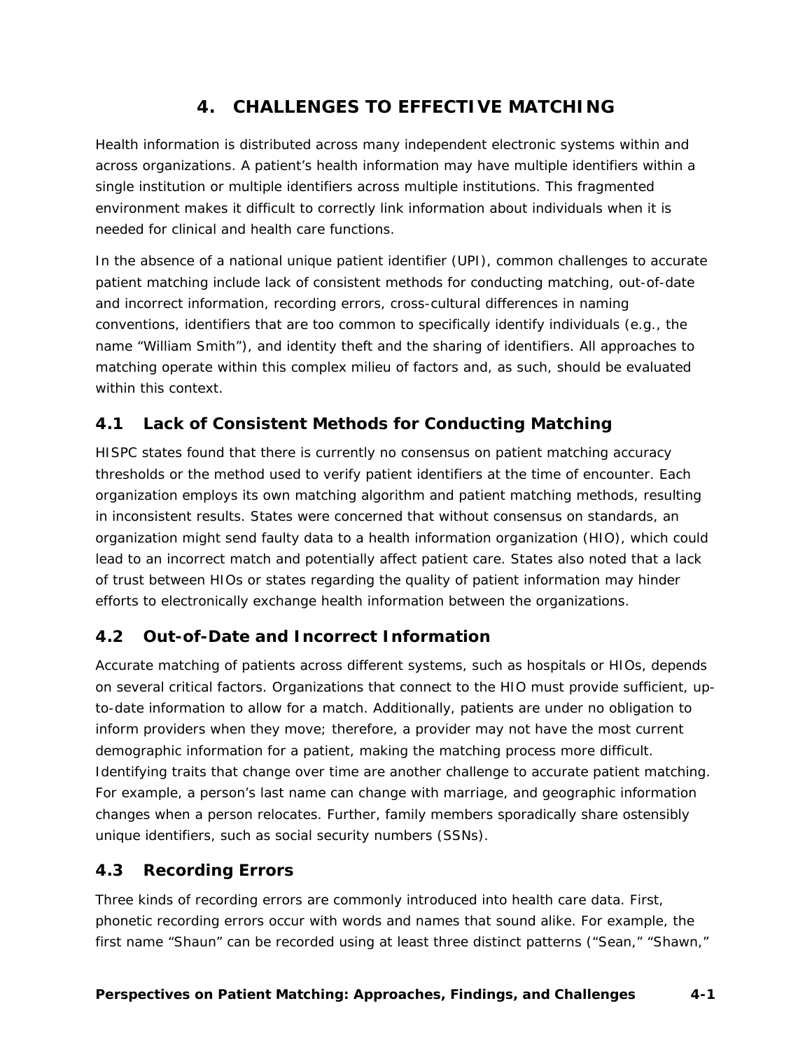# 4. CHALLENGES TO EFFECTIVE MATCHING

Health information is distributed across many independent electronic systems within and across organizations. A patient's health information may have multiple identifiers within a single institution or multiple identifiers across multiple institutions. This fragmented environment makes it difficult to correctly link information about individuals when it is needed for clinical and health care functions.

In the absence of a national unique patient identifier (UPI), common challenges to accurate patient matching include lack of consistent methods for conducting matching, out-of-date and incorrect information, recording errors, cross-cultural differences in naming conventions, identifiers that are too common to specifically identify individuals (e.g., the name "William Smith"), and identity theft and the sharing of identifiers. All approaches to matching operate within this complex milieu of factors and, as such, should be evaluated within this context.

## 4.1 Lack of Consistent Methods for Conducting Matching

HISPC states found that there is currently no consensus on patient matching accuracy thresholds or the method used to verify patient identifiers at the time of encounter. Each organization employs its own matching algorithm and patient matching methods, resulting in inconsistent results. States were concerned that without consensus on standards, an organization might send faulty data to a health information organization (HIO), which could lead to an incorrect match and potentially affect patient care. States also noted that a lack of trust between HIOs or states regarding the quality of patient information may hinder efforts to electronically exchange health information between the organizations.

## 4.2 Out-of-Date and Incorrect Information

Accurate matching of patients across different systems, such as hospitals or HIOs, depends on several critical factors. Organizations that connect to the HIO must provide sufficient, up-to-date information to allow for a match. Additionally, patients are under no obligation to inform providers when they move; therefore, a provider may not have the most current demographic information for a patient, making the matching process more difficult. Identifying traits that change over time are another challenge to accurate patient matching. For example, a person's last name can change with marriage, and geographic information changes when a person relocates. Further, family members sporadically share ostensibly unique identifiers, such as social security numbers (SSNs).

## 4.3 Recording Errors

Three kinds of recording errors are commonly introduced into health care data. First, phonetic recording errors occur with words and names that sound alike. For example, the first name "Shaun" can be recorded using at least three distinct patterns ("Sean," "Shawn,"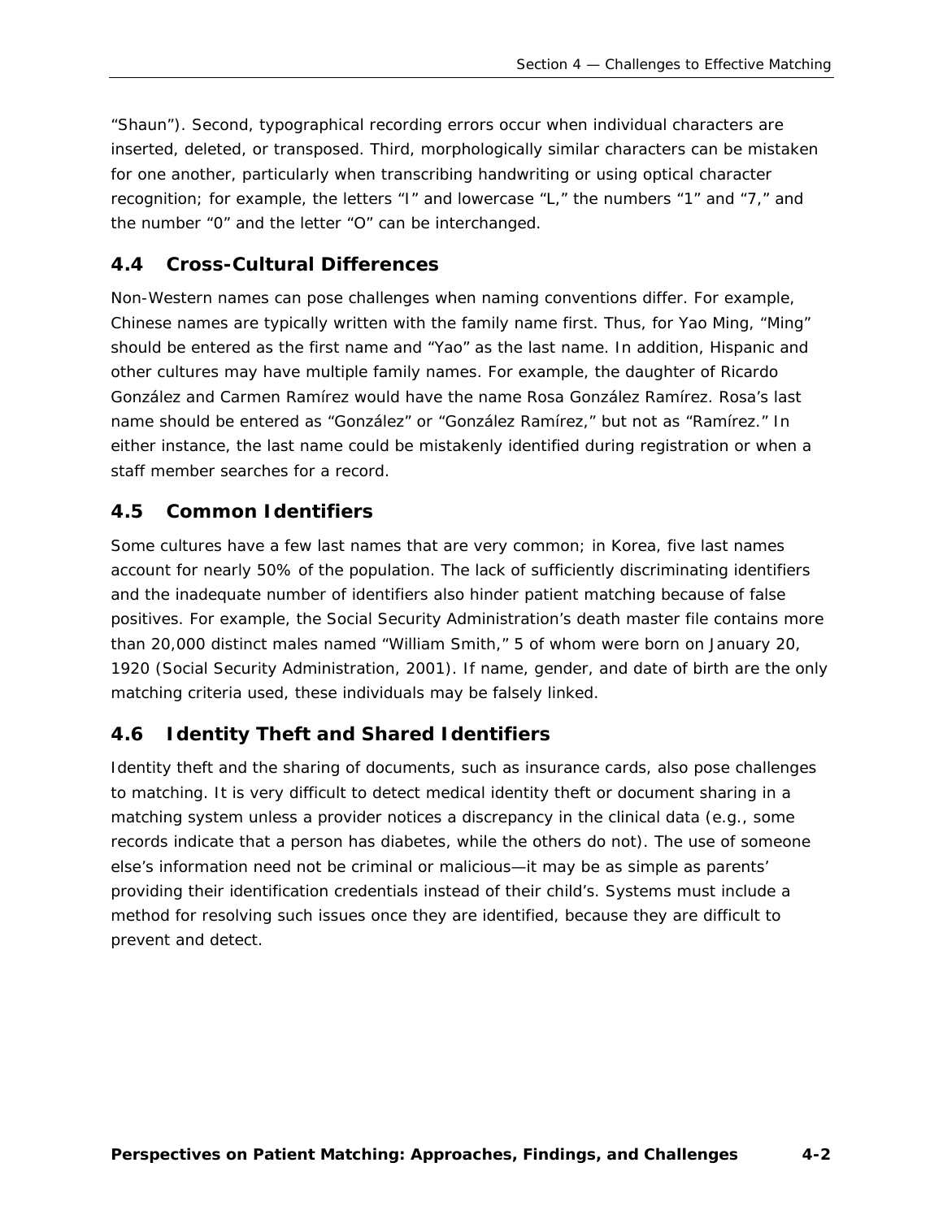"Shaun"). Second, typographical recording errors occur when individual characters are inserted, deleted, or transposed. Third, morphologically similar characters can be mistaken for one another, particularly when transcribing handwriting or using optical character recognition; for example, the letters "I" and lowercase "L," the numbers "1" and "7," and the number "0" and the letter "O" can be interchanged.

## 4.4 Cross-Cultural Differences

Non-Western names can pose challenges when naming conventions differ. For example, Chinese names are typically written with the family name first. Thus, for Yao Ming, "Ming" should be entered as the first name and "Yao" as the last name. In addition, Hispanic and other cultures may have multiple family names. For example, the daughter of Ricardo González and Carmen Ramírez would have the name Rosa González Ramírez. Rosa's last name should be entered as "González" or "González Ramírez," but not as "Ramírez." In either instance, the last name could be mistakenly identified during registration or when a staff member searches for a record.

## 4.5 Common Identifiers

Some cultures have a few last names that are very common; in Korea, five last names account for nearly 50% of the population. The lack of sufficiently discriminating identifiers and the inadequate number of identifiers also hinder patient matching because of false positives. For example, the Social Security Administration's death master file contains more than 20,000 distinct males named "William Smith," 5 of whom were born on January 20, 1920 (Social Security Administration, 2001). If name, gender, and date of birth are the only matching criteria used, these individuals may be falsely linked.

## 4.6 Identity Theft and Shared Identifiers

Identity theft and the sharing of documents, such as insurance cards, also pose challenges to matching. It is very difficult to detect medical identity theft or document sharing in a matching system unless a provider notices a discrepancy in the clinical data (e.g., some records indicate that a person has diabetes, while the others do not). The use of someone else's information need not be criminal or malicious—it may be as simple as parents' providing their identification credentials instead of their child's. Systems must include a method for resolving such issues once they are identified, because they are difficult to prevent and detect.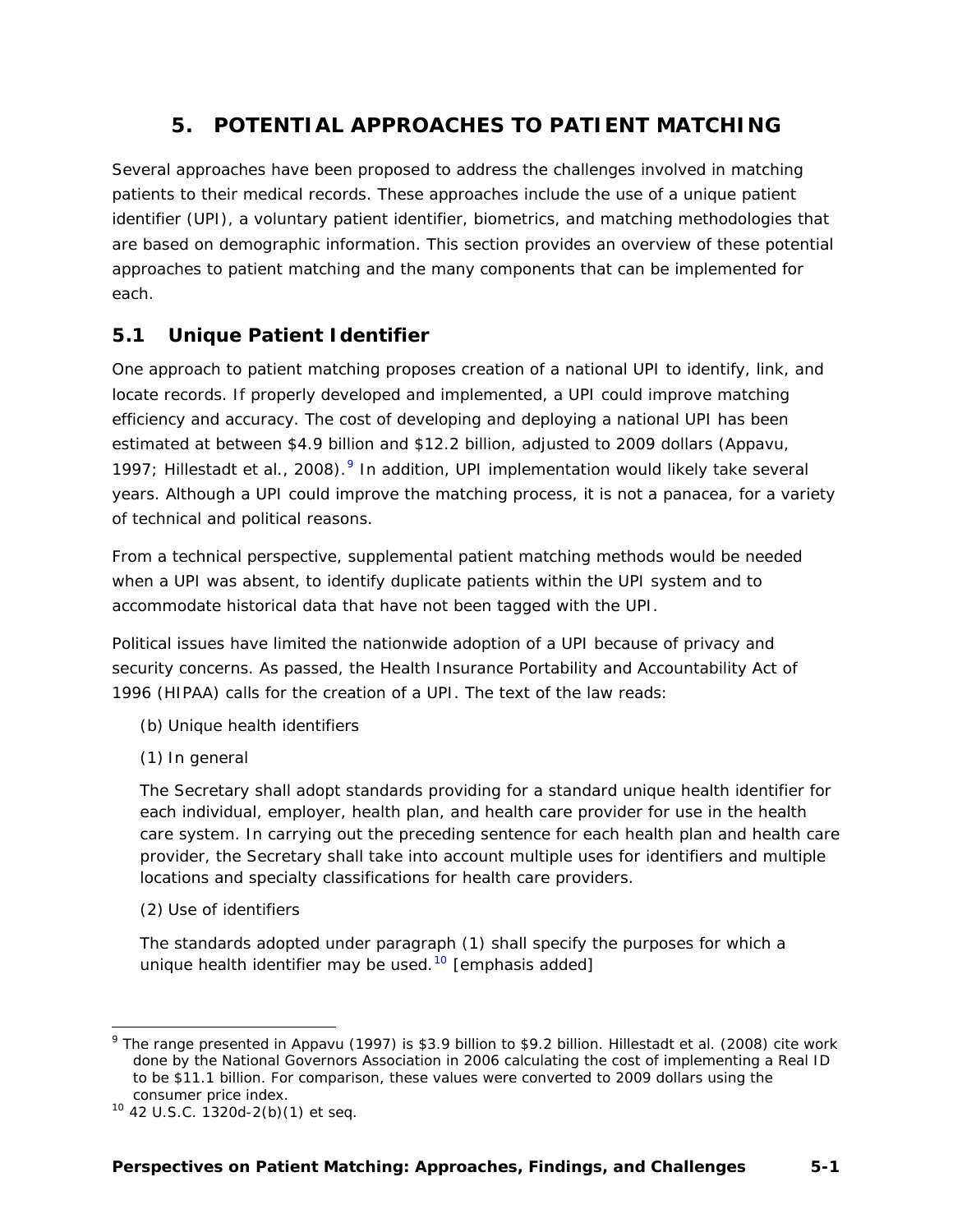# 5. POTENTIAL APPROACHES TO PATIENT MATCHING

Several approaches have been proposed to address the challenges involved in matching patients to their medical records. These approaches include the use of a unique patient identifier (UPI), a voluntary patient identifier, biometrics, and matching methodologies that are based on demographic information. This section provides an overview of these potential approaches to patient matching and the many components that can be implemented for each.

## 5.1 Unique Patient Identifier

One approach to patient matching proposes creation of a national UPI to identify, link, and locate records. If properly developed and implemented, a UPI could improve matching efficiency and accuracy. The cost of developing and deploying a national UPI has been estimated at between $4.9 billion and $12.2 billion, adjusted to 2009 dollars (Appavu, 1997; Hillestadt et al., 2008).[9] In addition, UPI implementation would likely take several years. Although a UPI could improve the matching process, it is not a panacea, for a variety of technical and political reasons.

From a technical perspective, supplemental patient matching methods would be needed when a UPI was absent, to identify duplicate patients within the UPI system and to accommodate historical data that have not been tagged with the UPI.

Political issues have limited the nationwide adoption of a UPI because of privacy and security concerns. As passed, the Health Insurance Portability and Accountability Act of 1996 (HIPAA) calls for the creation of a UPI. The text of the law reads:

> (b) Unique health identifiers
>
> (1) In general
>
> The Secretary shall adopt standards providing for a standard unique health identifier for each individual, employer, health plan, and health care provider for use in the health care system. In carrying out the preceding sentence for each health plan and health care provider, the Secretary shall take into account multiple uses for identifiers and multiple locations and specialty classifications for health care providers.
>
> (2) Use of identifiers
>
> The standards adopted under paragraph (1) shall specify the purposes for which a unique health identifier may be used.[10] [emphasis added]

---

[9] The range presented in Appavu (1997) is $3.9 billion to $9.2 billion. Hillestadt et al. (2008) cite work done by the National Governors Association in 2006 calculating the cost of implementing a Real ID to be $11.1 billion. For comparison, these values were converted to 2009 dollars using the consumer price index.

[10] 42 U.S.C. 1320d-2(b)(1) et seq.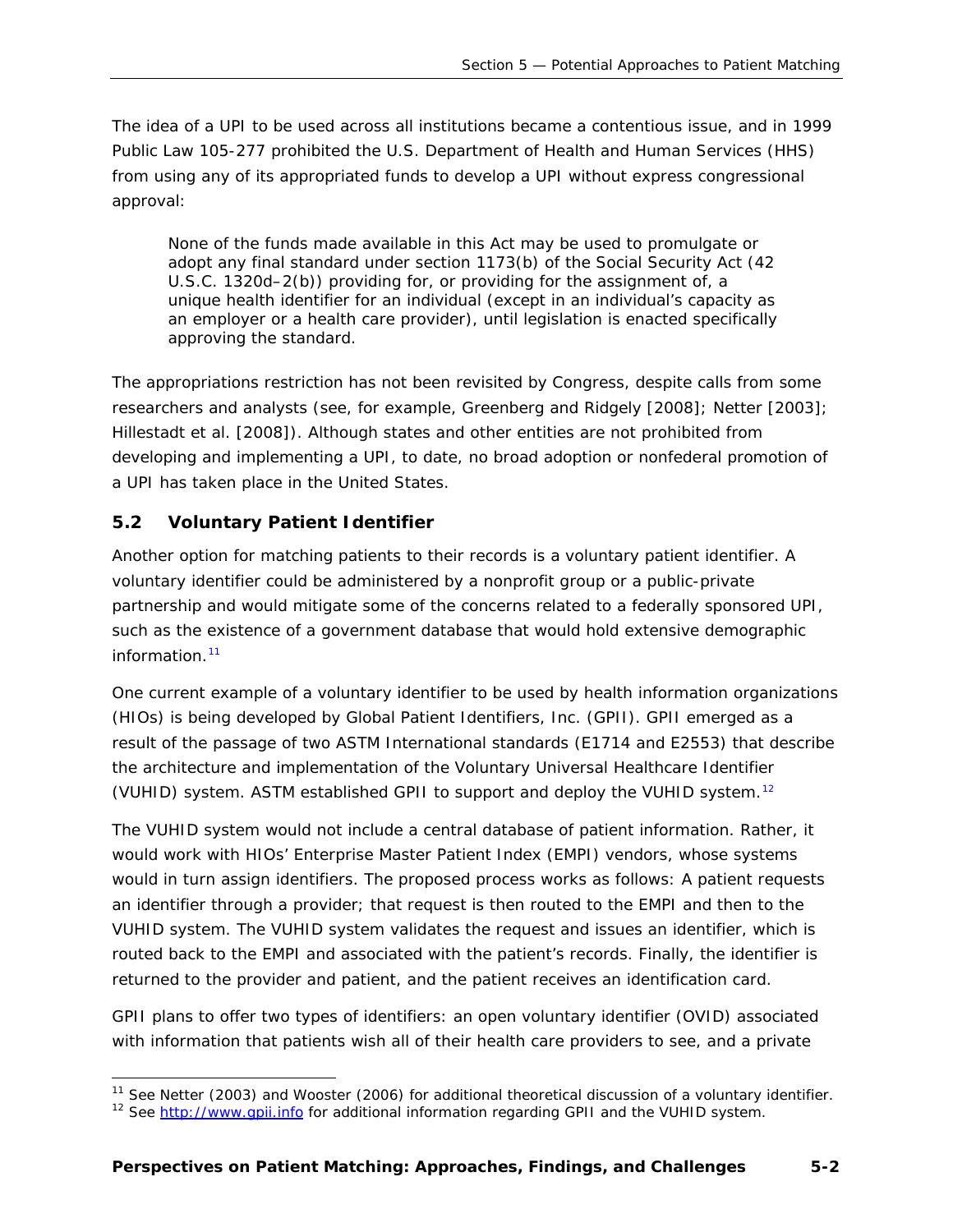The idea of a UPI to be used across all institutions became a contentious issue, and in 1999 Public Law 105-277 prohibited the U.S. Department of Health and Human Services (HHS) from using any of its appropriated funds to develop a UPI without express congressional approval:

> None of the funds made available in this Act may be used to promulgate or adopt any final standard under section 1173(b) of the Social Security Act (42 U.S.C. 1320d–2(b)) providing for, or providing for the assignment of, a unique health identifier for an individual (except in an individual's capacity as an employer or a health care provider), until legislation is enacted specifically approving the standard.

The appropriations restriction has not been revisited by Congress, despite calls from some researchers and analysts (see, for example, Greenberg and Ridgely [2008]; Netter [2003]; Hillestadt et al. [2008]). Although states and other entities are not prohibited from developing and implementing a UPI, to date, no broad adoption or nonfederal promotion of a UPI has taken place in the United States.

## 5.2 Voluntary Patient Identifier

Another option for matching patients to their records is a voluntary patient identifier. A voluntary identifier could be administered by a nonprofit group or a public-private partnership and would mitigate some of the concerns related to a federally sponsored UPI, such as the existence of a government database that would hold extensive demographic information.[11]

One current example of a voluntary identifier to be used by health information organizations (HIOs) is being developed by Global Patient Identifiers, Inc. (GPII). GPII emerged as a result of the passage of two ASTM International standards (E1714 and E2553) that describe the architecture and implementation of the Voluntary Universal Healthcare Identifier (VUHID) system. ASTM established GPII to support and deploy the VUHID system.[12]

The VUHID system would not include a central database of patient information. Rather, it would work with HIOs' Enterprise Master Patient Index (EMPI) vendors, whose systems would in turn assign identifiers. The proposed process works as follows: A patient requests an identifier through a provider; that request is then routed to the EMPI and then to the VUHID system. The VUHID system validates the request and issues an identifier, which is routed back to the EMPI and associated with the patient's records. Finally, the identifier is returned to the provider and patient, and the patient receives an identification card.

GPII plans to offer two types of identifiers: an open voluntary identifier (OVID) associated with information that patients wish all of their health care providers to see, and a private

---

[11] See Netter (2003) and Wooster (2006) for additional theoretical discussion of a voluntary identifier.

[12] See http://www.gpii.info for additional information regarding GPII and the VUHID system.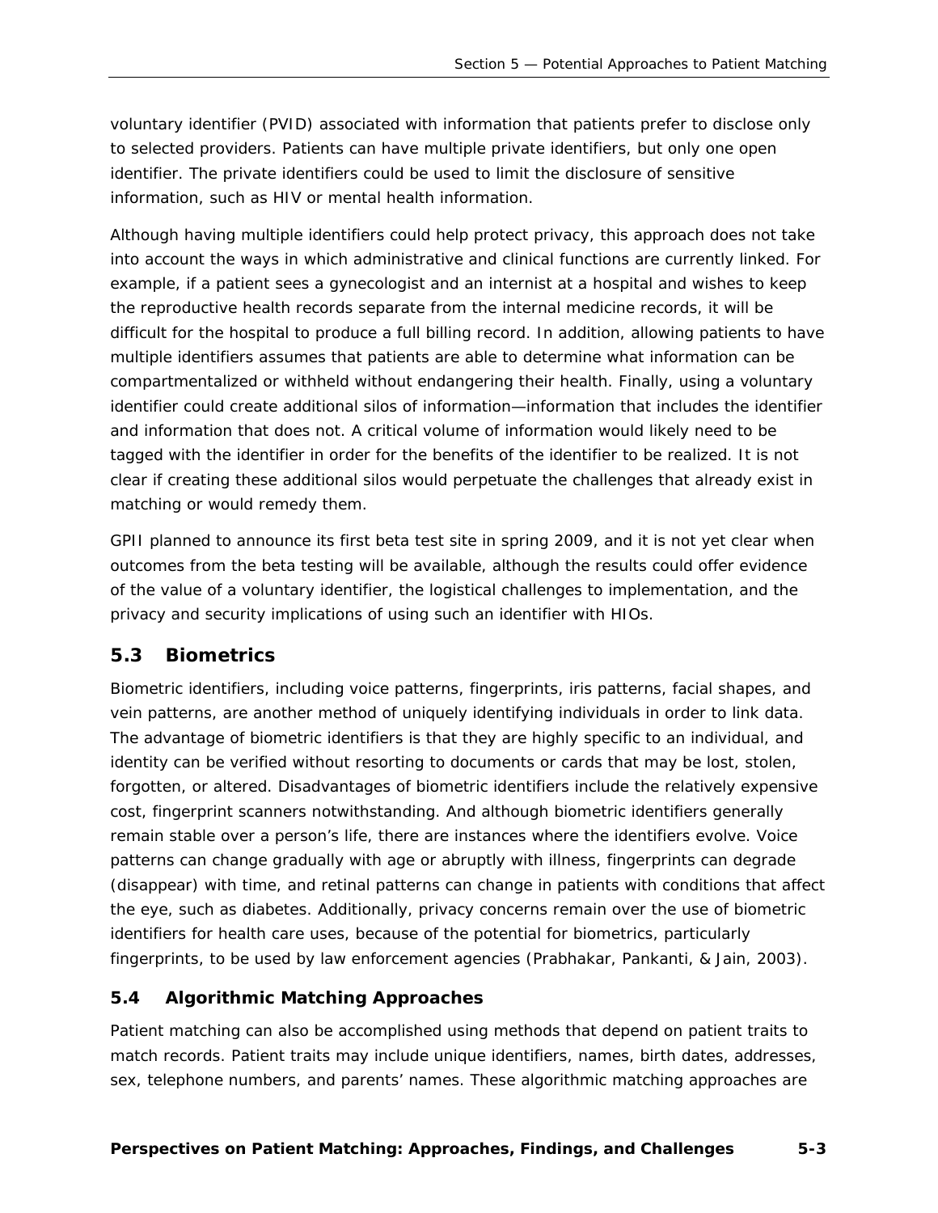voluntary identifier (PVID) associated with information that patients prefer to disclose only to selected providers. Patients can have multiple private identifiers, but only one open identifier. The private identifiers could be used to limit the disclosure of sensitive information, such as HIV or mental health information.

Although having multiple identifiers could help protect privacy, this approach does not take into account the ways in which administrative and clinical functions are currently linked. For example, if a patient sees a gynecologist and an internist at a hospital and wishes to keep the reproductive health records separate from the internal medicine records, it will be difficult for the hospital to produce a full billing record. In addition, allowing patients to have multiple identifiers assumes that patients are able to determine what information can be compartmentalized or withheld without endangering their health. Finally, using a voluntary identifier could create additional silos of information—information that includes the identifier and information that does not. A critical volume of information would likely need to be tagged with the identifier in order for the benefits of the identifier to be realized. It is not clear if creating these additional silos would perpetuate the challenges that already exist in matching or would remedy them.

GPII planned to announce its first beta test site in spring 2009, and it is not yet clear when outcomes from the beta testing will be available, although the results could offer evidence of the value of a voluntary identifier, the logistical challenges to implementation, and the privacy and security implications of using such an identifier with HIOs.

## 5.3 Biometrics

Biometric identifiers, including voice patterns, fingerprints, iris patterns, facial shapes, and vein patterns, are another method of uniquely identifying individuals in order to link data. The advantage of biometric identifiers is that they are highly specific to an individual, and identity can be verified without resorting to documents or cards that may be lost, stolen, forgotten, or altered. Disadvantages of biometric identifiers include the relatively expensive cost, fingerprint scanners notwithstanding. And although biometric identifiers generally remain stable over a person's life, there are instances where the identifiers evolve. Voice patterns can change gradually with age or abruptly with illness, fingerprints can degrade (disappear) with time, and retinal patterns can change in patients with conditions that affect the eye, such as diabetes. Additionally, privacy concerns remain over the use of biometric identifiers for health care uses, because of the potential for biometrics, particularly fingerprints, to be used by law enforcement agencies (Prabhakar, Pankanti, & Jain, 2003).

## 5.4 Algorithmic Matching Approaches

Patient matching can also be accomplished using methods that depend on patient traits to match records. Patient traits may include unique identifiers, names, birth dates, addresses, sex, telephone numbers, and parents' names. These algorithmic matching approaches are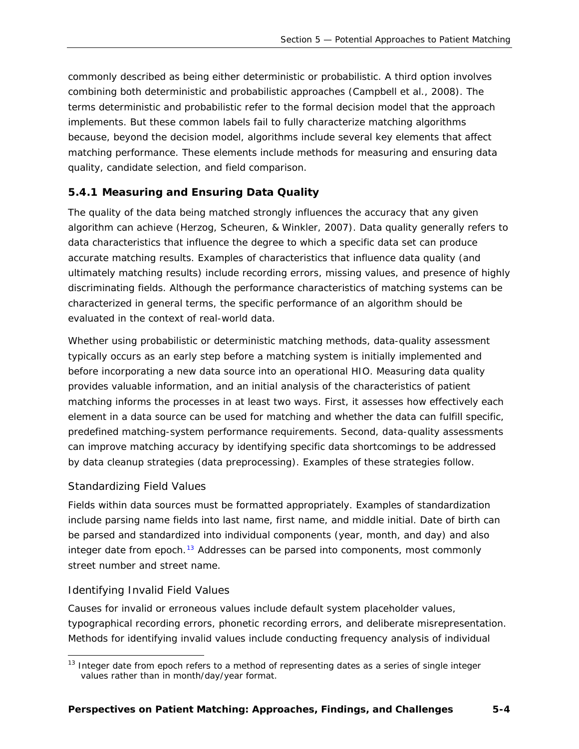commonly described as being either deterministic or probabilistic. A third option involves combining both deterministic and probabilistic approaches (Campbell et al., 2008). The terms deterministic and probabilistic refer to the formal decision model that the approach implements. But these common labels fail to fully characterize matching algorithms because, beyond the decision model, algorithms include several key elements that affect matching performance. These elements include methods for measuring and ensuring data quality, candidate selection, and field comparison.

### 5.4.1 Measuring and Ensuring Data Quality

The quality of the data being matched strongly influences the accuracy that any given algorithm can achieve (Herzog, Scheuren, & Winkler, 2007). Data quality generally refers to data characteristics that influence the degree to which a specific data set can produce accurate matching results. Examples of characteristics that influence data quality (and ultimately matching results) include recording errors, missing values, and presence of highly discriminating fields. Although the performance characteristics of matching systems can be characterized in general terms, the specific performance of an algorithm should be evaluated in the context of real-world data.

Whether using probabilistic or deterministic matching methods, data-quality assessment typically occurs as an early step before a matching system is initially implemented and before incorporating a new data source into an operational HIO. Measuring data quality provides valuable information, and an initial analysis of the characteristics of patient matching informs the processes in at least two ways. First, it assesses how effectively each element in a data source can be used for matching and whether the data can fulfill specific, predefined matching-system performance requirements. Second, data-quality assessments can improve matching accuracy by identifying specific data shortcomings to be addressed by data cleanup strategies (data preprocessing). Examples of these strategies follow.

#### Standardizing Field Values

Fields within data sources must be formatted appropriately. Examples of standardization include parsing name fields into last name, first name, and middle initial. Date of birth can be parsed and standardized into individual components (year, month, and day) and also integer date from epoch.[13] Addresses can be parsed into components, most commonly street number and street name.

#### Identifying Invalid Field Values

Causes for invalid or erroneous values include default system placeholder values, typographical recording errors, phonetic recording errors, and deliberate misrepresentation. Methods for identifying invalid values include conducting frequency analysis of individual

[13] Integer date from epoch refers to a method of representing dates as a series of single integer values rather than in month/day/year format.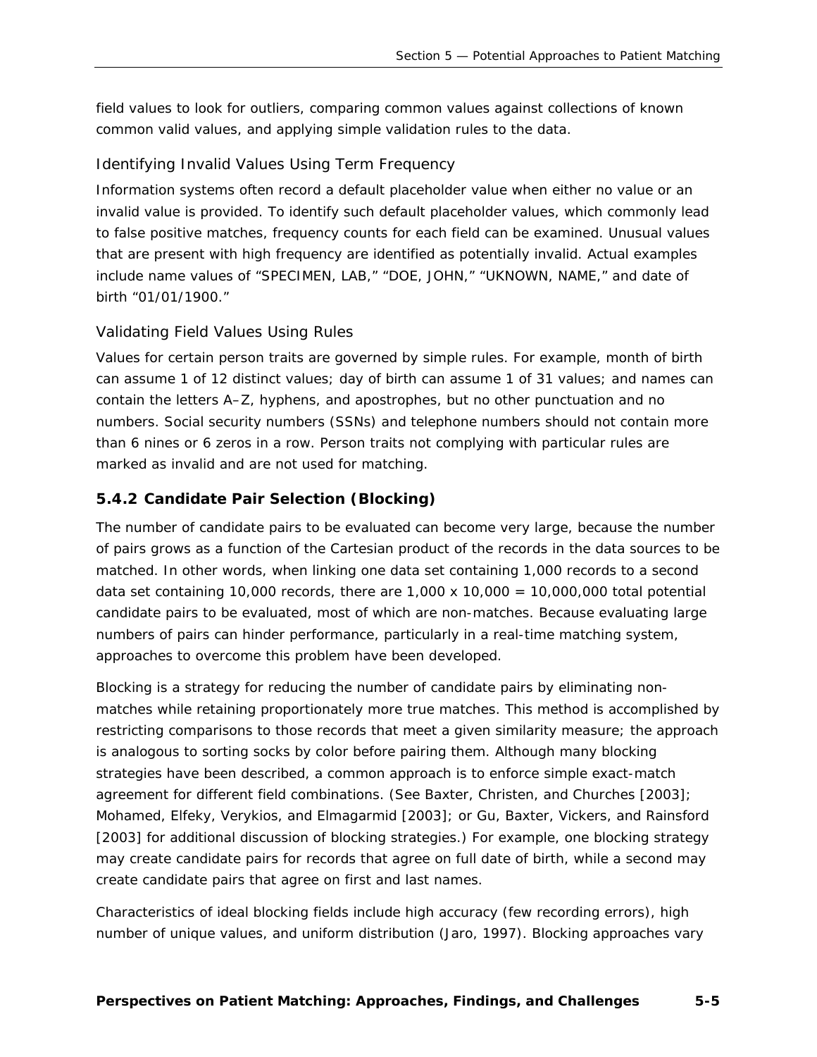field values to look for outliers, comparing common values against collections of known common valid values, and applying simple validation rules to the data.

### Identifying Invalid Values Using Term Frequency

Information systems often record a default placeholder value when either no value or an invalid value is provided. To identify such default placeholder values, which commonly lead to false positive matches, frequency counts for each field can be examined. Unusual values that are present with high frequency are identified as potentially invalid. Actual examples include name values of "SPECIMEN, LAB," "DOE, JOHN," "UKNOWN, NAME," and date of birth "01/01/1900."

### Validating Field Values Using Rules

Values for certain person traits are governed by simple rules. For example, month of birth can assume 1 of 12 distinct values; day of birth can assume 1 of 31 values; and names can contain the letters A–Z, hyphens, and apostrophes, but no other punctuation and no numbers. Social security numbers (SSNs) and telephone numbers should not contain more than 6 nines or 6 zeros in a row. Person traits not complying with particular rules are marked as invalid and are not used for matching.

## 5.4.2 Candidate Pair Selection (Blocking)

The number of candidate pairs to be evaluated can become very large, because the number of pairs grows as a function of the Cartesian product of the records in the data sources to be matched. In other words, when linking one data set containing 1,000 records to a second data set containing 10,000 records, there are 1,000 x 10,000 = 10,000,000 total potential candidate pairs to be evaluated, most of which are non-matches. Because evaluating large numbers of pairs can hinder performance, particularly in a real-time matching system, approaches to overcome this problem have been developed.

Blocking is a strategy for reducing the number of candidate pairs by eliminating non-matches while retaining proportionately more true matches. This method is accomplished by restricting comparisons to those records that meet a given similarity measure; the approach is analogous to sorting socks by color before pairing them. Although many blocking strategies have been described, a common approach is to enforce simple exact-match agreement for different field combinations. (See Baxter, Christen, and Churches [2003]; Mohamed, Elfeky, Verykios, and Elmagarmid [2003]; or Gu, Baxter, Vickers, and Rainsford [2003] for additional discussion of blocking strategies.) For example, one blocking strategy may create candidate pairs for records that agree on full date of birth, while a second may create candidate pairs that agree on first and last names.

Characteristics of ideal blocking fields include high accuracy (few recording errors), high number of unique values, and uniform distribution (Jaro, 1997). Blocking approaches vary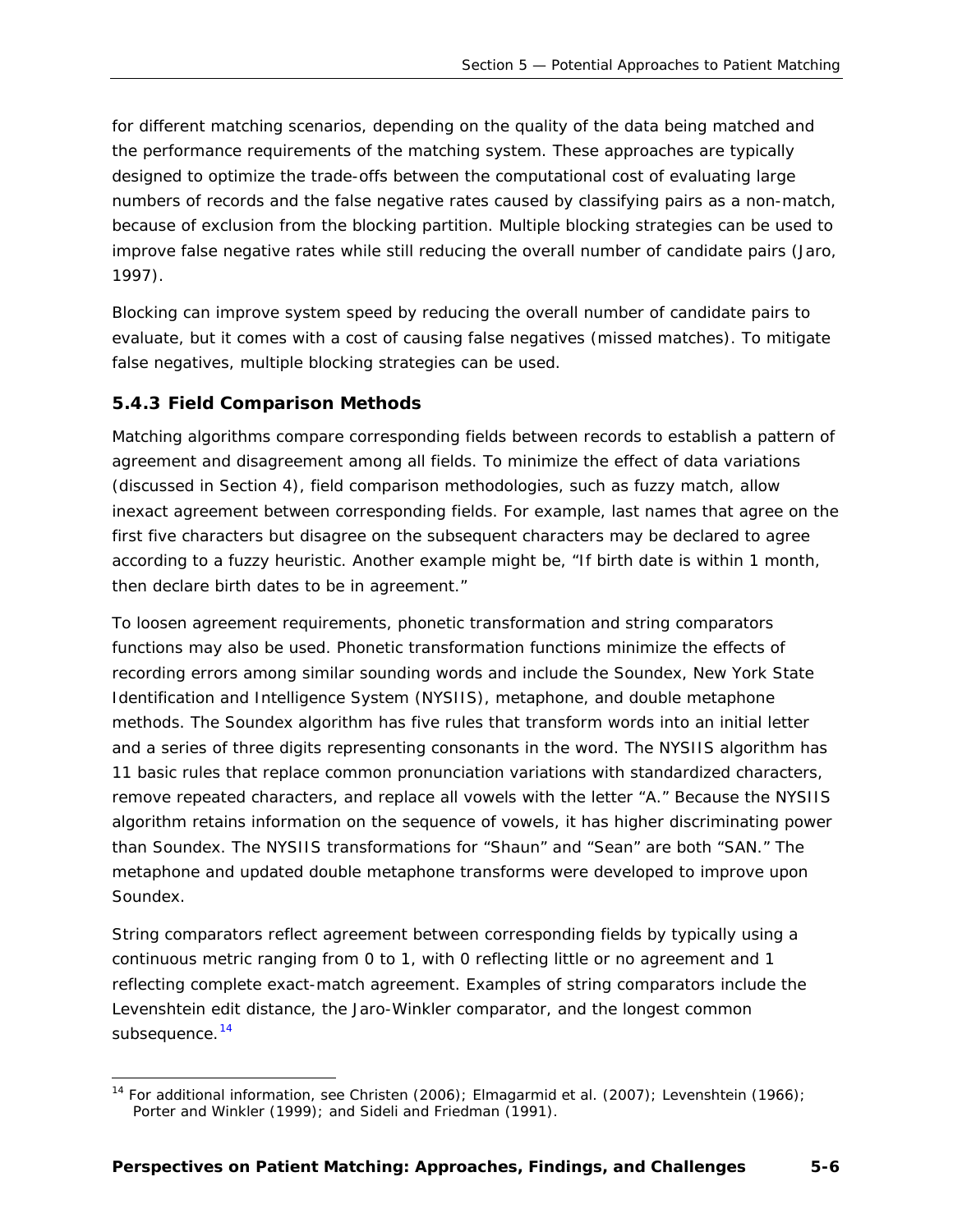for different matching scenarios, depending on the quality of the data being matched and the performance requirements of the matching system. These approaches are typically designed to optimize the trade-offs between the computational cost of evaluating large numbers of records and the false negative rates caused by classifying pairs as a non-match, because of exclusion from the blocking partition. Multiple blocking strategies can be used to improve false negative rates while still reducing the overall number of candidate pairs (Jaro, 1997).

Blocking can improve system speed by reducing the overall number of candidate pairs to evaluate, but it comes with a cost of causing false negatives (missed matches). To mitigate false negatives, multiple blocking strategies can be used.

### 5.4.3 Field Comparison Methods

Matching algorithms compare corresponding fields between records to establish a pattern of agreement and disagreement among all fields. To minimize the effect of data variations (discussed in Section 4), field comparison methodologies, such as fuzzy match, allow inexact agreement between corresponding fields. For example, last names that agree on the first five characters but disagree on the subsequent characters may be declared to agree according to a fuzzy heuristic. Another example might be, "If birth date is within 1 month, then declare birth dates to be in agreement."

To loosen agreement requirements, phonetic transformation and string comparators functions may also be used. Phonetic transformation functions minimize the effects of recording errors among similar sounding words and include the Soundex, New York State Identification and Intelligence System (NYSIIS), metaphone, and double metaphone methods. The Soundex algorithm has five rules that transform words into an initial letter and a series of three digits representing consonants in the word. The NYSIIS algorithm has 11 basic rules that replace common pronunciation variations with standardized characters, remove repeated characters, and replace all vowels with the letter "A." Because the NYSIIS algorithm retains information on the sequence of vowels, it has higher discriminating power than Soundex. The NYSIIS transformations for "Shaun" and "Sean" are both "SAN." The metaphone and updated double metaphone transforms were developed to improve upon Soundex.

String comparators reflect agreement between corresponding fields by typically using a continuous metric ranging from 0 to 1, with 0 reflecting little or no agreement and 1 reflecting complete exact-match agreement. Examples of string comparators include the Levenshtein edit distance, the Jaro-Winkler comparator, and the longest common subsequence.[14]

---

[14] For additional information, see Christen (2006); Elmagarmid et al. (2007); Levenshtein (1966); Porter and Winkler (1999); and Sideli and Friedman (1991).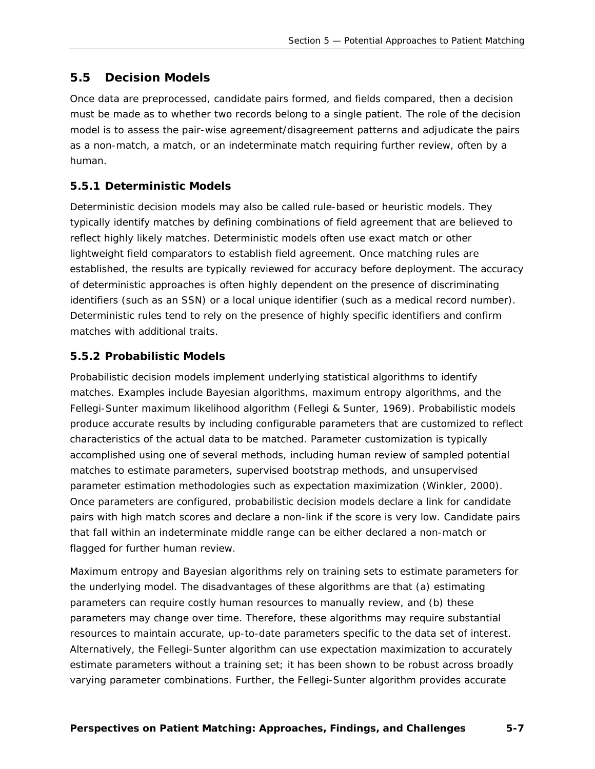## 5.5 Decision Models

Once data are preprocessed, candidate pairs formed, and fields compared, then a decision must be made as to whether two records belong to a single patient. The role of the decision model is to assess the pair-wise agreement/disagreement patterns and adjudicate the pairs as a non-match, a match, or an indeterminate match requiring further review, often by a human.

### 5.5.1 Deterministic Models

Deterministic decision models may also be called rule-based or heuristic models. They typically identify matches by defining combinations of field agreement that are believed to reflect highly likely matches. Deterministic models often use exact match or other lightweight field comparators to establish field agreement. Once matching rules are established, the results are typically reviewed for accuracy before deployment. The accuracy of deterministic approaches is often highly dependent on the presence of discriminating identifiers (such as an SSN) or a local unique identifier (such as a medical record number). Deterministic rules tend to rely on the presence of highly specific identifiers and confirm matches with additional traits.

### 5.5.2 Probabilistic Models

Probabilistic decision models implement underlying statistical algorithms to identify matches. Examples include Bayesian algorithms, maximum entropy algorithms, and the Fellegi-Sunter maximum likelihood algorithm (Fellegi & Sunter, 1969). Probabilistic models produce accurate results by including configurable parameters that are customized to reflect characteristics of the actual data to be matched. Parameter customization is typically accomplished using one of several methods, including human review of sampled potential matches to estimate parameters, supervised bootstrap methods, and unsupervised parameter estimation methodologies such as expectation maximization (Winkler, 2000). Once parameters are configured, probabilistic decision models declare a link for candidate pairs with high match scores and declare a non-link if the score is very low. Candidate pairs that fall within an indeterminate middle range can be either declared a non-match or flagged for further human review.

Maximum entropy and Bayesian algorithms rely on training sets to estimate parameters for the underlying model. The disadvantages of these algorithms are that (a) estimating parameters can require costly human resources to manually review, and (b) these parameters may change over time. Therefore, these algorithms may require substantial resources to maintain accurate, up-to-date parameters specific to the data set of interest. Alternatively, the Fellegi-Sunter algorithm can use expectation maximization to accurately estimate parameters without a training set; it has been shown to be robust across broadly varying parameter combinations. Further, the Fellegi-Sunter algorithm provides accurate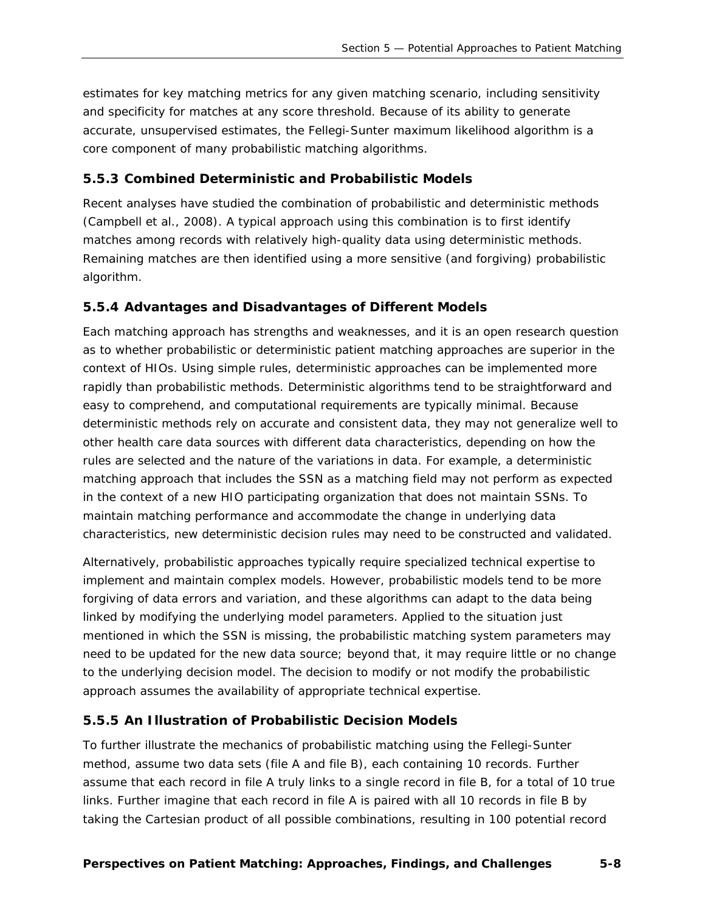estimates for key matching metrics for any given matching scenario, including sensitivity and specificity for matches at any score threshold. Because of its ability to generate accurate, unsupervised estimates, the Fellegi-Sunter maximum likelihood algorithm is a core component of many probabilistic matching algorithms.

### 5.5.3 Combined Deterministic and Probabilistic Models

Recent analyses have studied the combination of probabilistic and deterministic methods (Campbell et al., 2008). A typical approach using this combination is to first identify matches among records with relatively high-quality data using deterministic methods. Remaining matches are then identified using a more sensitive (and forgiving) probabilistic algorithm.

### 5.5.4 Advantages and Disadvantages of Different Models

Each matching approach has strengths and weaknesses, and it is an open research question as to whether probabilistic or deterministic patient matching approaches are superior in the context of HIOs. Using simple rules, deterministic approaches can be implemented more rapidly than probabilistic methods. Deterministic algorithms tend to be straightforward and easy to comprehend, and computational requirements are typically minimal. Because deterministic methods rely on accurate and consistent data, they may not generalize well to other health care data sources with different data characteristics, depending on how the rules are selected and the nature of the variations in data. For example, a deterministic matching approach that includes the SSN as a matching field may not perform as expected in the context of a new HIO participating organization that does not maintain SSNs. To maintain matching performance and accommodate the change in underlying data characteristics, new deterministic decision rules may need to be constructed and validated.

Alternatively, probabilistic approaches typically require specialized technical expertise to implement and maintain complex models. However, probabilistic models tend to be more forgiving of data errors and variation, and these algorithms can adapt to the data being linked by modifying the underlying model parameters. Applied to the situation just mentioned in which the SSN is missing, the probabilistic matching system parameters may need to be updated for the new data source; beyond that, it may require little or no change to the underlying decision model. The decision to modify or not modify the probabilistic approach assumes the availability of appropriate technical expertise.

### 5.5.5 An Illustration of Probabilistic Decision Models

To further illustrate the mechanics of probabilistic matching using the Fellegi-Sunter method, assume two data sets (file A and file B), each containing 10 records. Further assume that each record in file A truly links to a single record in file B, for a total of 10 true links. Further imagine that each record in file A is paired with all 10 records in file B by taking the Cartesian product of all possible combinations, resulting in 100 potential record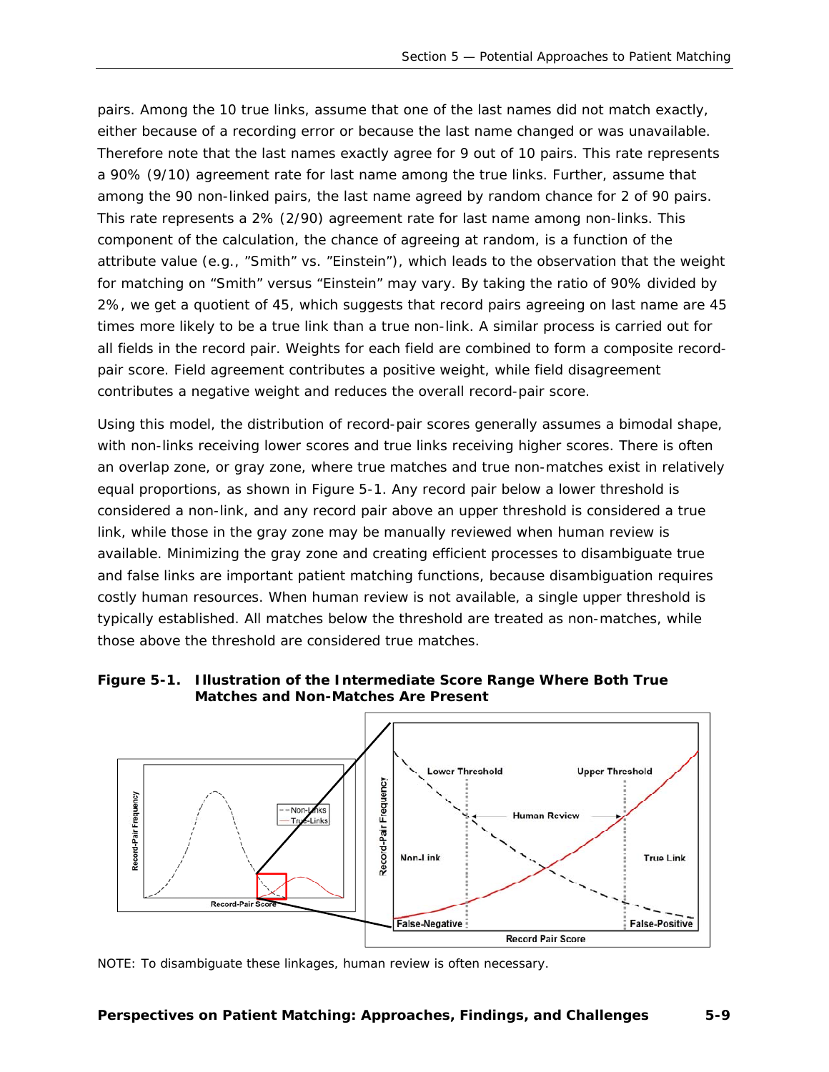pairs. Among the 10 true links, assume that one of the last names did not match exactly, either because of a recording error or because the last name changed or was unavailable. Therefore note that the last names exactly agree for 9 out of 10 pairs. This rate represents a 90% (9/10) agreement rate for last name among the true links. Further, assume that among the 90 non-linked pairs, the last name agreed by random chance for 2 of 90 pairs. This rate represents a 2% (2/90) agreement rate for last name among non-links. This component of the calculation, the chance of agreeing at random, is a function of the attribute value (e.g., "Smith" vs. "Einstein"), which leads to the observation that the weight for matching on "Smith" versus "Einstein" may vary. By taking the ratio of 90% divided by 2%, we get a quotient of 45, which suggests that record pairs agreeing on last name are 45 times more likely to be a true link than a true non-link. A similar process is carried out for all fields in the record pair. Weights for each field are combined to form a composite record-pair score. Field agreement contributes a positive weight, while field disagreement contributes a negative weight and reduces the overall record-pair score.

Using this model, the distribution of record-pair scores generally assumes a bimodal shape, with non-links receiving lower scores and true links receiving higher scores. There is often an overlap zone, or gray zone, where true matches and true non-matches exist in relatively equal proportions, as shown in Figure 5-1. Any record pair below a lower threshold is considered a non-link, and any record pair above an upper threshold is considered a true link, while those in the gray zone may be manually reviewed when human review is available. Minimizing the gray zone and creating efficient processes to disambiguate true and false links are important patient matching functions, because disambiguation requires costly human resources. When human review is not available, a single upper threshold is typically established. All matches below the threshold are treated as non-matches, while those above the threshold are considered true matches.

**Figure 5-1. Illustration of the Intermediate Score Range Where Both True Matches and Non-Matches Are Present**

NOTE: To disambiguate these linkages, human review is often necessary.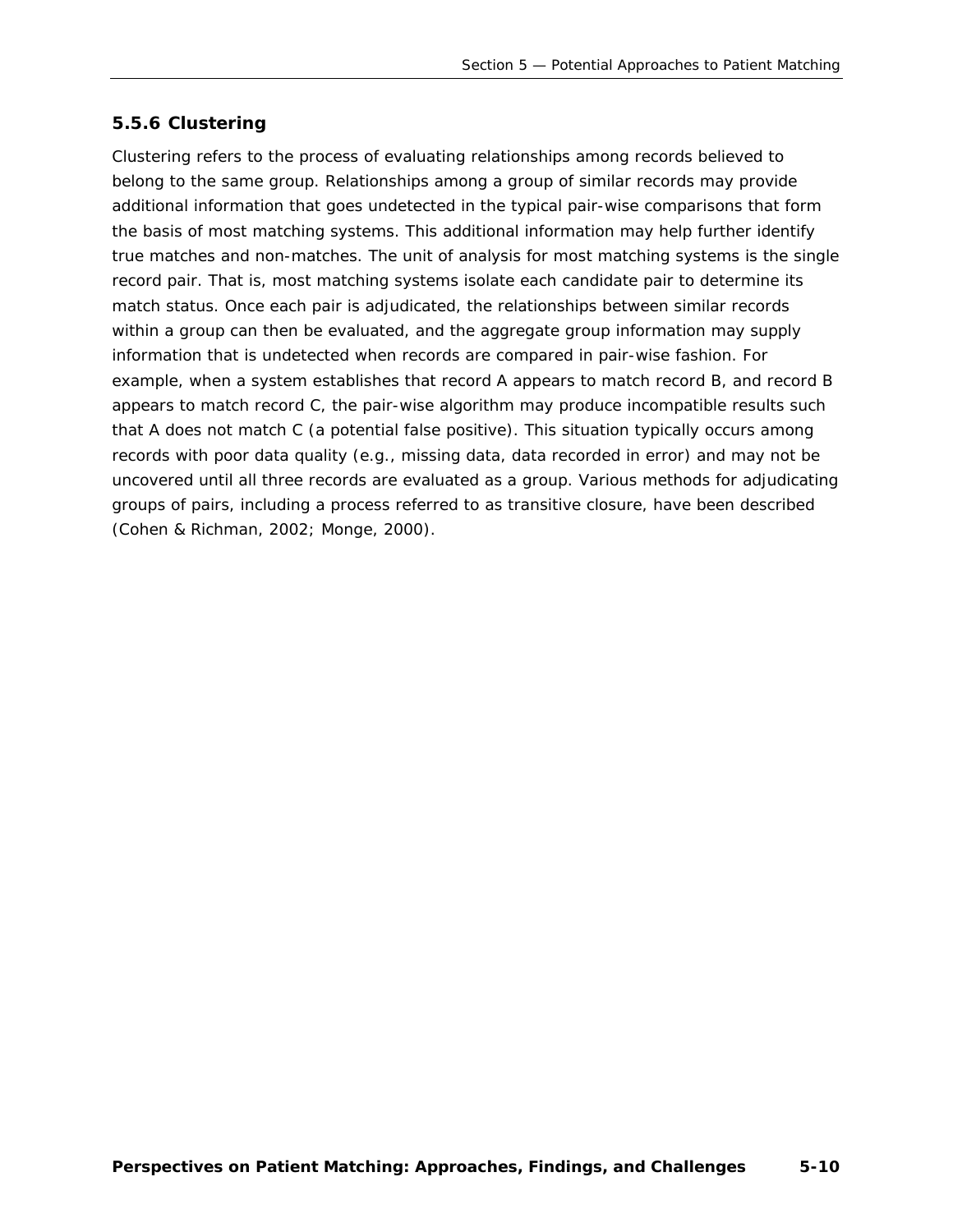### 5.5.6 Clustering

Clustering refers to the process of evaluating relationships among records believed to belong to the same group. Relationships among a group of similar records may provide additional information that goes undetected in the typical pair-wise comparisons that form the basis of most matching systems. This additional information may help further identify true matches and non-matches. The unit of analysis for most matching systems is the single record pair. That is, most matching systems isolate each candidate pair to determine its match status. Once each pair is adjudicated, the relationships between similar records within a group can then be evaluated, and the aggregate group information may supply information that is undetected when records are compared in pair-wise fashion. For example, when a system establishes that record A appears to match record B, and record B appears to match record C, the pair-wise algorithm may produce incompatible results such that A does not match C (a potential false positive). This situation typically occurs among records with poor data quality (e.g., missing data, data recorded in error) and may not be uncovered until all three records are evaluated as a group. Various methods for adjudicating groups of pairs, including a process referred to as transitive closure, have been described (Cohen & Richman, 2002; Monge, 2000).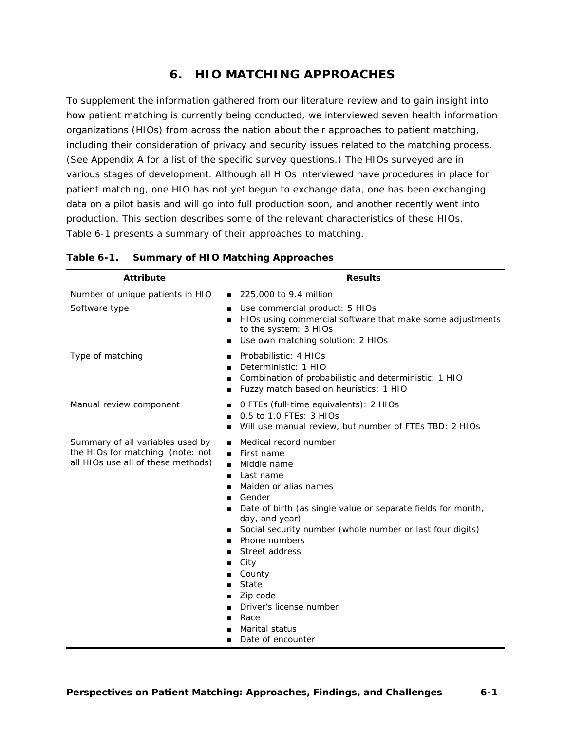# 6. HIO MATCHING APPROACHES

To supplement the information gathered from our literature review and to gain insight into how patient matching is currently being conducted, we interviewed seven health information organizations (HIOs) from across the nation about their approaches to patient matching, including their consideration of privacy and security issues related to the matching process. (See Appendix A for a list of the specific survey questions.) The HIOs surveyed are in various stages of development. Although all HIOs interviewed have procedures in place for patient matching, one HIO has not yet begun to exchange data, one has been exchanging data on a pilot basis and will go into full production soon, and another recently went into production. This section describes some of the relevant characteristics of these HIOs. Table 6-1 presents a summary of their approaches to matching.

**Table 6-1. Summary of HIO Matching Approaches**

| Attribute | Results |
|---|---|
| Number of unique patients in HIO | ■ 225,000 to 9.4 million |
| Software type | ■ Use commercial product: 5 HIOs<br>■ HIOs using commercial software that make some adjustments to the system: 3 HIOs<br>■ Use own matching solution: 2 HIOs |
| Type of matching | ■ Probabilistic: 4 HIOs<br>■ Deterministic: 1 HIO<br>■ Combination of probabilistic and deterministic: 1 HIO<br>■ Fuzzy match based on heuristics: 1 HIO |
| Manual review component | ■ 0 FTEs (full-time equivalents): 2 HIOs<br>■ 0.5 to 1.0 FTEs: 3 HIOs<br>■ Will use manual review, but number of FTEs TBD: 2 HIOs |
| Summary of all variables used by the HIOs for matching (note: not all HIOs use all of these methods) | ■ Medical record number<br>■ First name<br>■ Middle name<br>■ Last name<br>■ Maiden or alias names<br>■ Gender<br>■ Date of birth (as single value or separate fields for month, day, and year)<br>■ Social security number (whole number or last four digits)<br>■ Phone numbers<br>■ Street address<br>■ City<br>■ County<br>■ State<br>■ Zip code<br>■ Driver's license number<br>■ Race<br>■ Marital status<br>■ Date of encounter |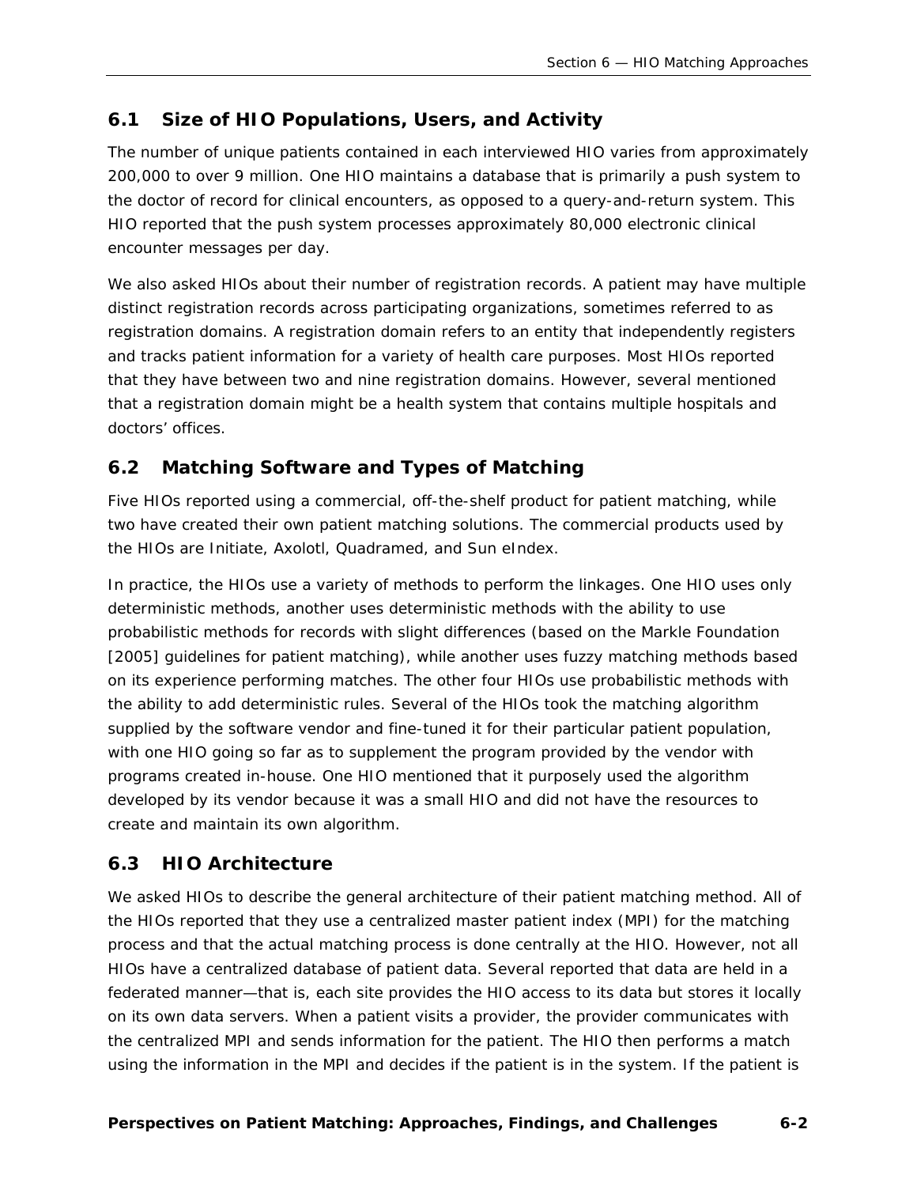## 6.1 Size of HIO Populations, Users, and Activity

The number of unique patients contained in each interviewed HIO varies from approximately 200,000 to over 9 million. One HIO maintains a database that is primarily a push system to the doctor of record for clinical encounters, as opposed to a query-and-return system. This HIO reported that the push system processes approximately 80,000 electronic clinical encounter messages per day.

We also asked HIOs about their number of registration records. A patient may have multiple distinct registration records across participating organizations, sometimes referred to as registration domains. A registration domain refers to an entity that independently registers and tracks patient information for a variety of health care purposes. Most HIOs reported that they have between two and nine registration domains. However, several mentioned that a registration domain might be a health system that contains multiple hospitals and doctors' offices.

## 6.2 Matching Software and Types of Matching

Five HIOs reported using a commercial, off-the-shelf product for patient matching, while two have created their own patient matching solutions. The commercial products used by the HIOs are Initiate, Axolotl, Quadramed, and Sun eIndex.

In practice, the HIOs use a variety of methods to perform the linkages. One HIO uses only deterministic methods, another uses deterministic methods with the ability to use probabilistic methods for records with slight differences (based on the Markle Foundation [2005] guidelines for patient matching), while another uses fuzzy matching methods based on its experience performing matches. The other four HIOs use probabilistic methods with the ability to add deterministic rules. Several of the HIOs took the matching algorithm supplied by the software vendor and fine-tuned it for their particular patient population, with one HIO going so far as to supplement the program provided by the vendor with programs created in-house. One HIO mentioned that it purposely used the algorithm developed by its vendor because it was a small HIO and did not have the resources to create and maintain its own algorithm.

## 6.3 HIO Architecture

We asked HIOs to describe the general architecture of their patient matching method. All of the HIOs reported that they use a centralized master patient index (MPI) for the matching process and that the actual matching process is done centrally at the HIO. However, not all HIOs have a centralized database of patient data. Several reported that data are held in a federated manner—that is, each site provides the HIO access to its data but stores it locally on its own data servers. When a patient visits a provider, the provider communicates with the centralized MPI and sends information for the patient. The HIO then performs a match using the information in the MPI and decides if the patient is in the system. If the patient is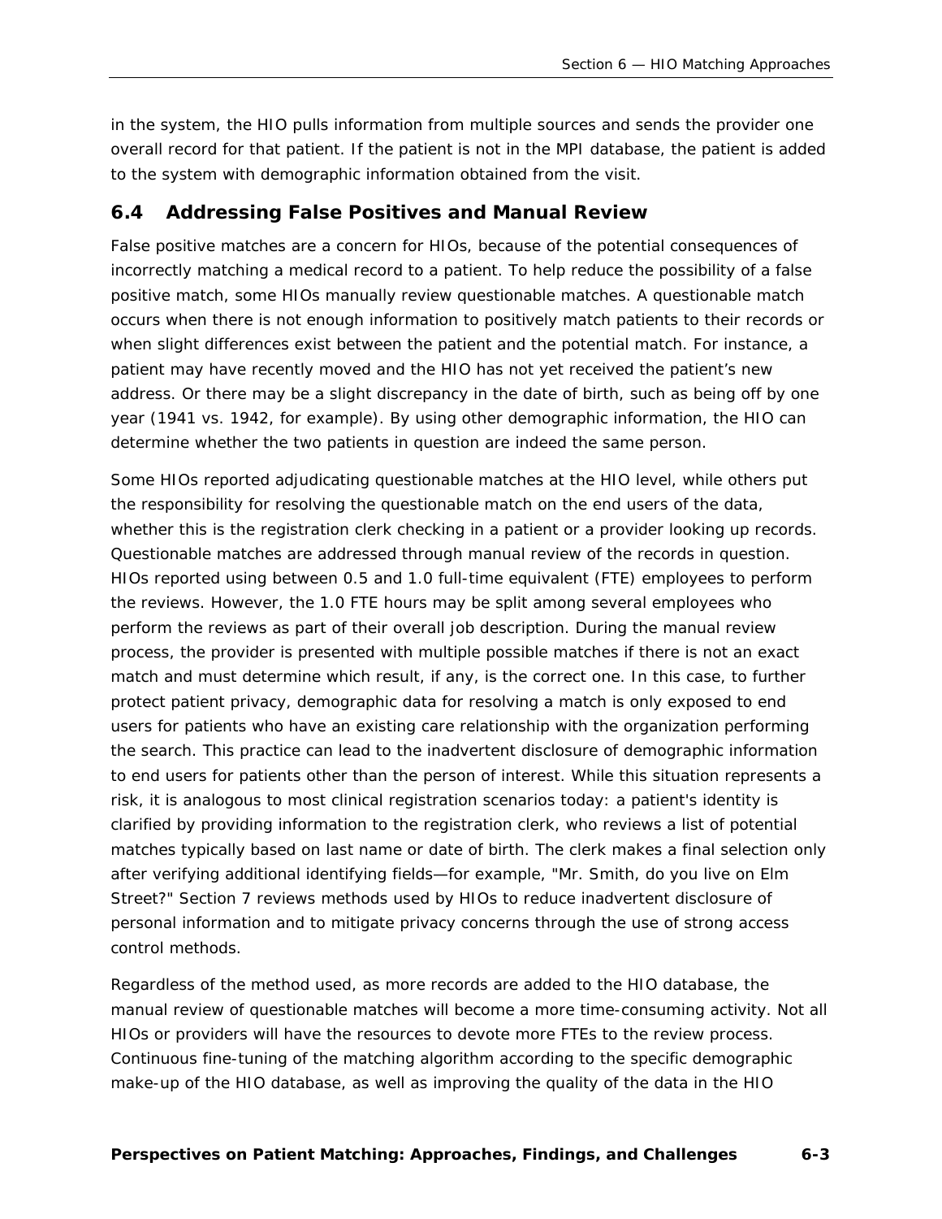in the system, the HIO pulls information from multiple sources and sends the provider one overall record for that patient. If the patient is not in the MPI database, the patient is added to the system with demographic information obtained from the visit.

## 6.4 Addressing False Positives and Manual Review

False positive matches are a concern for HIOs, because of the potential consequences of incorrectly matching a medical record to a patient. To help reduce the possibility of a false positive match, some HIOs manually review questionable matches. A questionable match occurs when there is not enough information to positively match patients to their records or when slight differences exist between the patient and the potential match. For instance, a patient may have recently moved and the HIO has not yet received the patient's new address. Or there may be a slight discrepancy in the date of birth, such as being off by one year (1941 vs. 1942, for example). By using other demographic information, the HIO can determine whether the two patients in question are indeed the same person.

Some HIOs reported adjudicating questionable matches at the HIO level, while others put the responsibility for resolving the questionable match on the end users of the data, whether this is the registration clerk checking in a patient or a provider looking up records. Questionable matches are addressed through manual review of the records in question. HIOs reported using between 0.5 and 1.0 full-time equivalent (FTE) employees to perform the reviews. However, the 1.0 FTE hours may be split among several employees who perform the reviews as part of their overall job description. During the manual review process, the provider is presented with multiple possible matches if there is not an exact match and must determine which result, if any, is the correct one. In this case, to further protect patient privacy, demographic data for resolving a match is only exposed to end users for patients who have an existing care relationship with the organization performing the search. This practice can lead to the inadvertent disclosure of demographic information to end users for patients other than the person of interest. While this situation represents a risk, it is analogous to most clinical registration scenarios today: a patient's identity is clarified by providing information to the registration clerk, who reviews a list of potential matches typically based on last name or date of birth. The clerk makes a final selection only after verifying additional identifying fields—for example, "Mr. Smith, do you live on Elm Street?" Section 7 reviews methods used by HIOs to reduce inadvertent disclosure of personal information and to mitigate privacy concerns through the use of strong access control methods.

Regardless of the method used, as more records are added to the HIO database, the manual review of questionable matches will become a more time-consuming activity. Not all HIOs or providers will have the resources to devote more FTEs to the review process. Continuous fine-tuning of the matching algorithm according to the specific demographic make-up of the HIO database, as well as improving the quality of the data in the HIO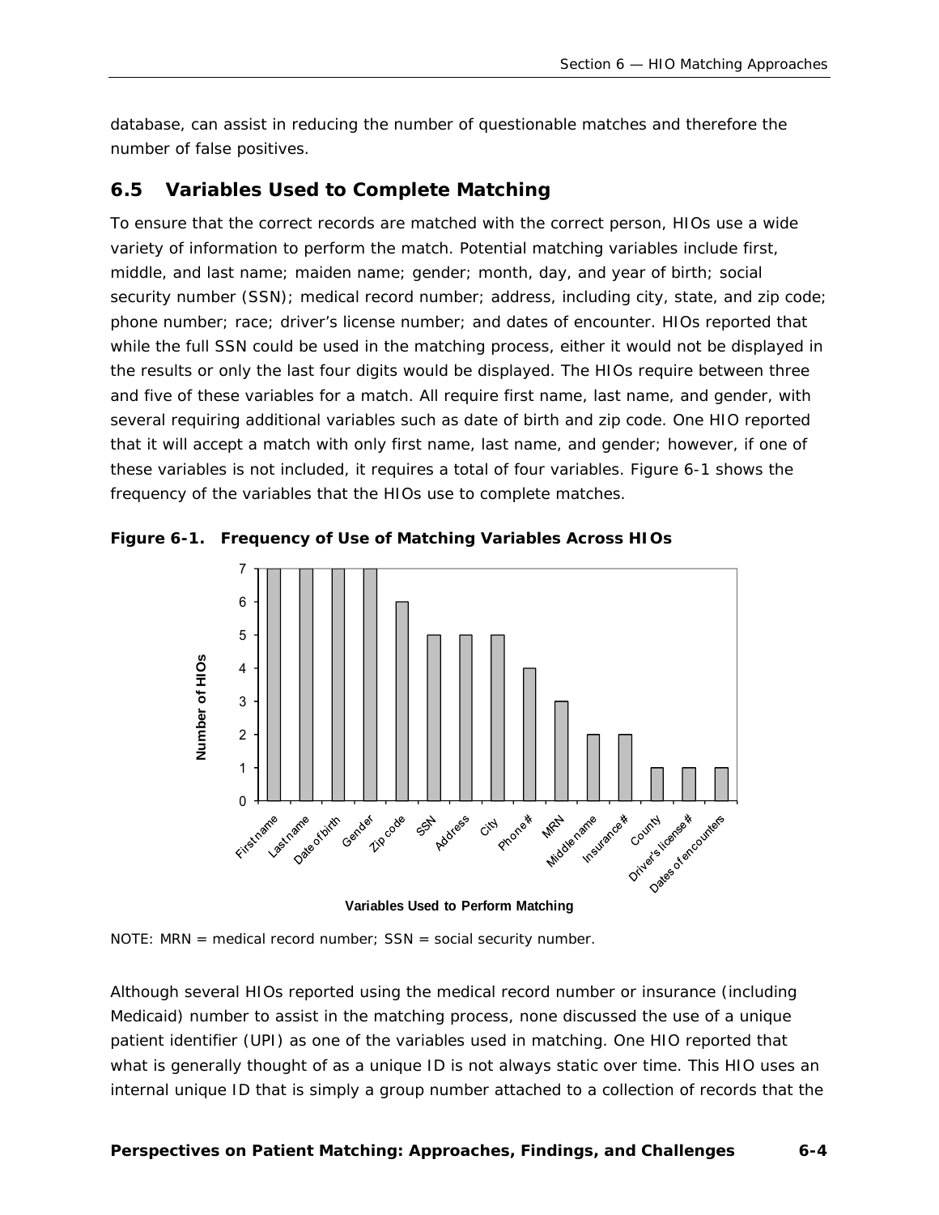database, can assist in reducing the number of questionable matches and therefore the number of false positives.

## 6.5 Variables Used to Complete Matching

To ensure that the correct records are matched with the correct person, HIOs use a wide variety of information to perform the match. Potential matching variables include first, middle, and last name; maiden name; gender; month, day, and year of birth; social security number (SSN); medical record number; address, including city, state, and zip code; phone number; race; driver's license number; and dates of encounter. HIOs reported that while the full SSN could be used in the matching process, either it would not be displayed in the results or only the last four digits would be displayed. The HIOs require between three and five of these variables for a match. All require first name, last name, and gender, with several requiring additional variables such as date of birth and zip code. One HIO reported that it will accept a match with only first name, last name, and gender; however, if one of these variables is not included, it requires a total of four variables. Figure 6-1 shows the frequency of the variables that the HIOs use to complete matches.

**Figure 6-1. Frequency of Use of Matching Variables Across HIOs**

| Variables Used to Perform Matching | Number of HIOs |
|---|---|
| First name | 7 |
| Last name | 7 |
| Date of birth | 7 |
| Gender | 7 |
| Zip code | 6 |
| SSN | 5 |
| Address | 5 |
| City | 5 |
| Phone # | 4 |
| MRN | 3 |
| Middle name | 2 |
| Insurance # | 2 |
| County | 1 |
| Driver's license # | 1 |
| Dates of encounters | 1 |

NOTE: MRN = medical record number; SSN = social security number.

Although several HIOs reported using the medical record number or insurance (including Medicaid) number to assist in the matching process, none discussed the use of a unique patient identifier (UPI) as one of the variables used in matching. One HIO reported that what is generally thought of as a unique ID is not always static over time. This HIO uses an internal unique ID that is simply a group number attached to a collection of records that the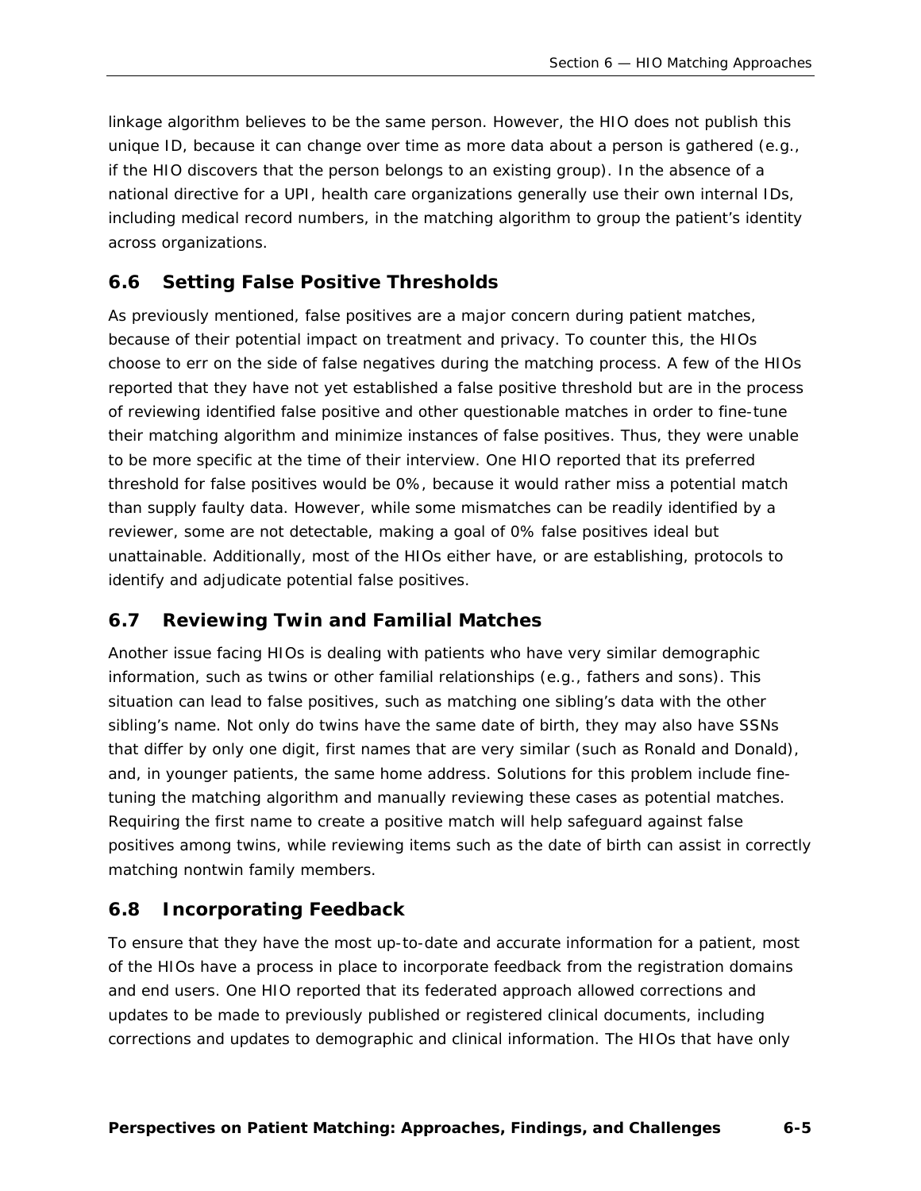linkage algorithm believes to be the same person. However, the HIO does not publish this unique ID, because it can change over time as more data about a person is gathered (e.g., if the HIO discovers that the person belongs to an existing group). In the absence of a national directive for a UPI, health care organizations generally use their own internal IDs, including medical record numbers, in the matching algorithm to group the patient's identity across organizations.

## 6.6 Setting False Positive Thresholds

As previously mentioned, false positives are a major concern during patient matches, because of their potential impact on treatment and privacy. To counter this, the HIOs choose to err on the side of false negatives during the matching process. A few of the HIOs reported that they have not yet established a false positive threshold but are in the process of reviewing identified false positive and other questionable matches in order to fine-tune their matching algorithm and minimize instances of false positives. Thus, they were unable to be more specific at the time of their interview. One HIO reported that its preferred threshold for false positives would be 0%, because it would rather miss a potential match than supply faulty data. However, while some mismatches can be readily identified by a reviewer, some are not detectable, making a goal of 0% false positives ideal but unattainable. Additionally, most of the HIOs either have, or are establishing, protocols to identify and adjudicate potential false positives.

## 6.7 Reviewing Twin and Familial Matches

Another issue facing HIOs is dealing with patients who have very similar demographic information, such as twins or other familial relationships (e.g., fathers and sons). This situation can lead to false positives, such as matching one sibling's data with the other sibling's name. Not only do twins have the same date of birth, they may also have SSNs that differ by only one digit, first names that are very similar (such as Ronald and Donald), and, in younger patients, the same home address. Solutions for this problem include fine-tuning the matching algorithm and manually reviewing these cases as potential matches. Requiring the first name to create a positive match will help safeguard against false positives among twins, while reviewing items such as the date of birth can assist in correctly matching nontwin family members.

## 6.8 Incorporating Feedback

To ensure that they have the most up-to-date and accurate information for a patient, most of the HIOs have a process in place to incorporate feedback from the registration domains and end users. One HIO reported that its federated approach allowed corrections and updates to be made to previously published or registered clinical documents, including corrections and updates to demographic and clinical information. The HIOs that have only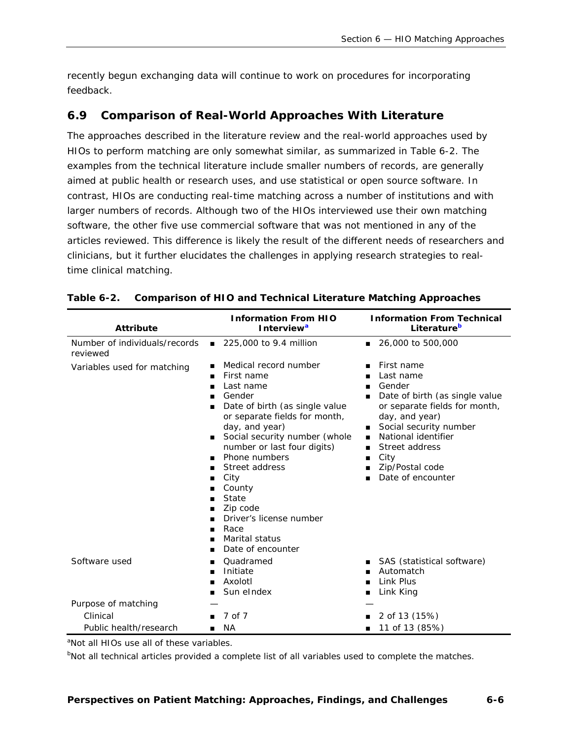recently begun exchanging data will continue to work on procedures for incorporating feedback.

## 6.9 Comparison of Real-World Approaches With Literature

The approaches described in the literature review and the real-world approaches used by HIOs to perform matching are only somewhat similar, as summarized in Table 6-2. The examples from the technical literature include smaller numbers of records, are generally aimed at public health or research uses, and use statistical or open source software. In contrast, HIOs are conducting real-time matching across a number of institutions and with larger numbers of records. Although two of the HIOs interviewed use their own matching software, the other five use commercial software that was not mentioned in any of the articles reviewed. This difference is likely the result of the different needs of researchers and clinicians, but it further elucidates the challenges in applying research strategies to real-time clinical matching.

**Table 6-2. Comparison of HIO and Technical Literature Matching Approaches**

| Attribute | Information From HIO Interview[a] | Information From Technical Literature[b] |
|---|---|---|
| Number of individuals/records reviewed | ■ 225,000 to 9.4 million | ■ 26,000 to 500,000 |
| Variables used for matching | ■ Medical record number<br>■ First name<br>■ Last name<br>■ Gender<br>■ Date of birth (as single value or separate fields for month, day, and year)<br>■ Social security number (whole number or last four digits)<br>■ Phone numbers<br>■ Street address<br>■ City<br>■ County<br>■ State<br>■ Zip code<br>■ Driver's license number<br>■ Race<br>■ Marital status<br>■ Date of encounter | ■ First name<br>■ Last name<br>■ Gender<br>■ Date of birth (as single value or separate fields for month, day, and year)<br>■ Social security number<br>■ National identifier<br>■ Street address<br>■ City<br>■ Zip/Postal code<br>■ Date of encounter |
| Software used | ■ Quadramed<br>■ Initiate<br>■ Axolotl<br>■ Sun eIndex | ■ SAS (statistical software)<br>■ Automatch<br>■ Link Plus<br>■ Link King |
| Purpose of matching | — | — |
| Clinical | ■ 7 of 7 | ■ 2 of 13 (15%) |
| Public health/research | ■ NA | ■ 11 of 13 (85%) |

[a]Not all HIOs use all of these variables.

[b]Not all technical articles provided a complete list of all variables used to complete the matches.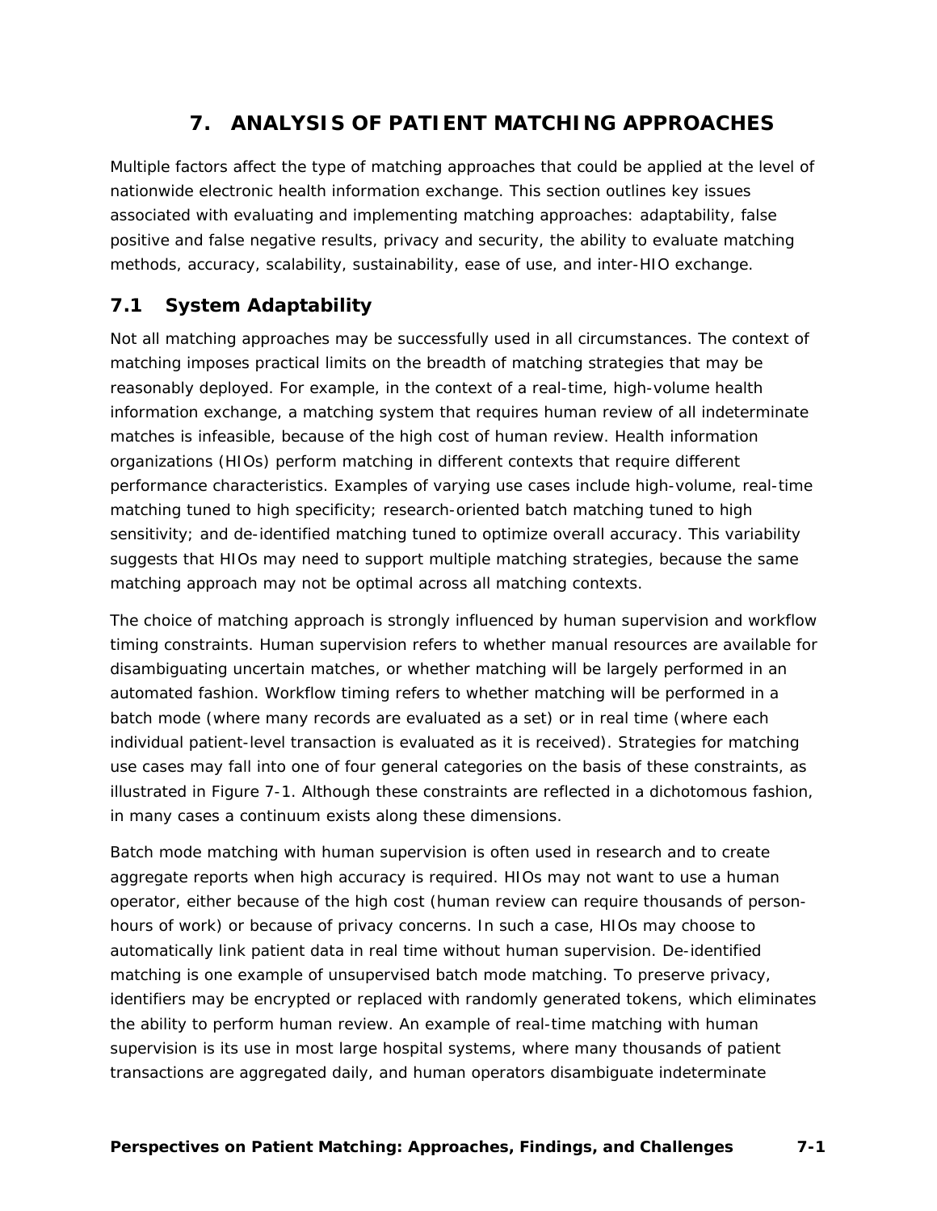# 7. ANALYSIS OF PATIENT MATCHING APPROACHES

Multiple factors affect the type of matching approaches that could be applied at the level of nationwide electronic health information exchange. This section outlines key issues associated with evaluating and implementing matching approaches: adaptability, false positive and false negative results, privacy and security, the ability to evaluate matching methods, accuracy, scalability, sustainability, ease of use, and inter-HIO exchange.

## 7.1 System Adaptability

Not all matching approaches may be successfully used in all circumstances. The context of matching imposes practical limits on the breadth of matching strategies that may be reasonably deployed. For example, in the context of a real-time, high-volume health information exchange, a matching system that requires human review of all indeterminate matches is infeasible, because of the high cost of human review. Health information organizations (HIOs) perform matching in different contexts that require different performance characteristics. Examples of varying use cases include high-volume, real-time matching tuned to high specificity; research-oriented batch matching tuned to high sensitivity; and de-identified matching tuned to optimize overall accuracy. This variability suggests that HIOs may need to support multiple matching strategies, because the same matching approach may not be optimal across all matching contexts.

The choice of matching approach is strongly influenced by human supervision and workflow timing constraints. Human supervision refers to whether manual resources are available for disambiguating uncertain matches, or whether matching will be largely performed in an automated fashion. Workflow timing refers to whether matching will be performed in a batch mode (where many records are evaluated as a set) or in real time (where each individual patient-level transaction is evaluated as it is received). Strategies for matching use cases may fall into one of four general categories on the basis of these constraints, as illustrated in Figure 7-1. Although these constraints are reflected in a dichotomous fashion, in many cases a continuum exists along these dimensions.

Batch mode matching with human supervision is often used in research and to create aggregate reports when high accuracy is required. HIOs may not want to use a human operator, either because of the high cost (human review can require thousands of person-hours of work) or because of privacy concerns. In such a case, HIOs may choose to automatically link patient data in real time without human supervision. De-identified matching is one example of unsupervised batch mode matching. To preserve privacy, identifiers may be encrypted or replaced with randomly generated tokens, which eliminates the ability to perform human review. An example of real-time matching with human supervision is its use in most large hospital systems, where many thousands of patient transactions are aggregated daily, and human operators disambiguate indeterminate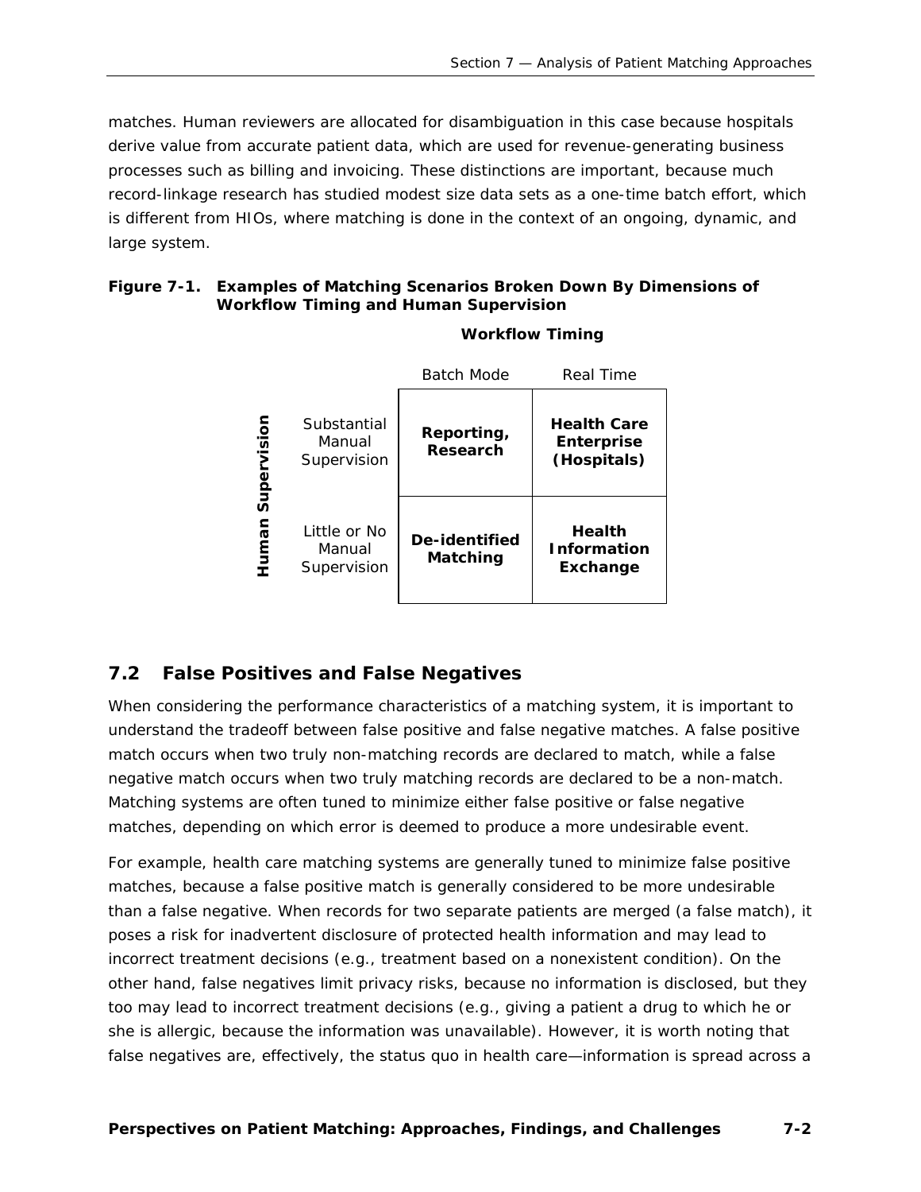matches. Human reviewers are allocated for disambiguation in this case because hospitals derive value from accurate patient data, which are used for revenue-generating business processes such as billing and invoicing. These distinctions are important, because much record-linkage research has studied modest size data sets as a one-time batch effort, which is different from HIOs, where matching is done in the context of an ongoing, dynamic, and large system.

**Figure 7-1. Examples of Matching Scenarios Broken Down By Dimensions of Workflow Timing and Human Supervision**

| Human Supervision | Workflow Timing: Batch Mode | Workflow Timing: Real Time |
|---|---|---|
| Substantial Manual Supervision | **Reporting, Research** | **Health Care Enterprise (Hospitals)** |
| Little or No Manual Supervision | **De-identified Matching** | **Health Information Exchange** |

## 7.2 False Positives and False Negatives

When considering the performance characteristics of a matching system, it is important to understand the tradeoff between false positive and false negative matches. A false positive match occurs when two truly non-matching records are declared to match, while a false negative match occurs when two truly matching records are declared to be a non-match. Matching systems are often tuned to minimize either false positive or false negative matches, depending on which error is deemed to produce a more undesirable event.

For example, health care matching systems are generally tuned to minimize false positive matches, because a false positive match is generally considered to be more undesirable than a false negative. When records for two separate patients are merged (a false match), it poses a risk for inadvertent disclosure of protected health information and may lead to incorrect treatment decisions (e.g., treatment based on a nonexistent condition). On the other hand, false negatives limit privacy risks, because no information is disclosed, but they too may lead to incorrect treatment decisions (e.g., giving a patient a drug to which he or she is allergic, because the information was unavailable). However, it is worth noting that false negatives are, effectively, the status quo in health care—information is spread across a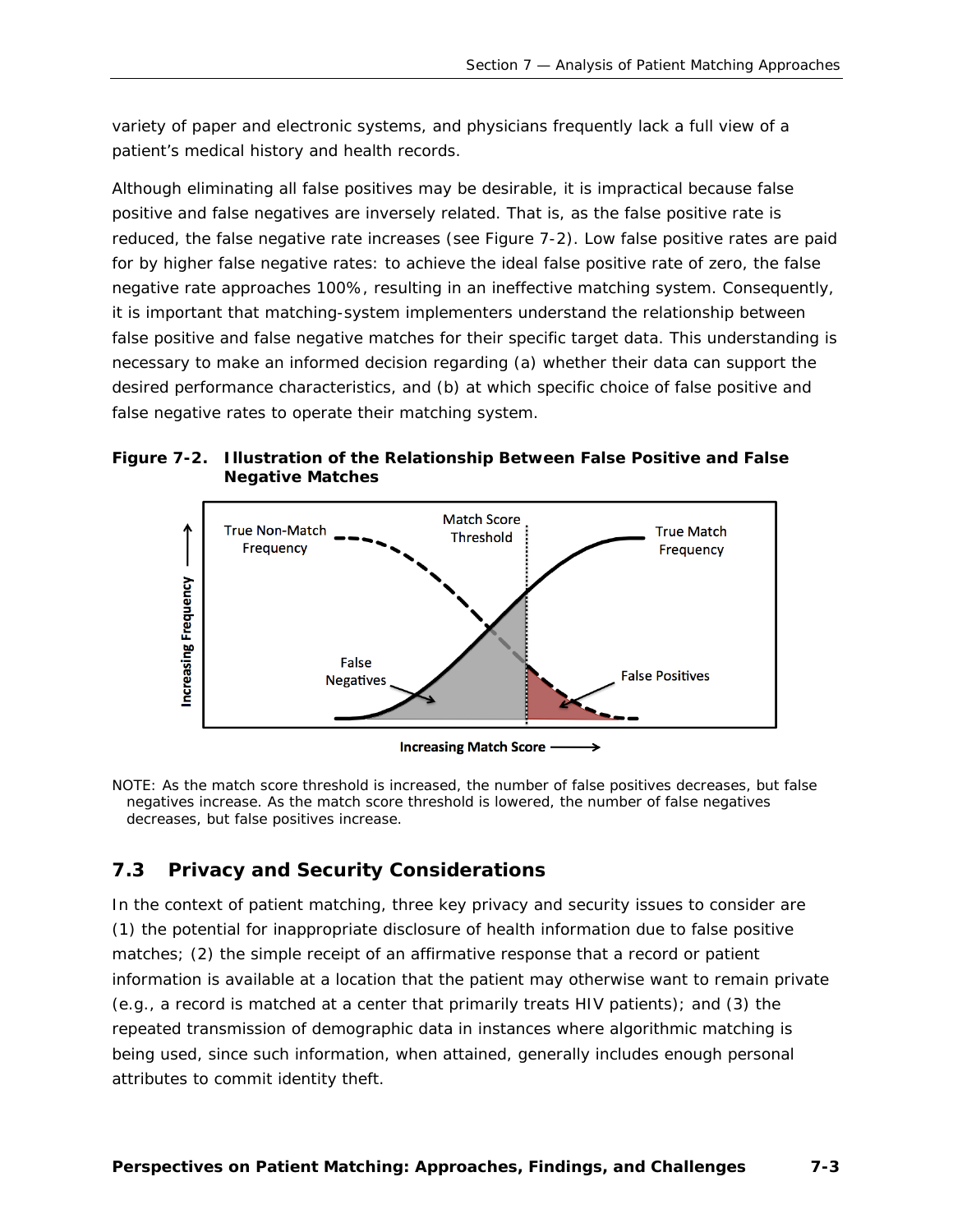variety of paper and electronic systems, and physicians frequently lack a full view of a patient's medical history and health records.

Although eliminating all false positives may be desirable, it is impractical because false positive and false negatives are inversely related. That is, as the false positive rate is reduced, the false negative rate increases (see Figure 7-2). Low false positive rates are paid for by higher false negative rates: to achieve the ideal false positive rate of zero, the false negative rate approaches 100%, resulting in an ineffective matching system. Consequently, it is important that matching-system implementers understand the relationship between false positive and false negative matches for their specific target data. This understanding is necessary to make an informed decision regarding (a) whether their data can support the desired performance characteristics, and (b) at which specific choice of false positive and false negative rates to operate their matching system.

**Figure 7-2. Illustration of the Relationship Between False Positive and False Negative Matches**

NOTE: As the match score threshold is increased, the number of false positives decreases, but false negatives increase. As the match score threshold is lowered, the number of false negatives decreases, but false positives increase.

## 7.3 Privacy and Security Considerations

In the context of patient matching, three key privacy and security issues to consider are (1) the potential for inappropriate disclosure of health information due to false positive matches; (2) the simple receipt of an affirmative response that a record or patient information is available at a location that the patient may otherwise want to remain private (e.g., a record is matched at a center that primarily treats HIV patients); and (3) the repeated transmission of demographic data in instances where algorithmic matching is being used, since such information, when attained, generally includes enough personal attributes to commit identity theft.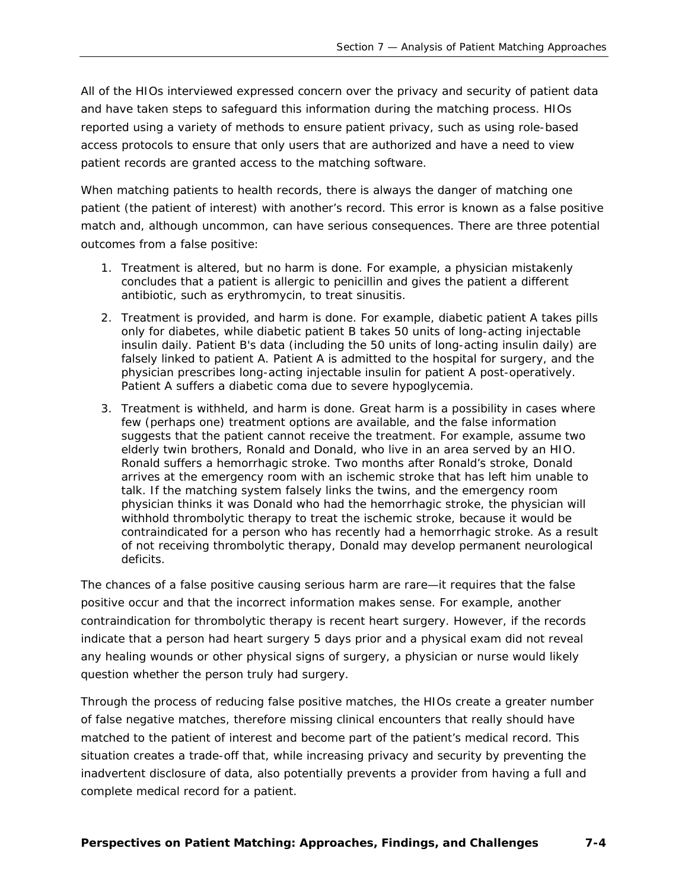All of the HIOs interviewed expressed concern over the privacy and security of patient data and have taken steps to safeguard this information during the matching process. HIOs reported using a variety of methods to ensure patient privacy, such as using role-based access protocols to ensure that only users that are authorized and have a need to view patient records are granted access to the matching software.

When matching patients to health records, there is always the danger of matching one patient (the patient of interest) with another's record. This error is known as a false positive match and, although uncommon, can have serious consequences. There are three potential outcomes from a false positive:

1. Treatment is altered, but no harm is done. For example, a physician mistakenly concludes that a patient is allergic to penicillin and gives the patient a different antibiotic, such as erythromycin, to treat sinusitis.
2. Treatment is provided, and harm is done. For example, diabetic patient A takes pills only for diabetes, while diabetic patient B takes 50 units of long-acting injectable insulin daily. Patient B's data (including the 50 units of long-acting insulin daily) are falsely linked to patient A. Patient A is admitted to the hospital for surgery, and the physician prescribes long-acting injectable insulin for patient A post-operatively. Patient A suffers a diabetic coma due to severe hypoglycemia.
3. Treatment is withheld, and harm is done. Great harm is a possibility in cases where few (perhaps one) treatment options are available, and the false information suggests that the patient cannot receive the treatment. For example, assume two elderly twin brothers, Ronald and Donald, who live in an area served by an HIO. Ronald suffers a hemorrhagic stroke. Two months after Ronald's stroke, Donald arrives at the emergency room with an ischemic stroke that has left him unable to talk. If the matching system falsely links the twins, and the emergency room physician thinks it was Donald who had the hemorrhagic stroke, the physician will withhold thrombolytic therapy to treat the ischemic stroke, because it would be contraindicated for a person who has recently had a hemorrhagic stroke. As a result of not receiving thrombolytic therapy, Donald may develop permanent neurological deficits.

The chances of a false positive causing serious harm are rare—it requires that the false positive occur and that the incorrect information makes sense. For example, another contraindication for thrombolytic therapy is recent heart surgery. However, if the records indicate that a person had heart surgery 5 days prior and a physical exam did not reveal any healing wounds or other physical signs of surgery, a physician or nurse would likely question whether the person truly had surgery.

Through the process of reducing false positive matches, the HIOs create a greater number of false negative matches, therefore missing clinical encounters that really should have matched to the patient of interest and become part of the patient's medical record. This situation creates a trade-off that, while increasing privacy and security by preventing the inadvertent disclosure of data, also potentially prevents a provider from having a full and complete medical record for a patient.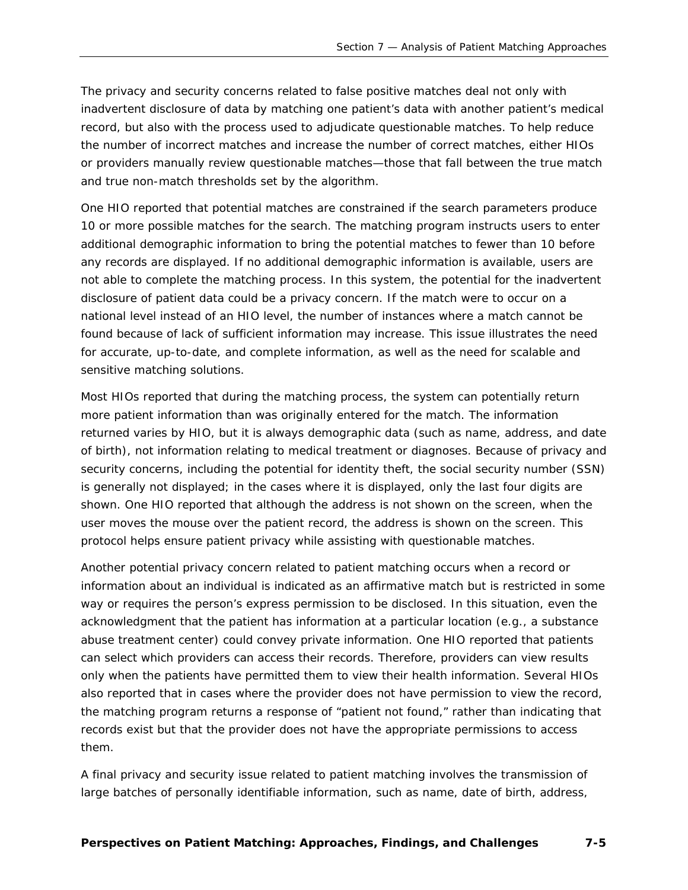The privacy and security concerns related to false positive matches deal not only with inadvertent disclosure of data by matching one patient's data with another patient's medical record, but also with the process used to adjudicate questionable matches. To help reduce the number of incorrect matches and increase the number of correct matches, either HIOs or providers manually review questionable matches—those that fall between the true match and true non-match thresholds set by the algorithm.

One HIO reported that potential matches are constrained if the search parameters produce 10 or more possible matches for the search. The matching program instructs users to enter additional demographic information to bring the potential matches to fewer than 10 before any records are displayed. If no additional demographic information is available, users are not able to complete the matching process. In this system, the potential for the inadvertent disclosure of patient data could be a privacy concern. If the match were to occur on a national level instead of an HIO level, the number of instances where a match cannot be found because of lack of sufficient information may increase. This issue illustrates the need for accurate, up-to-date, and complete information, as well as the need for scalable and sensitive matching solutions.

Most HIOs reported that during the matching process, the system can potentially return more patient information than was originally entered for the match. The information returned varies by HIO, but it is always demographic data (such as name, address, and date of birth), not information relating to medical treatment or diagnoses. Because of privacy and security concerns, including the potential for identity theft, the social security number (SSN) is generally not displayed; in the cases where it is displayed, only the last four digits are shown. One HIO reported that although the address is not shown on the screen, when the user moves the mouse over the patient record, the address is shown on the screen. This protocol helps ensure patient privacy while assisting with questionable matches.

Another potential privacy concern related to patient matching occurs when a record or information about an individual is indicated as an affirmative match but is restricted in some way or requires the person's express permission to be disclosed. In this situation, even the acknowledgment that the patient has information at a particular location (e.g., a substance abuse treatment center) could convey private information. One HIO reported that patients can select which providers can access their records. Therefore, providers can view results only when the patients have permitted them to view their health information. Several HIOs also reported that in cases where the provider does not have permission to view the record, the matching program returns a response of "patient not found," rather than indicating that records exist but that the provider does not have the appropriate permissions to access them.

A final privacy and security issue related to patient matching involves the transmission of large batches of personally identifiable information, such as name, date of birth, address,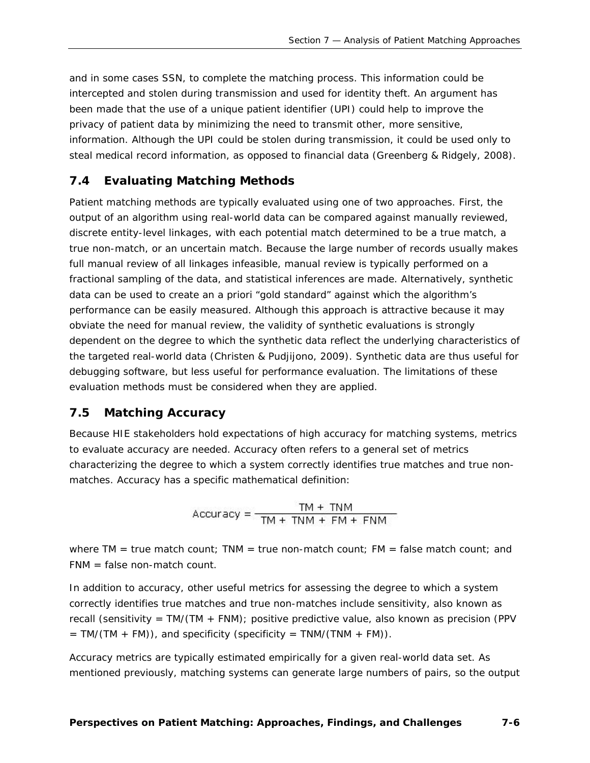and in some cases SSN, to complete the matching process. This information could be intercepted and stolen during transmission and used for identity theft. An argument has been made that the use of a unique patient identifier (UPI) could help to improve the privacy of patient data by minimizing the need to transmit other, more sensitive, information. Although the UPI could be stolen during transmission, it could be used only to steal medical record information, as opposed to financial data (Greenberg & Ridgely, 2008).

## 7.4 Evaluating Matching Methods

Patient matching methods are typically evaluated using one of two approaches. First, the output of an algorithm using real-world data can be compared against manually reviewed, discrete entity-level linkages, with each potential match determined to be a true match, a true non-match, or an uncertain match. Because the large number of records usually makes full manual review of all linkages infeasible, manual review is typically performed on a fractional sampling of the data, and statistical inferences are made. Alternatively, synthetic data can be used to create an a priori "gold standard" against which the algorithm's performance can be easily measured. Although this approach is attractive because it may obviate the need for manual review, the validity of synthetic evaluations is strongly dependent on the degree to which the synthetic data reflect the underlying characteristics of the targeted real-world data (Christen & Pudjijono, 2009). Synthetic data are thus useful for debugging software, but less useful for performance evaluation. The limitations of these evaluation methods must be considered when they are applied.

## 7.5 Matching Accuracy

Because HIE stakeholders hold expectations of high accuracy for matching systems, metrics to evaluate accuracy are needed. Accuracy often refers to a general set of metrics characterizing the degree to which a system correctly identifies true matches and true non-matches. Accuracy has a specific mathematical definition:

$$\text{Accuracy} = \frac{\text{TM} + \text{TNM}}{\text{TM} + \text{TNM} + \text{FM} + \text{FNM}}$$

where TM = true match count; TNM = true non-match count; FM = false match count; and FNM = false non-match count.

In addition to accuracy, other useful metrics for assessing the degree to which a system correctly identifies true matches and true non-matches include sensitivity, also known as recall (sensitivity = TM/(TM + FNM); positive predictive value, also known as precision (PPV = TM/(TM + FM)), and specificity (specificity = TNM/(TNM + FM)).

Accuracy metrics are typically estimated empirically for a given real-world data set. As mentioned previously, matching systems can generate large numbers of pairs, so the output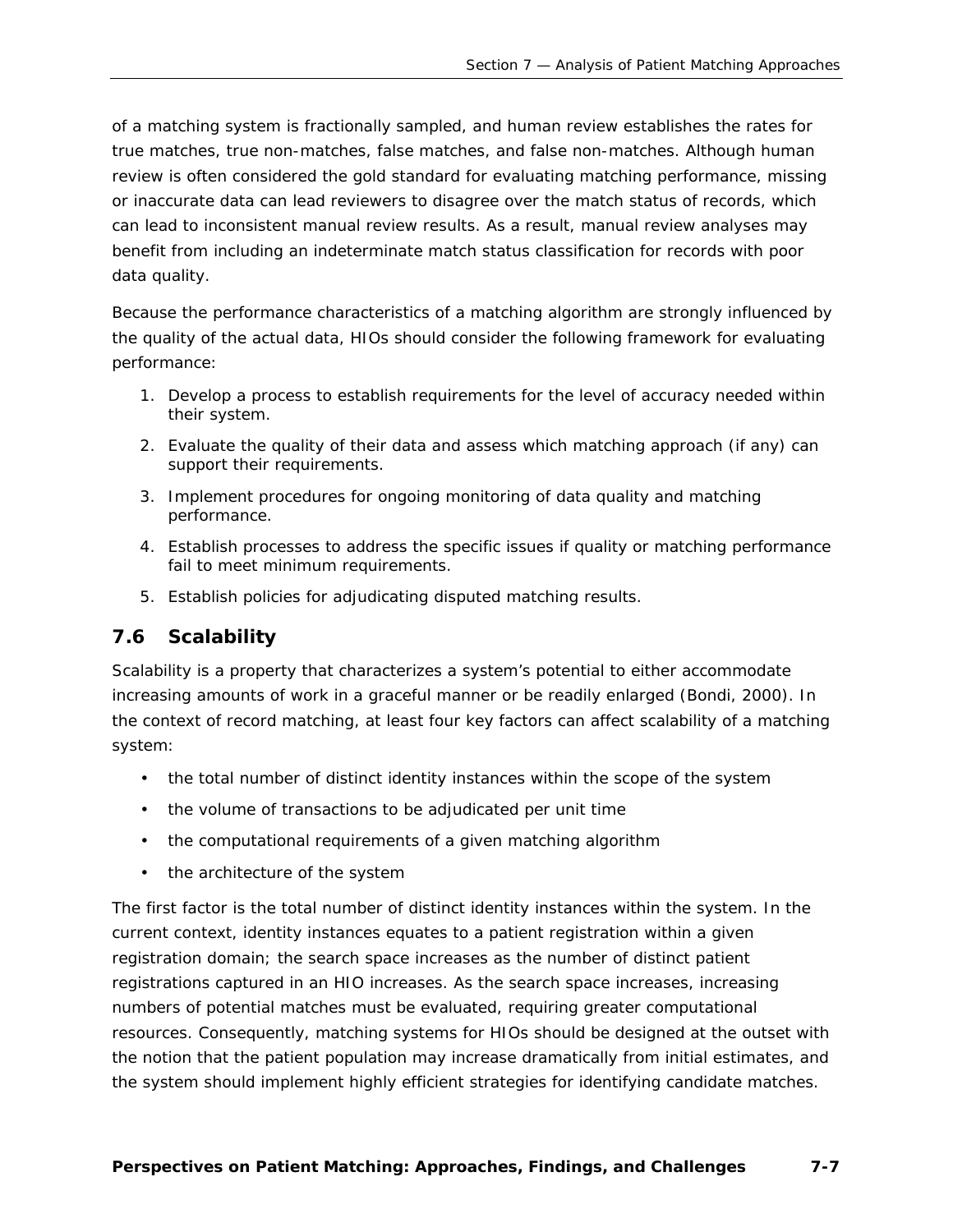of a matching system is fractionally sampled, and human review establishes the rates for true matches, true non-matches, false matches, and false non-matches. Although human review is often considered the gold standard for evaluating matching performance, missing or inaccurate data can lead reviewers to disagree over the match status of records, which can lead to inconsistent manual review results. As a result, manual review analyses may benefit from including an indeterminate match status classification for records with poor data quality.

Because the performance characteristics of a matching algorithm are strongly influenced by the quality of the actual data, HIOs should consider the following framework for evaluating performance:

1. Develop a process to establish requirements for the level of accuracy needed within their system.
2. Evaluate the quality of their data and assess which matching approach (if any) can support their requirements.
3. Implement procedures for ongoing monitoring of data quality and matching performance.
4. Establish processes to address the specific issues if quality or matching performance fail to meet minimum requirements.
5. Establish policies for adjudicating disputed matching results.

## 7.6 Scalability

Scalability is a property that characterizes a system's potential to either accommodate increasing amounts of work in a graceful manner or be readily enlarged (Bondi, 2000). In the context of record matching, at least four key factors can affect scalability of a matching system:

- the total number of distinct identity instances within the scope of the system
- the volume of transactions to be adjudicated per unit time
- the computational requirements of a given matching algorithm
- the architecture of the system

The first factor is the total number of distinct identity instances within the system. In the current context, identity instances equates to a patient registration within a given registration domain; the search space increases as the number of distinct patient registrations captured in an HIO increases. As the search space increases, increasing numbers of potential matches must be evaluated, requiring greater computational resources. Consequently, matching systems for HIOs should be designed at the outset with the notion that the patient population may increase dramatically from initial estimates, and the system should implement highly efficient strategies for identifying candidate matches.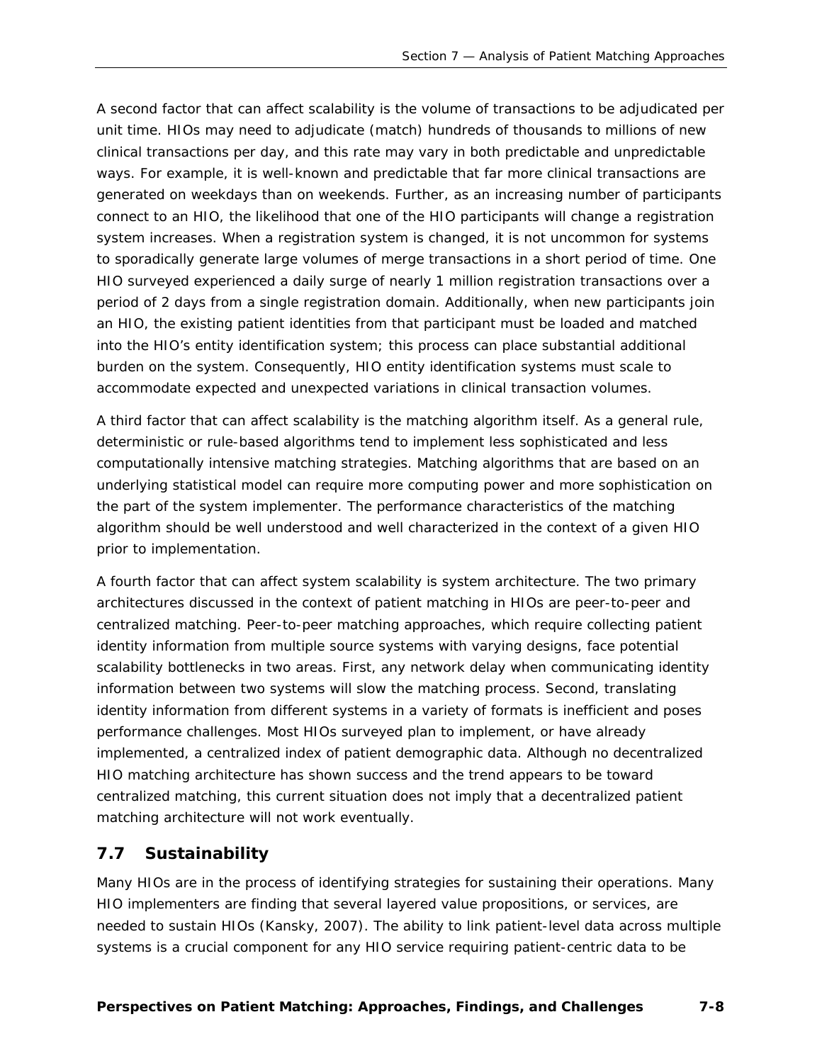A second factor that can affect scalability is the volume of transactions to be adjudicated per unit time. HIOs may need to adjudicate (match) hundreds of thousands to millions of new clinical transactions per day, and this rate may vary in both predictable and unpredictable ways. For example, it is well-known and predictable that far more clinical transactions are generated on weekdays than on weekends. Further, as an increasing number of participants connect to an HIO, the likelihood that one of the HIO participants will change a registration system increases. When a registration system is changed, it is not uncommon for systems to sporadically generate large volumes of merge transactions in a short period of time. One HIO surveyed experienced a daily surge of nearly 1 million registration transactions over a period of 2 days from a single registration domain. Additionally, when new participants join an HIO, the existing patient identities from that participant must be loaded and matched into the HIO's entity identification system; this process can place substantial additional burden on the system. Consequently, HIO entity identification systems must scale to accommodate expected and unexpected variations in clinical transaction volumes.

A third factor that can affect scalability is the matching algorithm itself. As a general rule, deterministic or rule-based algorithms tend to implement less sophisticated and less computationally intensive matching strategies. Matching algorithms that are based on an underlying statistical model can require more computing power and more sophistication on the part of the system implementer. The performance characteristics of the matching algorithm should be well understood and well characterized in the context of a given HIO prior to implementation.

A fourth factor that can affect system scalability is system architecture. The two primary architectures discussed in the context of patient matching in HIOs are peer-to-peer and centralized matching. Peer-to-peer matching approaches, which require collecting patient identity information from multiple source systems with varying designs, face potential scalability bottlenecks in two areas. First, any network delay when communicating identity information between two systems will slow the matching process. Second, translating identity information from different systems in a variety of formats is inefficient and poses performance challenges. Most HIOs surveyed plan to implement, or have already implemented, a centralized index of patient demographic data. Although no decentralized HIO matching architecture has shown success and the trend appears to be toward centralized matching, this current situation does not imply that a decentralized patient matching architecture will not work eventually.

## 7.7 Sustainability

Many HIOs are in the process of identifying strategies for sustaining their operations. Many HIO implementers are finding that several layered value propositions, or services, are needed to sustain HIOs (Kansky, 2007). The ability to link patient-level data across multiple systems is a crucial component for any HIO service requiring patient-centric data to be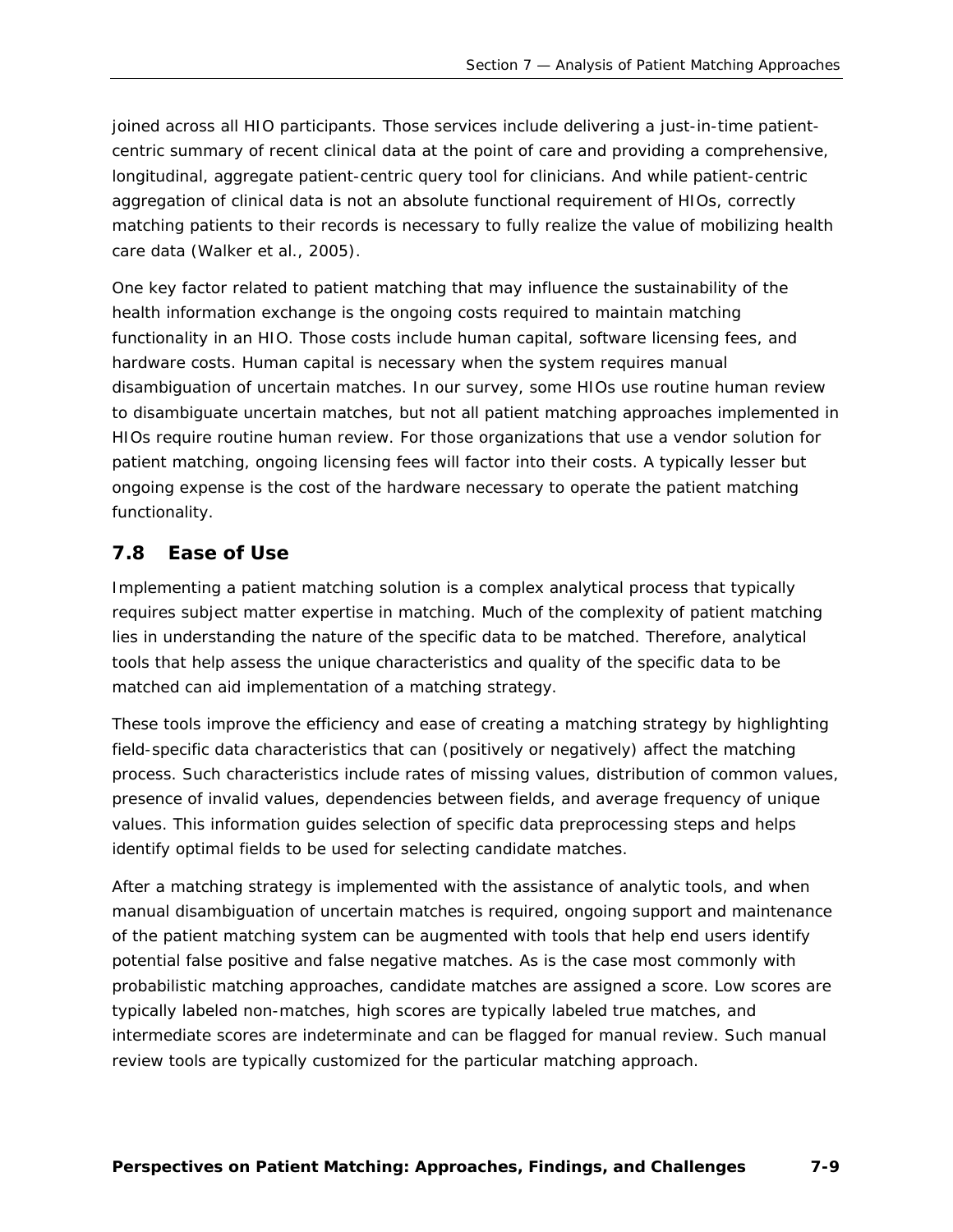joined across all HIO participants. Those services include delivering a just-in-time patient-centric summary of recent clinical data at the point of care and providing a comprehensive, longitudinal, aggregate patient-centric query tool for clinicians. And while patient-centric aggregation of clinical data is not an absolute functional requirement of HIOs, correctly matching patients to their records is necessary to fully realize the value of mobilizing health care data (Walker et al., 2005).

One key factor related to patient matching that may influence the sustainability of the health information exchange is the ongoing costs required to maintain matching functionality in an HIO. Those costs include human capital, software licensing fees, and hardware costs. Human capital is necessary when the system requires manual disambiguation of uncertain matches. In our survey, some HIOs use routine human review to disambiguate uncertain matches, but not all patient matching approaches implemented in HIOs require routine human review. For those organizations that use a vendor solution for patient matching, ongoing licensing fees will factor into their costs. A typically lesser but ongoing expense is the cost of the hardware necessary to operate the patient matching functionality.

## 7.8 Ease of Use

Implementing a patient matching solution is a complex analytical process that typically requires subject matter expertise in matching. Much of the complexity of patient matching lies in understanding the nature of the specific data to be matched. Therefore, analytical tools that help assess the unique characteristics and quality of the specific data to be matched can aid implementation of a matching strategy.

These tools improve the efficiency and ease of creating a matching strategy by highlighting field-specific data characteristics that can (positively or negatively) affect the matching process. Such characteristics include rates of missing values, distribution of common values, presence of invalid values, dependencies between fields, and average frequency of unique values. This information guides selection of specific data preprocessing steps and helps identify optimal fields to be used for selecting candidate matches.

After a matching strategy is implemented with the assistance of analytic tools, and when manual disambiguation of uncertain matches is required, ongoing support and maintenance of the patient matching system can be augmented with tools that help end users identify potential false positive and false negative matches. As is the case most commonly with probabilistic matching approaches, candidate matches are assigned a score. Low scores are typically labeled non-matches, high scores are typically labeled true matches, and intermediate scores are indeterminate and can be flagged for manual review. Such manual review tools are typically customized for the particular matching approach.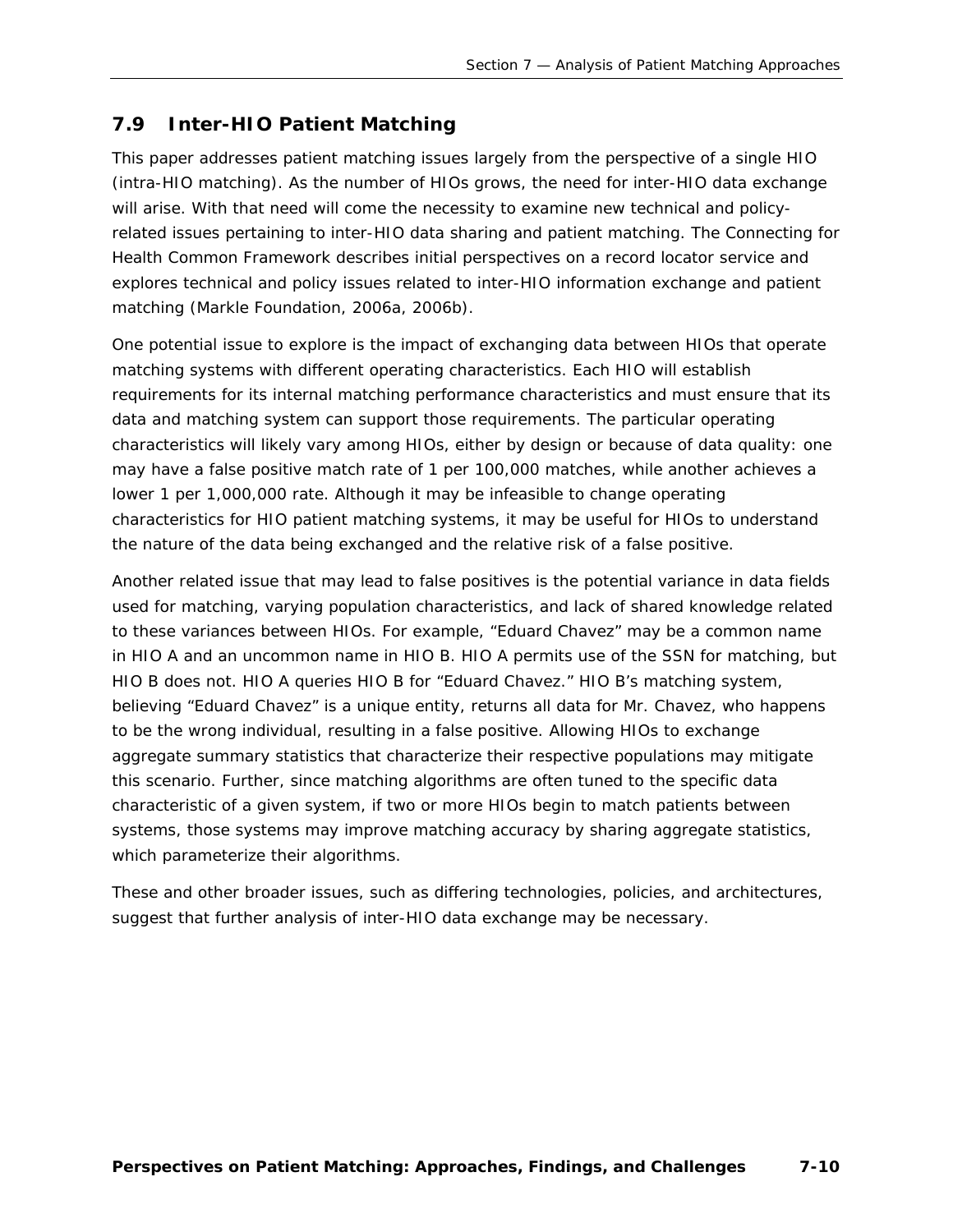## 7.9 Inter-HIO Patient Matching

This paper addresses patient matching issues largely from the perspective of a single HIO (intra-HIO matching). As the number of HIOs grows, the need for inter-HIO data exchange will arise. With that need will come the necessity to examine new technical and policy-related issues pertaining to inter-HIO data sharing and patient matching. The Connecting for Health Common Framework describes initial perspectives on a record locator service and explores technical and policy issues related to inter-HIO information exchange and patient matching (Markle Foundation, 2006a, 2006b).

One potential issue to explore is the impact of exchanging data between HIOs that operate matching systems with different operating characteristics. Each HIO will establish requirements for its internal matching performance characteristics and must ensure that its data and matching system can support those requirements. The particular operating characteristics will likely vary among HIOs, either by design or because of data quality: one may have a false positive match rate of 1 per 100,000 matches, while another achieves a lower 1 per 1,000,000 rate. Although it may be infeasible to change operating characteristics for HIO patient matching systems, it may be useful for HIOs to understand the nature of the data being exchanged and the relative risk of a false positive.

Another related issue that may lead to false positives is the potential variance in data fields used for matching, varying population characteristics, and lack of shared knowledge related to these variances between HIOs. For example, "Eduard Chavez" may be a common name in HIO A and an uncommon name in HIO B. HIO A permits use of the SSN for matching, but HIO B does not. HIO A queries HIO B for "Eduard Chavez." HIO B's matching system, believing "Eduard Chavez" is a unique entity, returns all data for Mr. Chavez, who happens to be the wrong individual, resulting in a false positive. Allowing HIOs to exchange aggregate summary statistics that characterize their respective populations may mitigate this scenario. Further, since matching algorithms are often tuned to the specific data characteristic of a given system, if two or more HIOs begin to match patients between systems, those systems may improve matching accuracy by sharing aggregate statistics, which parameterize their algorithms.

These and other broader issues, such as differing technologies, policies, and architectures, suggest that further analysis of inter-HIO data exchange may be necessary.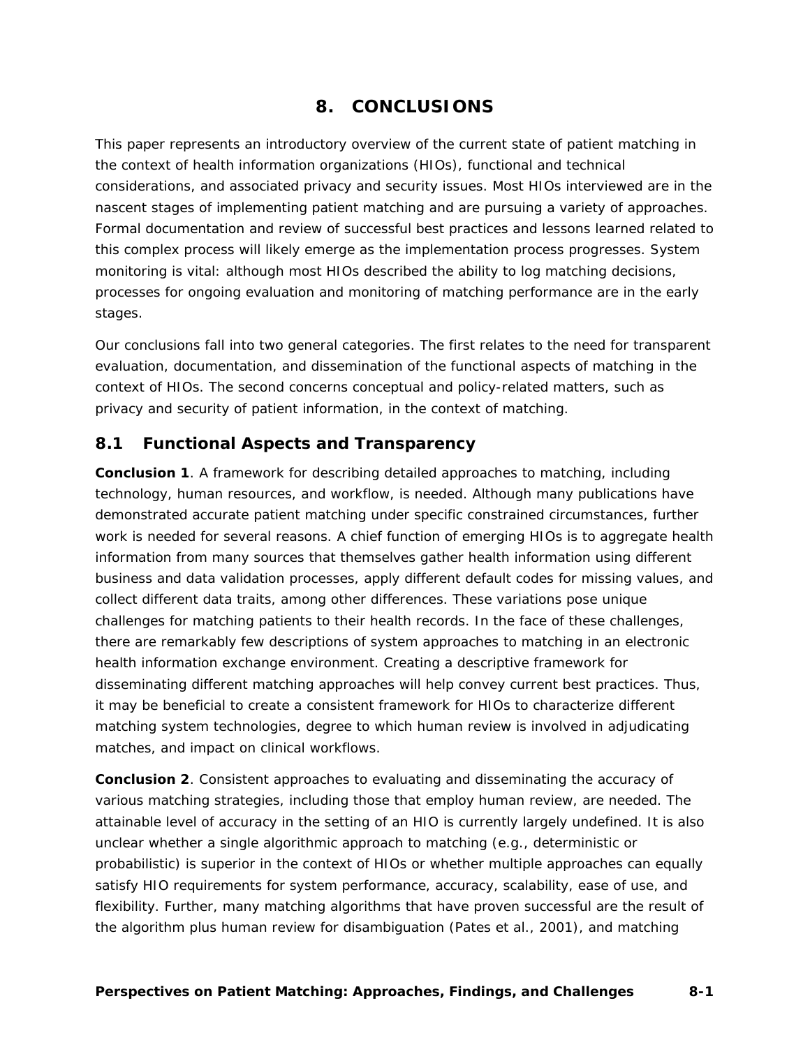# 8. CONCLUSIONS

This paper represents an introductory overview of the current state of patient matching in the context of health information organizations (HIOs), functional and technical considerations, and associated privacy and security issues. Most HIOs interviewed are in the nascent stages of implementing patient matching and are pursuing a variety of approaches. Formal documentation and review of successful best practices and lessons learned related to this complex process will likely emerge as the implementation process progresses. System monitoring is vital: although most HIOs described the ability to log matching decisions, processes for ongoing evaluation and monitoring of matching performance are in the early stages.

Our conclusions fall into two general categories. The first relates to the need for transparent evaluation, documentation, and dissemination of the functional aspects of matching in the context of HIOs. The second concerns conceptual and policy-related matters, such as privacy and security of patient information, in the context of matching.

## 8.1 Functional Aspects and Transparency

**Conclusion 1**. A framework for describing detailed approaches to matching, including technology, human resources, and workflow, is needed. Although many publications have demonstrated accurate patient matching under specific constrained circumstances, further work is needed for several reasons. A chief function of emerging HIOs is to aggregate health information from many sources that themselves gather health information using different business and data validation processes, apply different default codes for missing values, and collect different data traits, among other differences. These variations pose unique challenges for matching patients to their health records. In the face of these challenges, there are remarkably few descriptions of system approaches to matching in an electronic health information exchange environment. Creating a descriptive framework for disseminating different matching approaches will help convey current best practices. Thus, it may be beneficial to create a consistent framework for HIOs to characterize different matching system technologies, degree to which human review is involved in adjudicating matches, and impact on clinical workflows.

**Conclusion 2**. Consistent approaches to evaluating and disseminating the accuracy of various matching strategies, including those that employ human review, are needed. The attainable level of accuracy in the setting of an HIO is currently largely undefined. It is also unclear whether a single algorithmic approach to matching (e.g., deterministic or probabilistic) is superior in the context of HIOs or whether multiple approaches can equally satisfy HIO requirements for system performance, accuracy, scalability, ease of use, and flexibility. Further, many matching algorithms that have proven successful are the result of the algorithm plus human review for disambiguation (Pates et al., 2001), and matching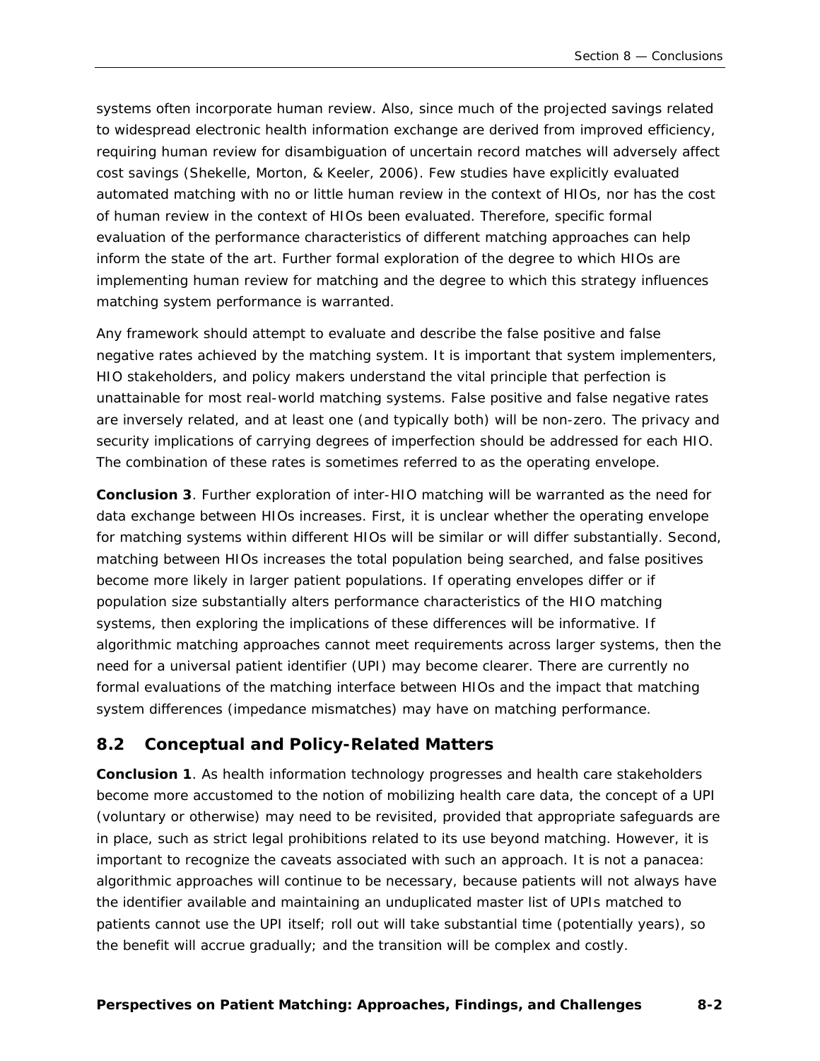systems often incorporate human review. Also, since much of the projected savings related to widespread electronic health information exchange are derived from improved efficiency, requiring human review for disambiguation of uncertain record matches will adversely affect cost savings (Shekelle, Morton, & Keeler, 2006). Few studies have explicitly evaluated automated matching with no or little human review in the context of HIOs, nor has the cost of human review in the context of HIOs been evaluated. Therefore, specific formal evaluation of the performance characteristics of different matching approaches can help inform the state of the art. Further formal exploration of the degree to which HIOs are implementing human review for matching and the degree to which this strategy influences matching system performance is warranted.

Any framework should attempt to evaluate and describe the false positive and false negative rates achieved by the matching system. It is important that system implementers, HIO stakeholders, and policy makers understand the vital principle that perfection is unattainable for most real-world matching systems. False positive and false negative rates are inversely related, and at least one (and typically both) will be non-zero. The privacy and security implications of carrying degrees of imperfection should be addressed for each HIO. The combination of these rates is sometimes referred to as the operating envelope.

**Conclusion 3**. Further exploration of inter-HIO matching will be warranted as the need for data exchange between HIOs increases. First, it is unclear whether the operating envelope for matching systems within different HIOs will be similar or will differ substantially. Second, matching between HIOs increases the total population being searched, and false positives become more likely in larger patient populations. If operating envelopes differ or if population size substantially alters performance characteristics of the HIO matching systems, then exploring the implications of these differences will be informative. If algorithmic matching approaches cannot meet requirements across larger systems, then the need for a universal patient identifier (UPI) may become clearer. There are currently no formal evaluations of the matching interface between HIOs and the impact that matching system differences (impedance mismatches) may have on matching performance.

## 8.2 Conceptual and Policy-Related Matters

**Conclusion 1**. As health information technology progresses and health care stakeholders become more accustomed to the notion of mobilizing health care data, the concept of a UPI (voluntary or otherwise) may need to be revisited, provided that appropriate safeguards are in place, such as strict legal prohibitions related to its use beyond matching. However, it is important to recognize the caveats associated with such an approach. It is not a panacea: algorithmic approaches will continue to be necessary, because patients will not always have the identifier available and maintaining an unduplicated master list of UPIs matched to patients cannot use the UPI itself; roll out will take substantial time (potentially years), so the benefit will accrue gradually; and the transition will be complex and costly.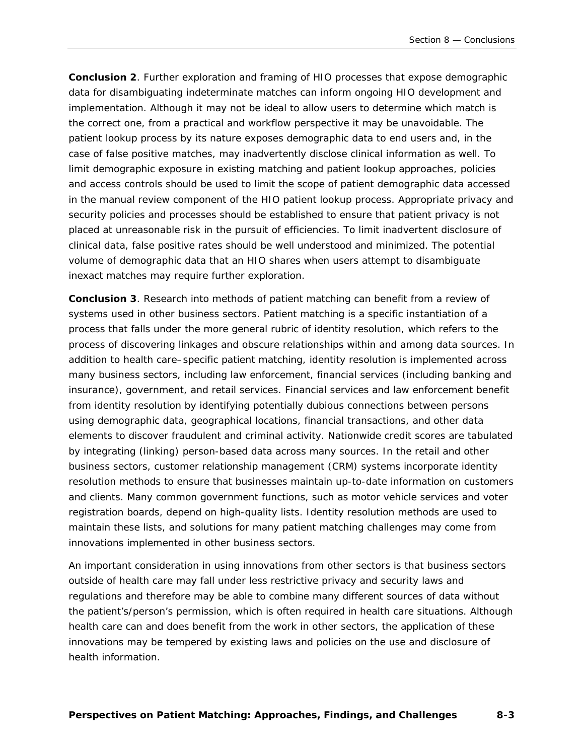**Conclusion 2**. Further exploration and framing of HIO processes that expose demographic data for disambiguating indeterminate matches can inform ongoing HIO development and implementation. Although it may not be ideal to allow users to determine which match is the correct one, from a practical and workflow perspective it may be unavoidable. The patient lookup process by its nature exposes demographic data to end users and, in the case of false positive matches, may inadvertently disclose clinical information as well. To limit demographic exposure in existing matching and patient lookup approaches, policies and access controls should be used to limit the scope of patient demographic data accessed in the manual review component of the HIO patient lookup process. Appropriate privacy and security policies and processes should be established to ensure that patient privacy is not placed at unreasonable risk in the pursuit of efficiencies. To limit inadvertent disclosure of clinical data, false positive rates should be well understood and minimized. The potential volume of demographic data that an HIO shares when users attempt to disambiguate inexact matches may require further exploration.

**Conclusion 3**. Research into methods of patient matching can benefit from a review of systems used in other business sectors. Patient matching is a specific instantiation of a process that falls under the more general rubric of identity resolution, which refers to the process of discovering linkages and obscure relationships within and among data sources. In addition to health care–specific patient matching, identity resolution is implemented across many business sectors, including law enforcement, financial services (including banking and insurance), government, and retail services. Financial services and law enforcement benefit from identity resolution by identifying potentially dubious connections between persons using demographic data, geographical locations, financial transactions, and other data elements to discover fraudulent and criminal activity. Nationwide credit scores are tabulated by integrating (linking) person-based data across many sources. In the retail and other business sectors, customer relationship management (CRM) systems incorporate identity resolution methods to ensure that businesses maintain up-to-date information on customers and clients. Many common government functions, such as motor vehicle services and voter registration boards, depend on high-quality lists. Identity resolution methods are used to maintain these lists, and solutions for many patient matching challenges may come from innovations implemented in other business sectors.

An important consideration in using innovations from other sectors is that business sectors outside of health care may fall under less restrictive privacy and security laws and regulations and therefore may be able to combine many different sources of data without the patient's/person's permission, which is often required in health care situations. Although health care can and does benefit from the work in other sectors, the application of these innovations may be tempered by existing laws and policies on the use and disclosure of health information.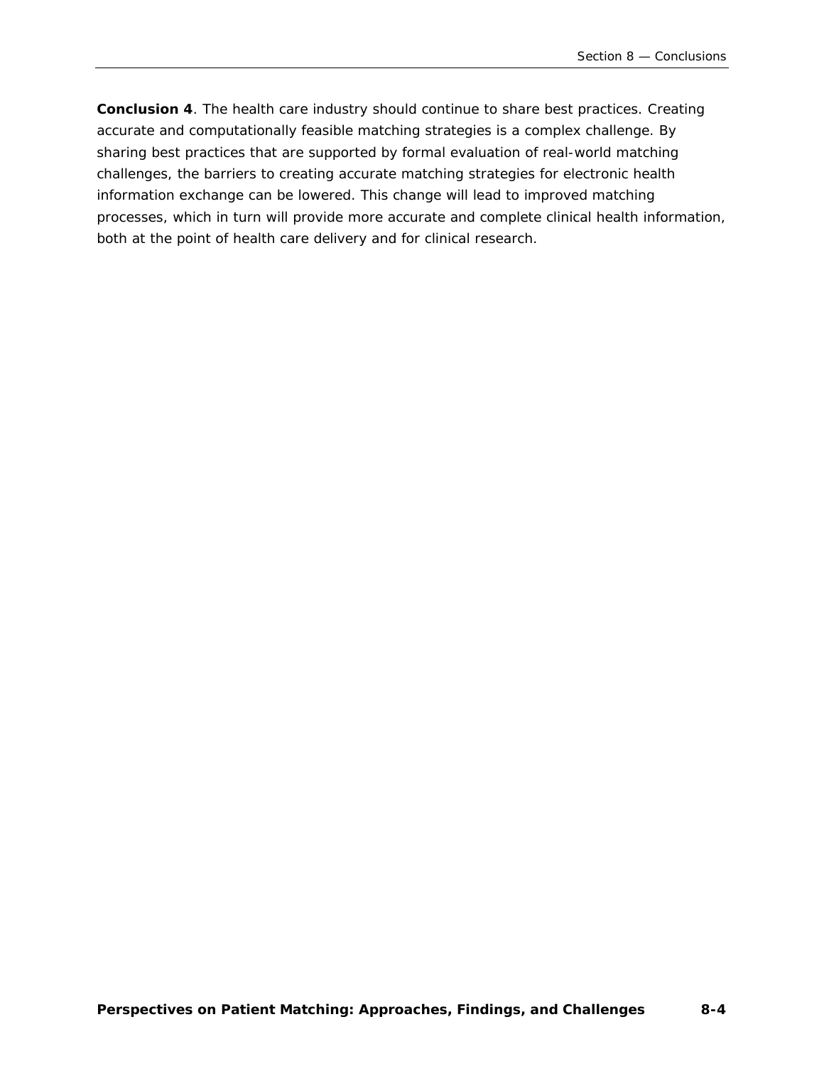**Conclusion 4**. The health care industry should continue to share best practices. Creating accurate and computationally feasible matching strategies is a complex challenge. By sharing best practices that are supported by formal evaluation of real-world matching challenges, the barriers to creating accurate matching strategies for electronic health information exchange can be lowered. This change will lead to improved matching processes, which in turn will provide more accurate and complete clinical health information, both at the point of health care delivery and for clinical research.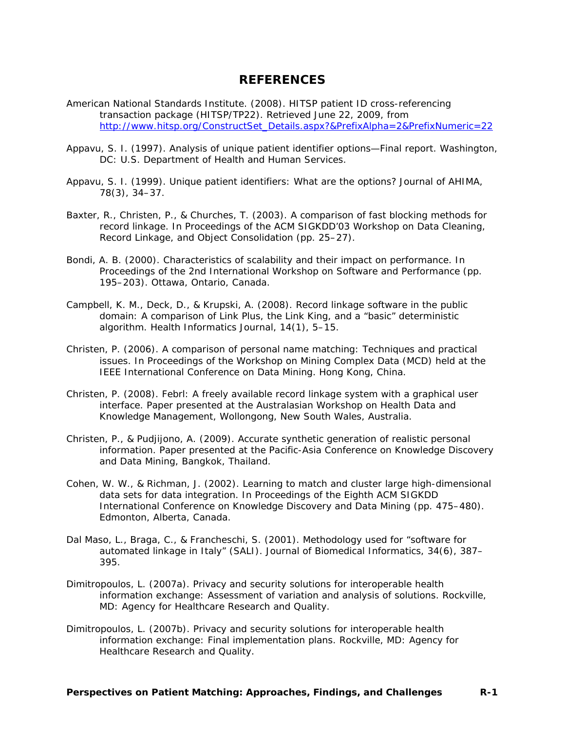# REFERENCES

American National Standards Institute. (2008). HITSP patient ID cross-referencing transaction package (HITSP/TP22). Retrieved June 22, 2009, from http://www.hitsp.org/ConstructSet_Details.aspx?&PrefixAlpha=2&PrefixNumeric=22

Appavu, S. I. (1997). Analysis of unique patient identifier options—Final report. Washington, DC: U.S. Department of Health and Human Services.

Appavu, S. I. (1999). Unique patient identifiers: What are the options? Journal of AHIMA, 78(3), 34–37.

Baxter, R., Christen, P., & Churches, T. (2003). A comparison of fast blocking methods for record linkage. In Proceedings of the ACM SIGKDD'03 Workshop on Data Cleaning, Record Linkage, and Object Consolidation (pp. 25–27).

Bondi, A. B. (2000). Characteristics of scalability and their impact on performance. In Proceedings of the 2nd International Workshop on Software and Performance (pp. 195–203). Ottawa, Ontario, Canada.

Campbell, K. M., Deck, D., & Krupski, A. (2008). Record linkage software in the public domain: A comparison of Link Plus, the Link King, and a "basic" deterministic algorithm. Health Informatics Journal, 14(1), 5–15.

Christen, P. (2006). A comparison of personal name matching: Techniques and practical issues. In Proceedings of the Workshop on Mining Complex Data (MCD) held at the IEEE International Conference on Data Mining. Hong Kong, China.

Christen, P. (2008). Febrl: A freely available record linkage system with a graphical user interface. Paper presented at the Australasian Workshop on Health Data and Knowledge Management, Wollongong, New South Wales, Australia.

Christen, P., & Pudjijono, A. (2009). Accurate synthetic generation of realistic personal information. Paper presented at the Pacific-Asia Conference on Knowledge Discovery and Data Mining, Bangkok, Thailand.

Cohen, W. W., & Richman, J. (2002). Learning to match and cluster large high-dimensional data sets for data integration. In Proceedings of the Eighth ACM SIGKDD International Conference on Knowledge Discovery and Data Mining (pp. 475–480). Edmonton, Alberta, Canada.

Dal Maso, L., Braga, C., & Franceschi, S. (2001). Methodology used for "software for automated linkage in Italy" (SALI). Journal of Biomedical Informatics, 34(6), 387–395.

Dimitropoulos, L. (2007a). Privacy and security solutions for interoperable health information exchange: Assessment of variation and analysis of solutions. Rockville, MD: Agency for Healthcare Research and Quality.

Dimitropoulos, L. (2007b). Privacy and security solutions for interoperable health information exchange: Final implementation plans. Rockville, MD: Agency for Healthcare Research and Quality.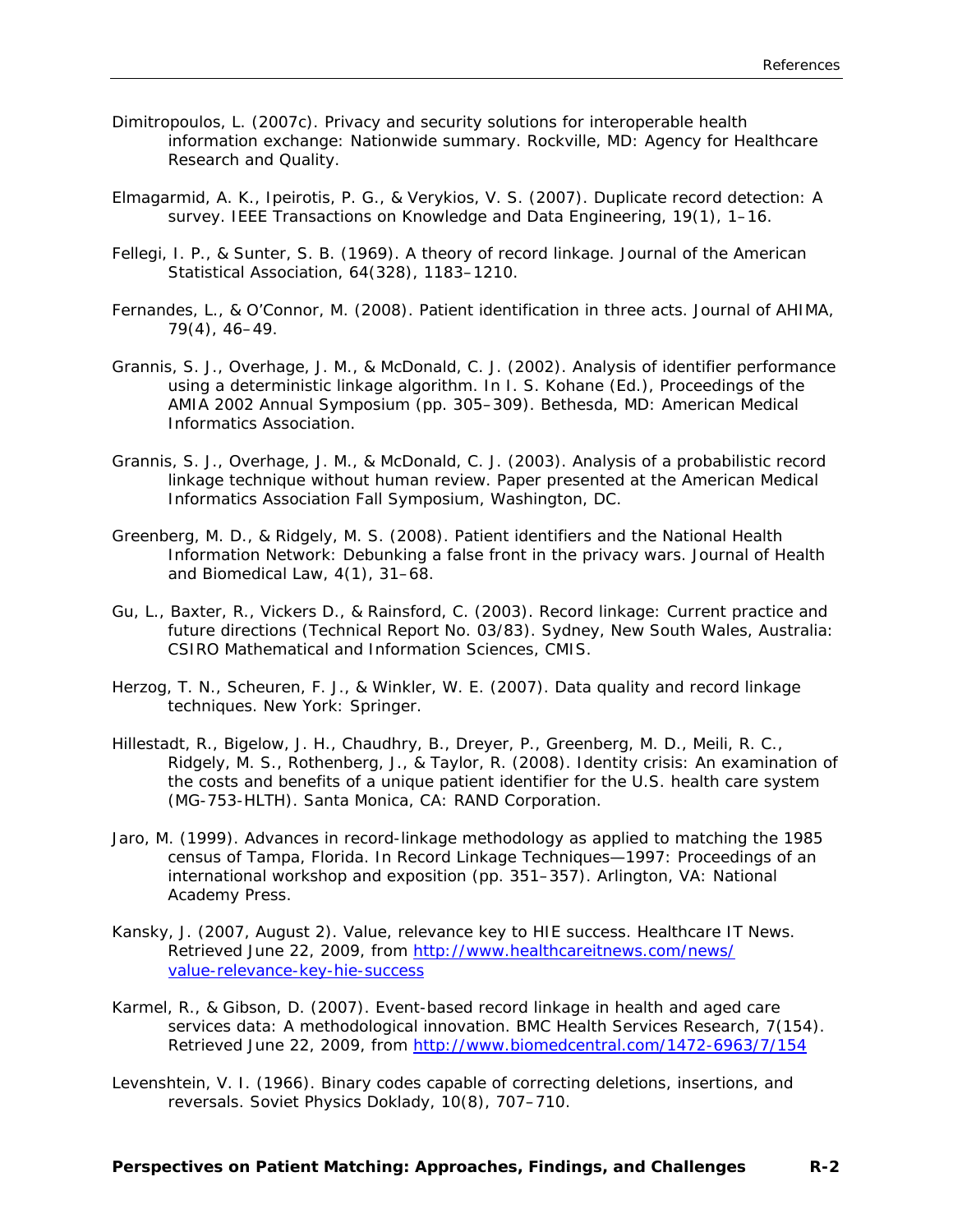Dimitropoulos, L. (2007c). Privacy and security solutions for interoperable health information exchange: Nationwide summary. Rockville, MD: Agency for Healthcare Research and Quality.

Elmagarmid, A. K., Ipeirotis, P. G., & Verykios, V. S. (2007). Duplicate record detection: A survey. IEEE Transactions on Knowledge and Data Engineering, 19(1), 1–16.

Fellegi, I. P., & Sunter, S. B. (1969). A theory of record linkage. Journal of the American Statistical Association, 64(328), 1183–1210.

Fernandes, L., & O'Connor, M. (2008). Patient identification in three acts. Journal of AHIMA, 79(4), 46–49.

Grannis, S. J., Overhage, J. M., & McDonald, C. J. (2002). Analysis of identifier performance using a deterministic linkage algorithm. In I. S. Kohane (Ed.), Proceedings of the AMIA 2002 Annual Symposium (pp. 305–309). Bethesda, MD: American Medical Informatics Association.

Grannis, S. J., Overhage, J. M., & McDonald, C. J. (2003). Analysis of a probabilistic record linkage technique without human review. Paper presented at the American Medical Informatics Association Fall Symposium, Washington, DC.

Greenberg, M. D., & Ridgely, M. S. (2008). Patient identifiers and the National Health Information Network: Debunking a false front in the privacy wars. Journal of Health and Biomedical Law, 4(1), 31–68.

Gu, L., Baxter, R., Vickers D., & Rainsford, C. (2003). Record linkage: Current practice and future directions (Technical Report No. 03/83). Sydney, New South Wales, Australia: CSIRO Mathematical and Information Sciences, CMIS.

Herzog, T. N., Scheuren, F. J., & Winkler, W. E. (2007). Data quality and record linkage techniques. New York: Springer.

Hillestadt, R., Bigelow, J. H., Chaudhry, B., Dreyer, P., Greenberg, M. D., Meili, R. C., Ridgely, M. S., Rothenberg, J., & Taylor, R. (2008). Identity crisis: An examination of the costs and benefits of a unique patient identifier for the U.S. health care system (MG-753-HLTH). Santa Monica, CA: RAND Corporation.

Jaro, M. (1999). Advances in record-linkage methodology as applied to matching the 1985 census of Tampa, Florida. In Record Linkage Techniques—1997: Proceedings of an international workshop and exposition (pp. 351–357). Arlington, VA: National Academy Press.

Kansky, J. (2007, August 2). Value, relevance key to HIE success. Healthcare IT News. Retrieved June 22, 2009, from http://www.healthcareitnews.com/news/value-relevance-key-hie-success

Karmel, R., & Gibson, D. (2007). Event-based record linkage in health and aged care services data: A methodological innovation. BMC Health Services Research, 7(154). Retrieved June 22, 2009, from http://www.biomedcentral.com/1472-6963/7/154

Levenshtein, V. I. (1966). Binary codes capable of correcting deletions, insertions, and reversals. Soviet Physics Doklady, 10(8), 707–710.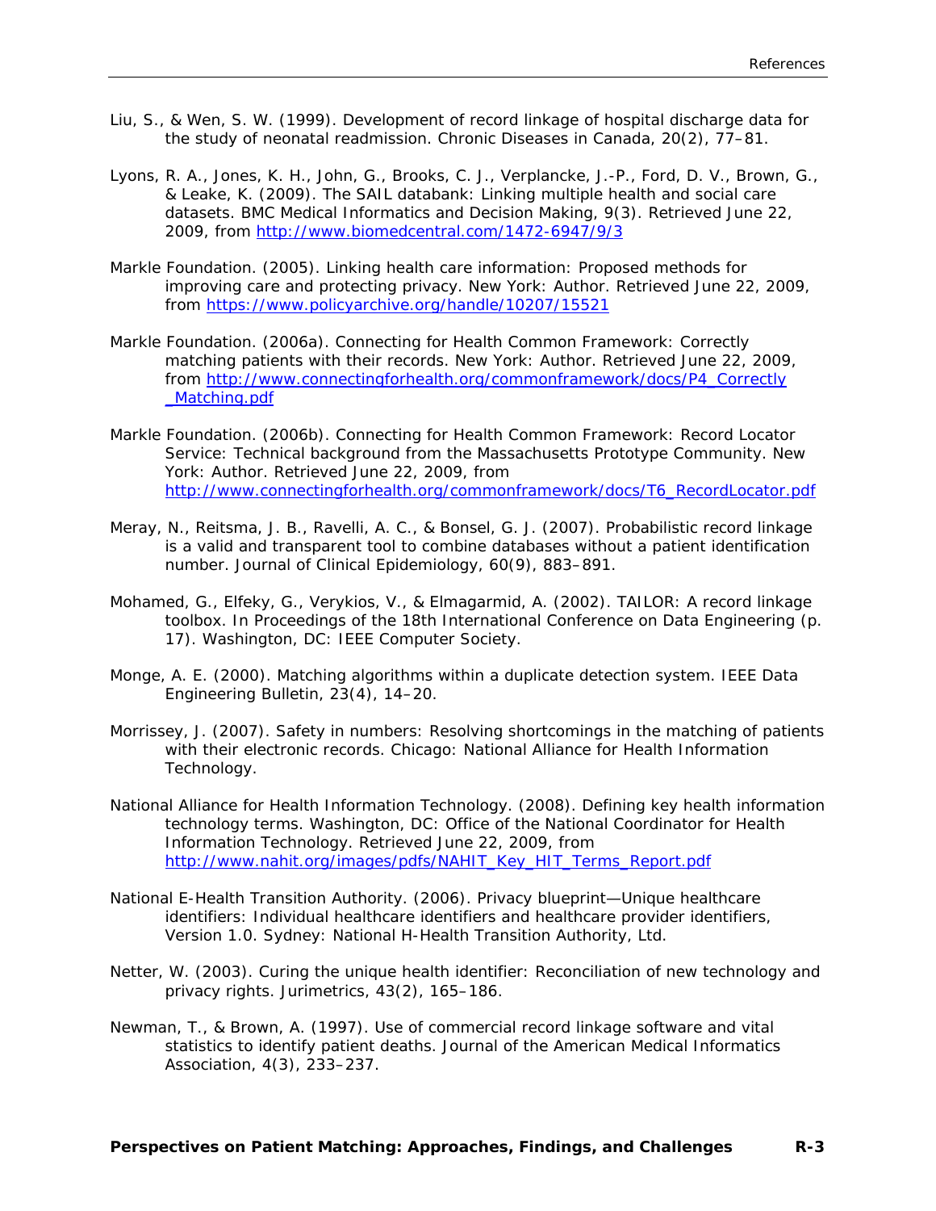Liu, S., & Wen, S. W. (1999). Development of record linkage of hospital discharge data for the study of neonatal readmission. Chronic Diseases in Canada, 20(2), 77–81.

Lyons, R. A., Jones, K. H., John, G., Brooks, C. J., Verplancke, J.-P., Ford, D. V., Brown, G., & Leake, K. (2009). The SAIL databank: Linking multiple health and social care datasets. BMC Medical Informatics and Decision Making, 9(3). Retrieved June 22, 2009, from http://www.biomedcentral.com/1472-6947/9/3

Markle Foundation. (2005). Linking health care information: Proposed methods for improving care and protecting privacy. New York: Author. Retrieved June 22, 2009, from https://www.policyarchive.org/handle/10207/15521

Markle Foundation. (2006a). Connecting for Health Common Framework: Correctly matching patients with their records. New York: Author. Retrieved June 22, 2009, from http://www.connectingforhealth.org/commonframework/docs/P4_Correctly_Matching.pdf

Markle Foundation. (2006b). Connecting for Health Common Framework: Record Locator Service: Technical background from the Massachusetts Prototype Community. New York: Author. Retrieved June 22, 2009, from http://www.connectingforhealth.org/commonframework/docs/T6_RecordLocator.pdf

Meray, N., Reitsma, J. B., Ravelli, A. C., & Bonsel, G. J. (2007). Probabilistic record linkage is a valid and transparent tool to combine databases without a patient identification number. Journal of Clinical Epidemiology, 60(9), 883–891.

Mohamed, G., Elfeky, G., Verykios, V., & Elmagarmid, A. (2002). TAILOR: A record linkage toolbox. In Proceedings of the 18th International Conference on Data Engineering (p. 17). Washington, DC: IEEE Computer Society.

Monge, A. E. (2000). Matching algorithms within a duplicate detection system. IEEE Data Engineering Bulletin, 23(4), 14–20.

Morrissey, J. (2007). Safety in numbers: Resolving shortcomings in the matching of patients with their electronic records. Chicago: National Alliance for Health Information Technology.

National Alliance for Health Information Technology. (2008). Defining key health information technology terms. Washington, DC: Office of the National Coordinator for Health Information Technology. Retrieved June 22, 2009, from http://www.nahit.org/images/pdfs/NAHIT_Key_HIT_Terms_Report.pdf

National E-Health Transition Authority. (2006). Privacy blueprint—Unique healthcare identifiers: Individual healthcare identifiers and healthcare provider identifiers, Version 1.0. Sydney: National H-Health Transition Authority, Ltd.

Netter, W. (2003). Curing the unique health identifier: Reconciliation of new technology and privacy rights. Jurimetrics, 43(2), 165–186.

Newman, T., & Brown, A. (1997). Use of commercial record linkage software and vital statistics to identify patient deaths. Journal of the American Medical Informatics Association, 4(3), 233–237.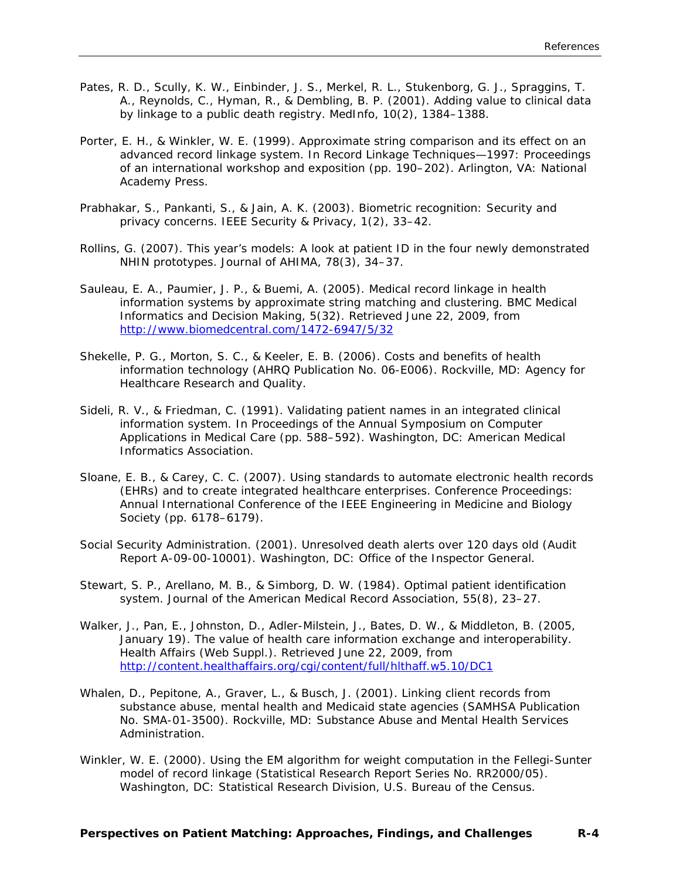Pates, R. D., Scully, K. W., Einbinder, J. S., Merkel, R. L., Stukenborg, G. J., Spraggins, T. A., Reynolds, C., Hyman, R., & Dembling, B. P. (2001). Adding value to clinical data by linkage to a public death registry. MedInfo, 10(2), 1384–1388.

Porter, E. H., & Winkler, W. E. (1999). Approximate string comparison and its effect on an advanced record linkage system. In Record Linkage Techniques—1997: Proceedings of an international workshop and exposition (pp. 190–202). Arlington, VA: National Academy Press.

Prabhakar, S., Pankanti, S., & Jain, A. K. (2003). Biometric recognition: Security and privacy concerns. IEEE Security & Privacy, 1(2), 33–42.

Rollins, G. (2007). This year's models: A look at patient ID in the four newly demonstrated NHIN prototypes. Journal of AHIMA, 78(3), 34–37.

Sauleau, E. A., Paumier, J. P., & Buemi, A. (2005). Medical record linkage in health information systems by approximate string matching and clustering. BMC Medical Informatics and Decision Making, 5(32). Retrieved June 22, 2009, from http://www.biomedcentral.com/1472-6947/5/32

Shekelle, P. G., Morton, S. C., & Keeler, E. B. (2006). Costs and benefits of health information technology (AHRQ Publication No. 06-E006). Rockville, MD: Agency for Healthcare Research and Quality.

Sideli, R. V., & Friedman, C. (1991). Validating patient names in an integrated clinical information system. In Proceedings of the Annual Symposium on Computer Applications in Medical Care (pp. 588–592). Washington, DC: American Medical Informatics Association.

Sloane, E. B., & Carey, C. C. (2007). Using standards to automate electronic health records (EHRs) and to create integrated healthcare enterprises. Conference Proceedings: Annual International Conference of the IEEE Engineering in Medicine and Biology Society (pp. 6178–6179).

Social Security Administration. (2001). Unresolved death alerts over 120 days old (Audit Report A-09-00-10001). Washington, DC: Office of the Inspector General.

Stewart, S. P., Arellano, M. B., & Simborg, D. W. (1984). Optimal patient identification system. Journal of the American Medical Record Association, 55(8), 23–27.

Walker, J., Pan, E., Johnston, D., Adler-Milstein, J., Bates, D. W., & Middleton, B. (2005, January 19). The value of health care information exchange and interoperability. Health Affairs (Web Suppl.). Retrieved June 22, 2009, from http://content.healthaffairs.org/cgi/content/full/hlthaff.w5.10/DC1

Whalen, D., Pepitone, A., Graver, L., & Busch, J. (2001). Linking client records from substance abuse, mental health and Medicaid state agencies (SAMHSA Publication No. SMA-01-3500). Rockville, MD: Substance Abuse and Mental Health Services Administration.

Winkler, W. E. (2000). Using the EM algorithm for weight computation in the Fellegi-Sunter model of record linkage (Statistical Research Report Series No. RR2000/05). Washington, DC: Statistical Research Division, U.S. Bureau of the Census.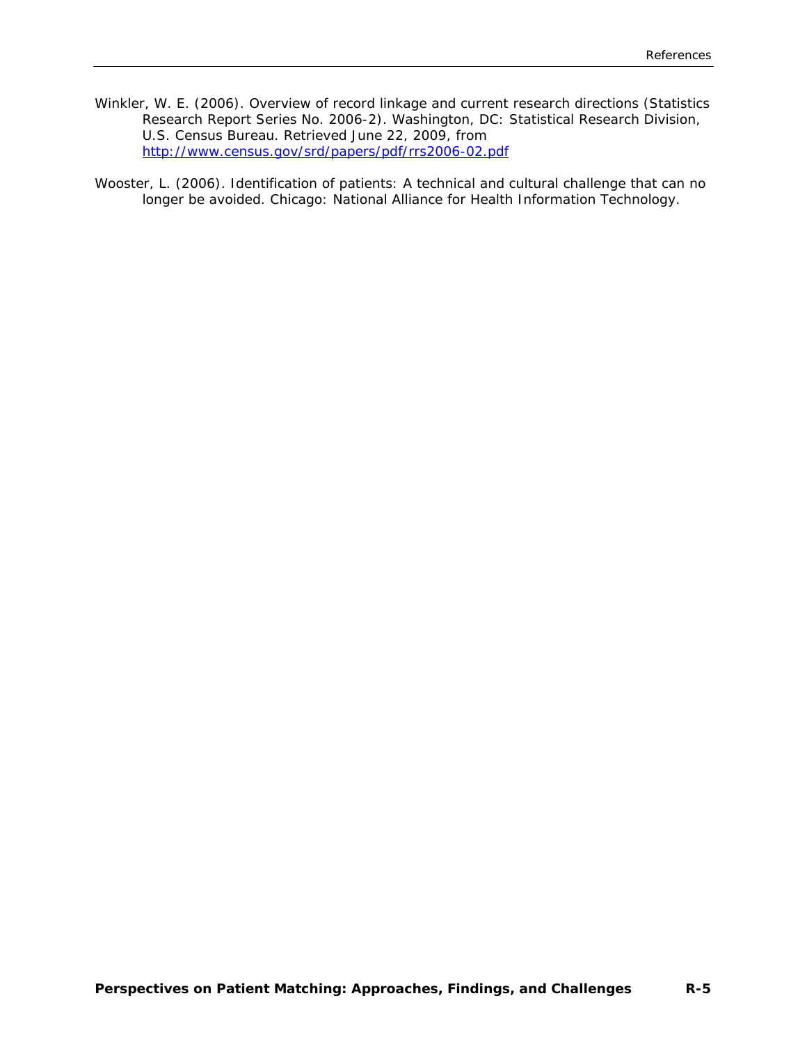Winkler, W. E. (2006). Overview of record linkage and current research directions (Statistics Research Report Series No. 2006-2). Washington, DC: Statistical Research Division, U.S. Census Bureau. Retrieved June 22, 2009, from http://www.census.gov/srd/papers/pdf/rrs2006-02.pdf

Wooster, L. (2006). Identification of patients: A technical and cultural challenge that can no longer be avoided. Chicago: National Alliance for Health Information Technology.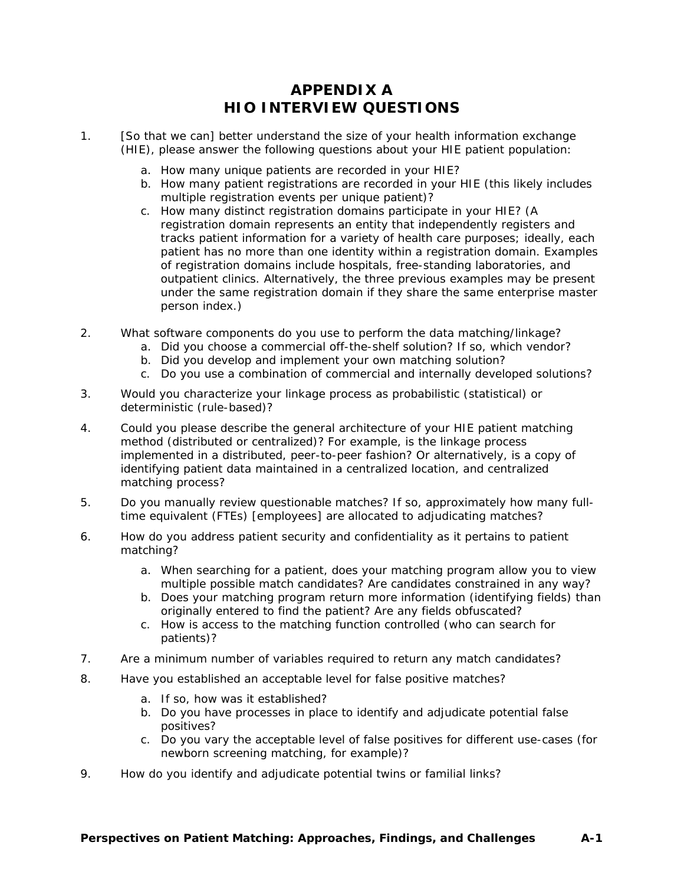# APPENDIX A
# HIO INTERVIEW QUESTIONS

1. [So that we can] better understand the size of your health information exchange (HIE), please answer the following questions about your HIE patient population:

   a. How many unique patients are recorded in your HIE?
   b. How many patient registrations are recorded in your HIE (this likely includes multiple registration events per unique patient)?
   c. How many distinct registration domains participate in your HIE? (A registration domain represents an entity that independently registers and tracks patient information for a variety of health care purposes; ideally, each patient has no more than one identity within a registration domain. Examples of registration domains include hospitals, free-standing laboratories, and outpatient clinics. Alternatively, the three previous examples may be present under the same registration domain if they share the same enterprise master person index.)

2. What software components do you use to perform the data matching/linkage?
   a. Did you choose a commercial off-the-shelf solution? If so, which vendor?
   b. Did you develop and implement your own matching solution?
   c. Do you use a combination of commercial and internally developed solutions?

3. Would you characterize your linkage process as probabilistic (statistical) or deterministic (rule-based)?

4. Could you please describe the general architecture of your HIE patient matching method (distributed or centralized)? For example, is the linkage process implemented in a distributed, peer-to-peer fashion? Or alternatively, is a copy of identifying patient data maintained in a centralized location, and centralized matching process?

5. Do you manually review questionable matches? If so, approximately how many full-time equivalent (FTEs) [employees] are allocated to adjudicating matches?

6. How do you address patient security and confidentiality as it pertains to patient matching?

   a. When searching for a patient, does your matching program allow you to view multiple possible match candidates? Are candidates constrained in any way?
   b. Does your matching program return more information (identifying fields) than originally entered to find the patient? Are any fields obfuscated?
   c. How is access to the matching function controlled (who can search for patients)?

7. Are a minimum number of variables required to return any match candidates?

8. Have you established an acceptable level for false positive matches?

   a. If so, how was it established?
   b. Do you have processes in place to identify and adjudicate potential false positives?
   c. Do you vary the acceptable level of false positives for different use-cases (for newborn screening matching, for example)?

9. How do you identify and adjudicate potential twins or familial links?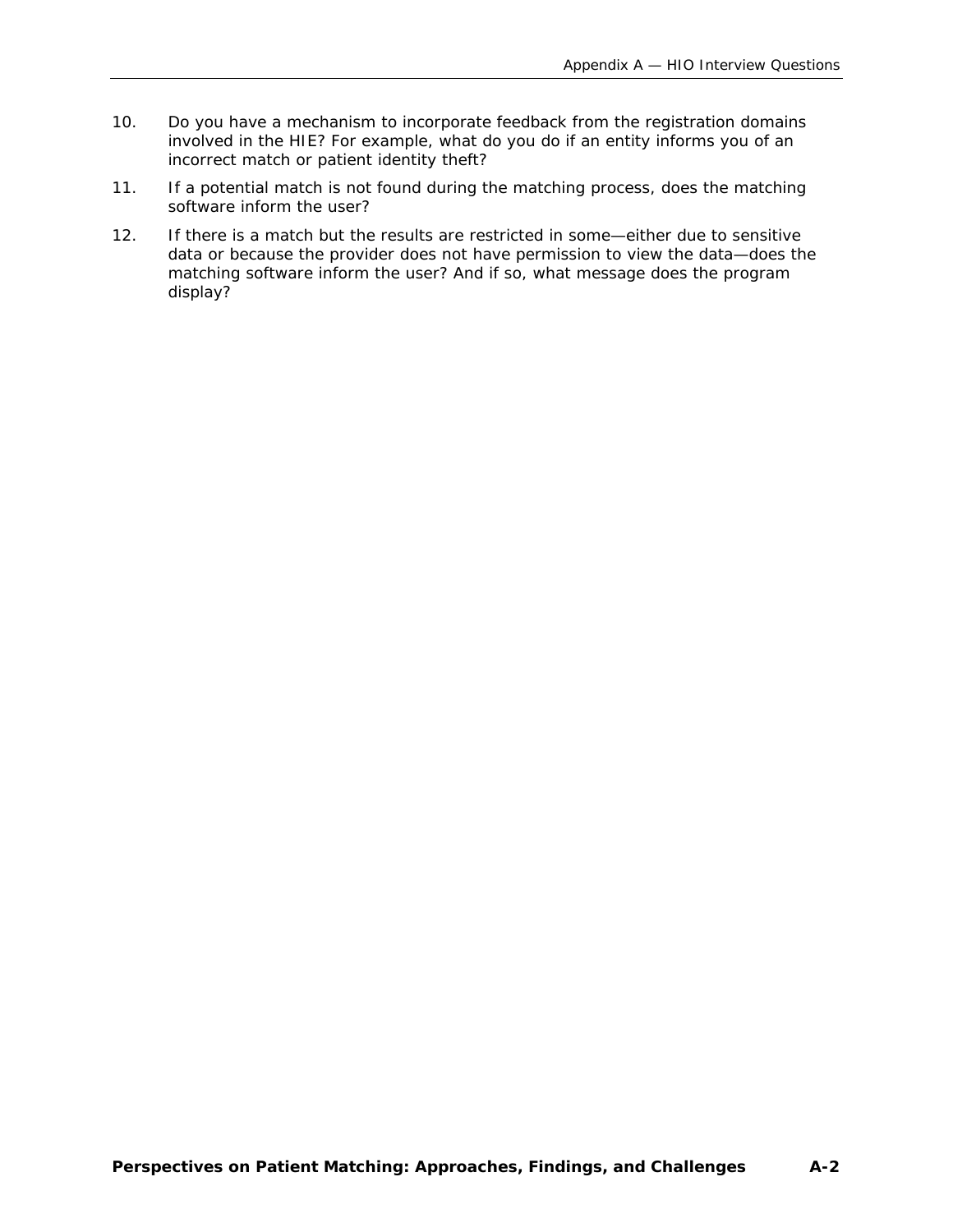10. Do you have a mechanism to incorporate feedback from the registration domains involved in the HIE? For example, what do you do if an entity informs you of an incorrect match or patient identity theft?
11. If a potential match is not found during the matching process, does the matching software inform the user?
12. If there is a match but the results are restricted in some—either due to sensitive data or because the provider does not have permission to view the data—does the matching software inform the user? And if so, what message does the program display?